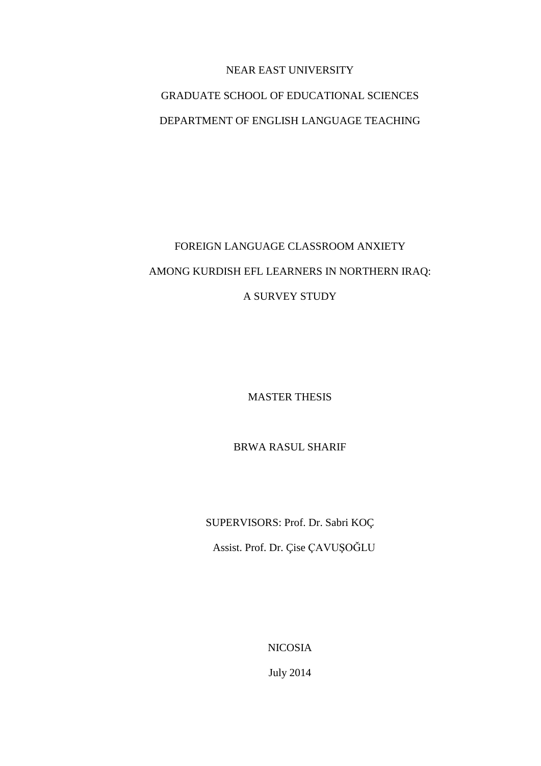NEAR EAST UNIVERSITY

GRADUATE SCHOOL OF EDUCATIONAL SCIENCES

DEPARTMENT OF ENGLISH LANGUAGE TEACHING

# FOREIGN LANGUAGE CLASSROOM ANXIETY AMONG KURDISH EFL LEARNERS IN NORTHERN IRAQ: A SURVEY STUDY

MASTER THESIS

BRWA RASUL SHARIF

SUPERVISORS: Prof. Dr. Sabri KOÇ

Assist. Prof. Dr. Çise ÇAVUŞOĞLU

NICOSIA

July 2014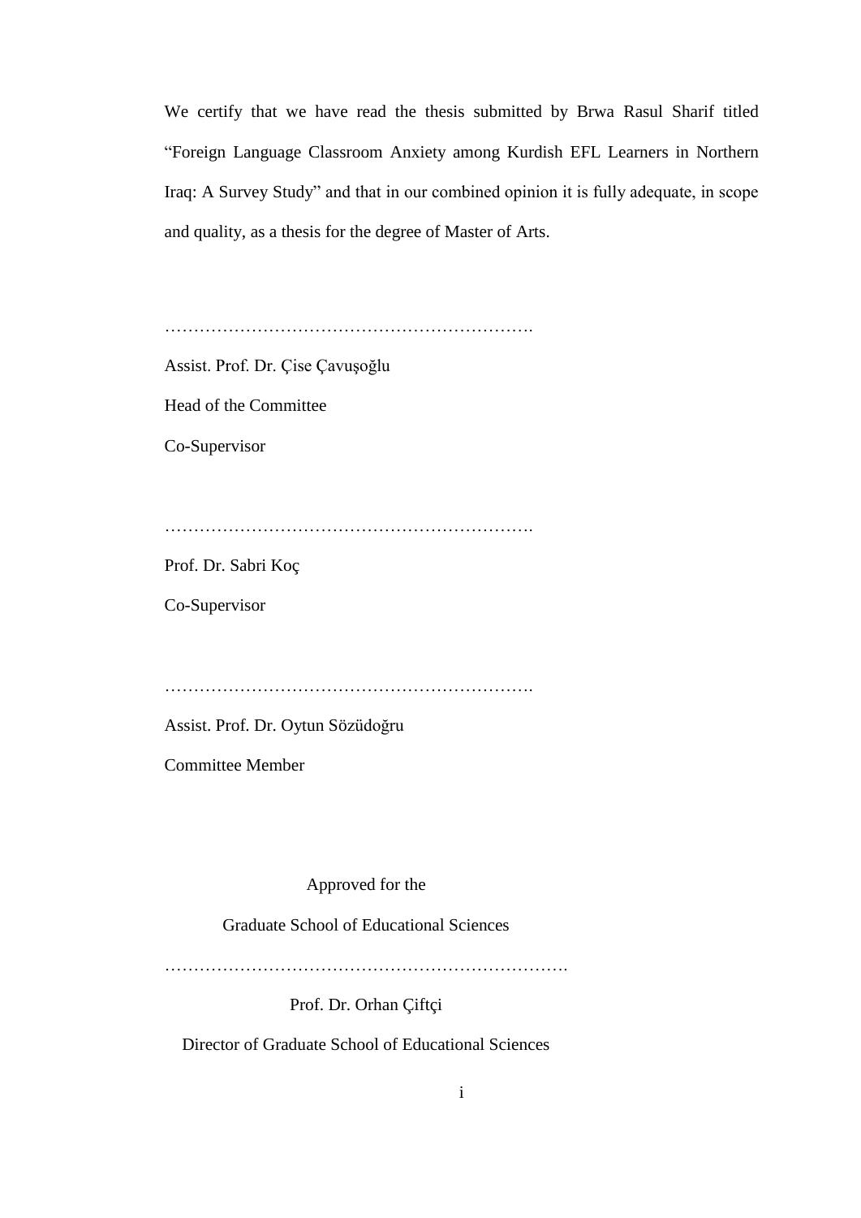We certify that we have read the thesis submitted by Brwa Rasul Sharif titled "Foreign Language Classroom Anxiety among Kurdish EFL Learners in Northern Iraq: A Survey Study" and that in our combined opinion it is fully adequate, in scope and quality, as a thesis for the degree of Master of Arts.

……………………………………………………….

Assist. Prof. Dr. Çise Çavuşoğlu

Head of the Committee

Co-Supervisor

……………………………………………………….

Prof. Dr. Sabri Koç

Co-Supervisor

……………………………………………………….

Assist. Prof. Dr. Oytun Sözüdoğru

Committee Member

Approved for the

Graduate School of Educational Sciences

…………………………………………………………….

Prof. Dr. Orhan Çiftçi

Director of Graduate School of Educational Sciences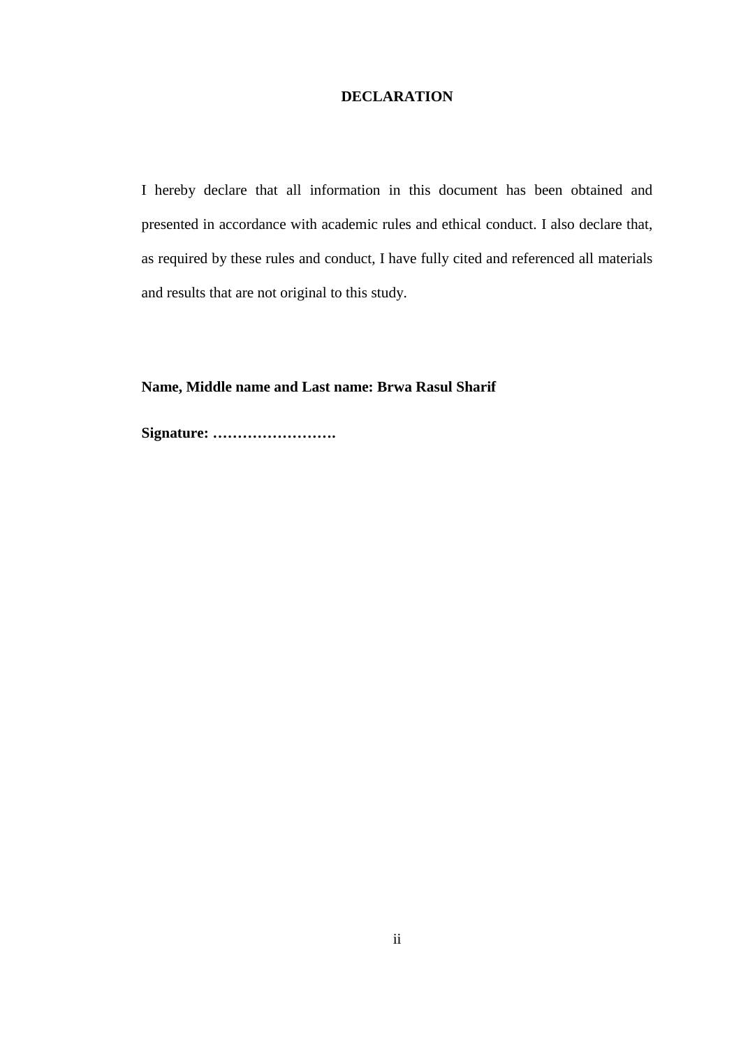# DECLARATION

I hereby declare that all information in this document has been obtained and presented in accordance with academic rules and ethical conduct. I also declare that, as required by these rules and conduct, I have fully cited and referenced all materials and results that are not original to this study.

**Name, Middle name and Last name: Brwa Rasul Sharif**

**Signature: …………………….**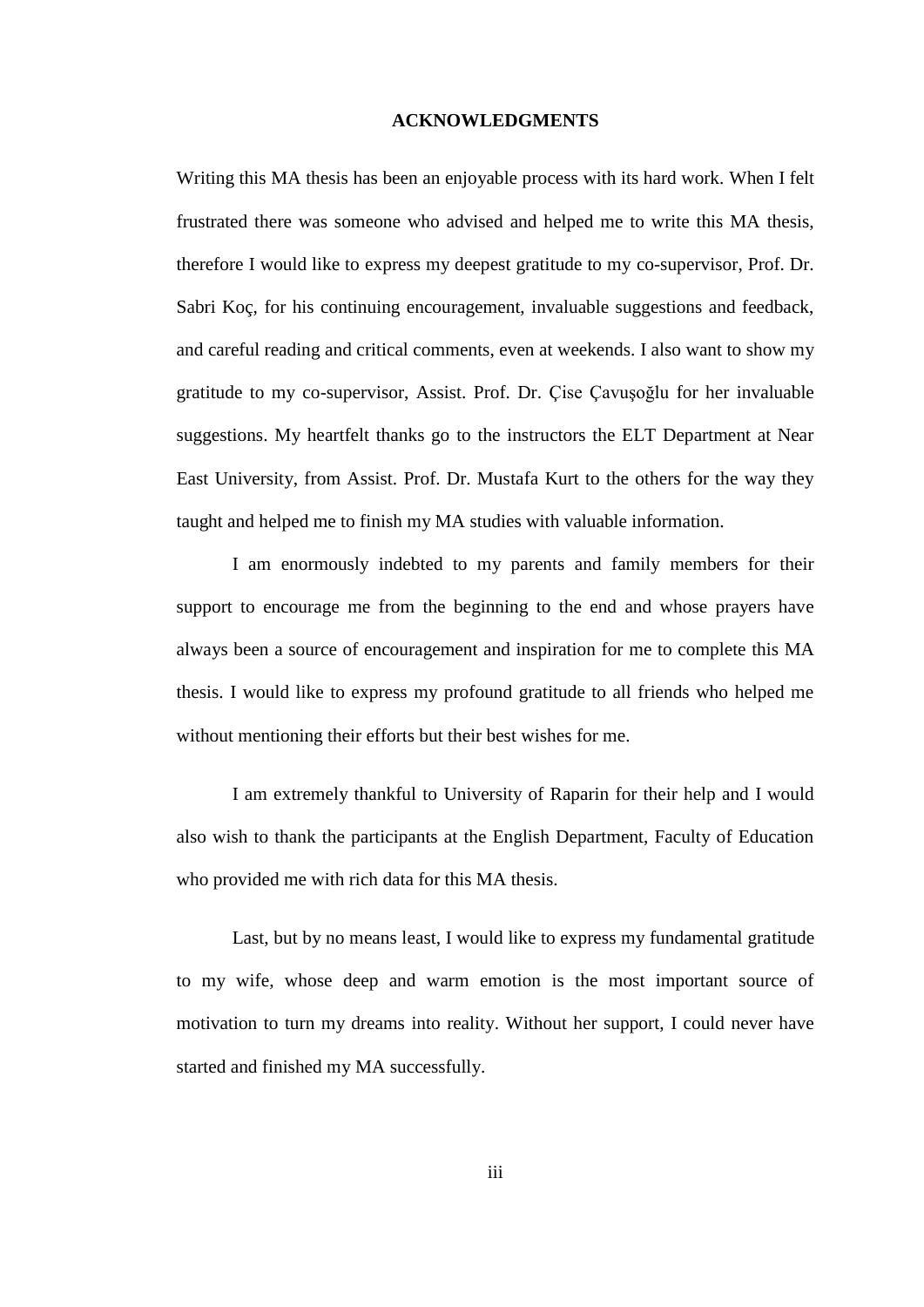# ACKNOWLEDGMENTS

Writing this MA thesis has been an enjoyable process with its hard work. When I felt frustrated there was someone who advised and helped me to write this MA thesis, therefore I would like to express my deepest gratitude to my co-supervisor, Prof. Dr. Sabri Koç, for his continuing encouragement, invaluable suggestions and feedback, and careful reading and critical comments, even at weekends. I also want to show my gratitude to my co-supervisor, Assist. Prof. Dr. Çise Çavuşoğlu for her invaluable suggestions. My heartfelt thanks go to the instructors the ELT Department at Near East University, from Assist. Prof. Dr. Mustafa Kurt to the others for the way they taught and helped me to finish my MA studies with valuable information.

I am enormously indebted to my parents and family members for their support to encourage me from the beginning to the end and whose prayers have always been a source of encouragement and inspiration for me to complete this MA thesis. I would like to express my profound gratitude to all friends who helped me without mentioning their efforts but their best wishes for me.

I am extremely thankful to University of Raparin for their help and I would also wish to thank the participants at the English Department, Faculty of Education who provided me with rich data for this MA thesis.

Last, but by no means least, I would like to express my fundamental gratitude to my wife, whose deep and warm emotion is the most important source of motivation to turn my dreams into reality. Without her support, I could never have started and finished my MA successfully.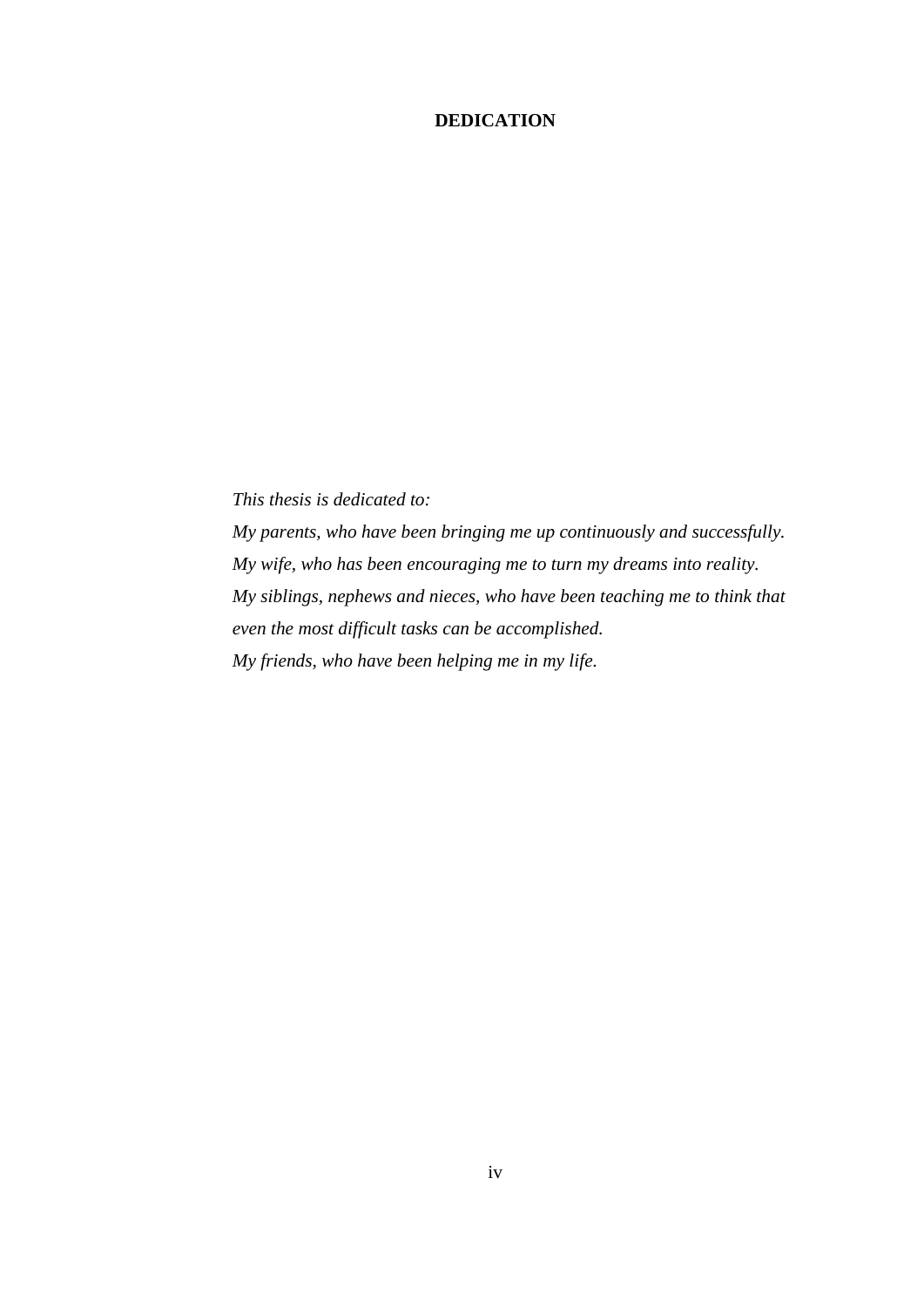# DEDICATION

*This thesis is dedicated to:*

*My parents, who have been bringing me up continuously and successfully.*

*My wife, who has been encouraging me to turn my dreams into reality.*

*My siblings, nephews and nieces, who have been teaching me to think that even the most difficult tasks can be accomplished.*

*My friends, who have been helping me in my life.*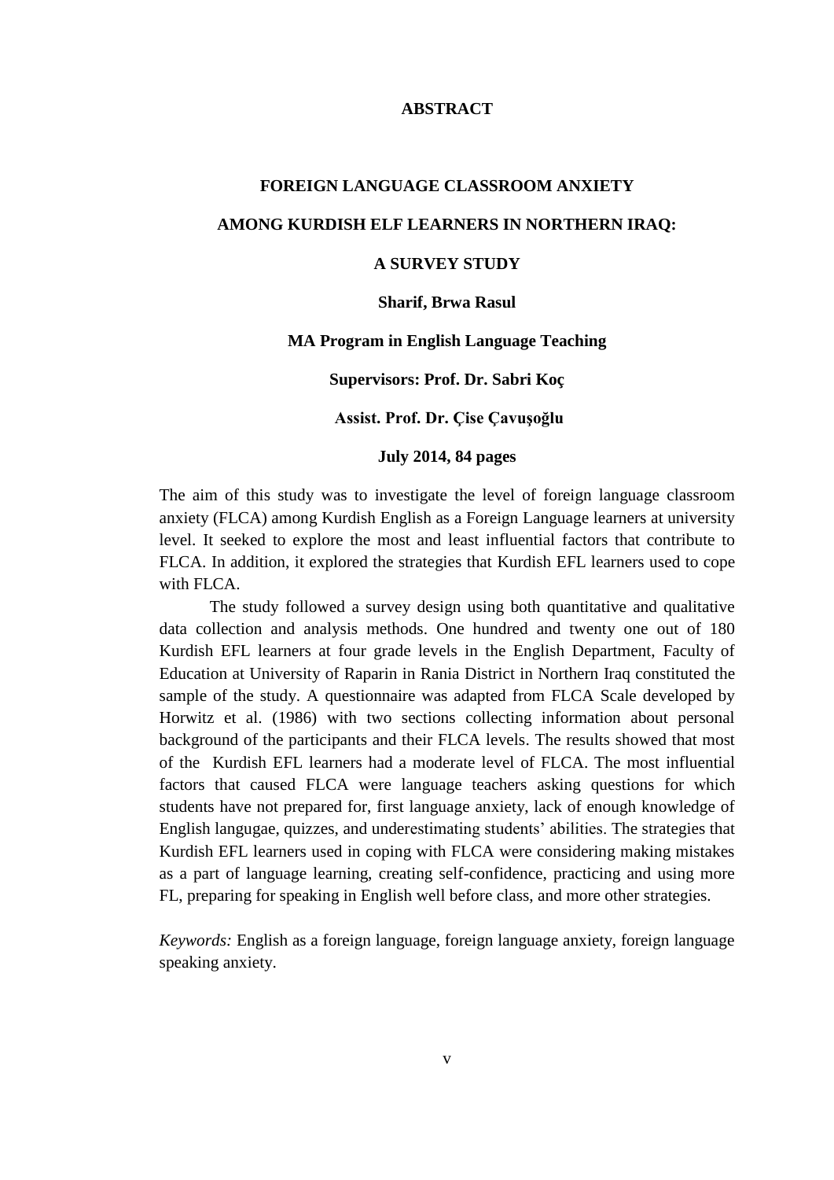# ABSTRACT

## FOREIGN LANGUAGE CLASSROOM ANXIETY AMONG KURDISH ELF LEARNERS IN NORTHERN IRAQ: A SURVEY STUDY

**Sharif, Brwa Rasul**

**MA Program in English Language Teaching**

**Supervisors: Prof. Dr. Sabri Koç**

**Assist. Prof. Dr. Çise Çavuşoğlu**

**July 2014, 84 pages**

The aim of this study was to investigate the level of foreign language classroom anxiety (FLCA) among Kurdish English as a Foreign Language learners at university level. It seeked to explore the most and least influential factors that contribute to FLCA. In addition, it explored the strategies that Kurdish EFL learners used to cope with FLCA.

The study followed a survey design using both quantitative and qualitative data collection and analysis methods. One hundred and twenty one out of 180 Kurdish EFL learners at four grade levels in the English Department, Faculty of Education at University of Raparin in Rania District in Northern Iraq constituted the sample of the study. A questionnaire was adapted from FLCA Scale developed by Horwitz et al. (1986) with two sections collecting information about personal background of the participants and their FLCA levels. The results showed that most of the Kurdish EFL learners had a moderate level of FLCA. The most influential factors that caused FLCA were language teachers asking questions for which students have not prepared for, first language anxiety, lack of enough knowledge of English langugae, quizzes, and underestimating students' abilities. The strategies that Kurdish EFL learners used in coping with FLCA were considering making mistakes as a part of language learning, creating self-confidence, practicing and using more FL, preparing for speaking in English well before class, and more other strategies.

*Keywords:* English as a foreign language, foreign language anxiety, foreign language speaking anxiety.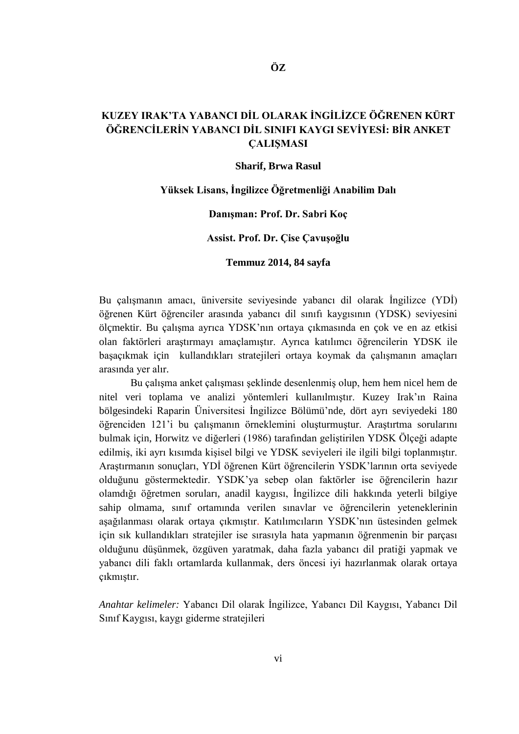# ÖZ

## KUZEY IRAK'TA YABANCI DİL OLARAK İNGİLİZCE ÖĞRENEN KÜRT ÖĞRENCİLERİN YABANCI DİL SINIFI KAYGI SEVİYESİ: BİR ANKET ÇALIŞMASI

**Sharif, Brwa Rasul**

**Yüksek Lisans, İngilizce Öğretmenliği Anabilim Dalı**

**Danışman: Prof. Dr. Sabri Koç**

**Assist. Prof. Dr. Çise Çavuşoğlu**

**Temmuz 2014, 84 sayfa**

Bu çalışmanın amacı, üniversite seviyesinde yabancı dil olarak İngilizce (YDİ) öğrenen Kürt öğrenciler arasında yabancı dil sınıfı kaygısının (YDSK) seviyesini ölçmektir. Bu çalışma ayrıca YDSK'nın ortaya çıkmasında en çok ve en az etkisi olan faktörleri araştırmayı amaçlamıştır. Ayrıca katılımcı öğrencilerin YDSK ile başaçıkmak için kullandıkları stratejileri ortaya koymak da çalışmanın amaçları arasında yer alır.

Bu çalışma anket çalışması şeklinde desenlenmiş olup, hem hem nicel hem de nitel veri toplama ve analizi yöntemleri kullanılmıştır. Kuzey Irak'ın Raina bölgesindeki Raparin Üniversitesi İngilizce Bölümü'nde, dört ayrı seviyedeki 180 öğrenciden 121'i bu çalışmanın örneklemini oluşturmuştur. Araştırtma sorularını bulmak için, Horwitz ve diğerleri (1986) tarafından geliştirilen YDSK Ölçeği adapte edilmiş, iki ayrı kısımda kişisel bilgi ve YDSK seviyeleri ile ilgili bilgi toplanmıştır. Araştırmanın sonuçları, YDİ öğrenen Kürt öğrencilerin YSDK'larının orta seviyede olduğunu göstermektedir. YSDK'ya sebep olan faktörler ise öğrencilerin hazır olamdığı öğretmen soruları, anadil kaygısı, İngilizce dili hakkında yeterli bilgiye sahip olmama, sınıf ortamında verilen sınavlar ve öğrencilerin yeteneklerinin aşağılanması olarak ortaya çıkmıştır. Katılımcıların YSDK'nın üstesinden gelmek için sık kullandıkları stratejiler ise sırasıyla hata yapmanın öğrenmenin bir parçası olduğunu düşünmek, özgüven yaratmak, daha fazla yabancı dil pratiği yapmak ve yabancı dili faklı ortamlarda kullanmak, ders öncesi iyi hazırlanmak olarak ortaya çıkmıştır.

*Anahtar kelimeler:* Yabancı Dil olarak İngilizce, Yabancı Dil Kaygısı, Yabancı Dil Sınıf Kaygısı, kaygı giderme stratejileri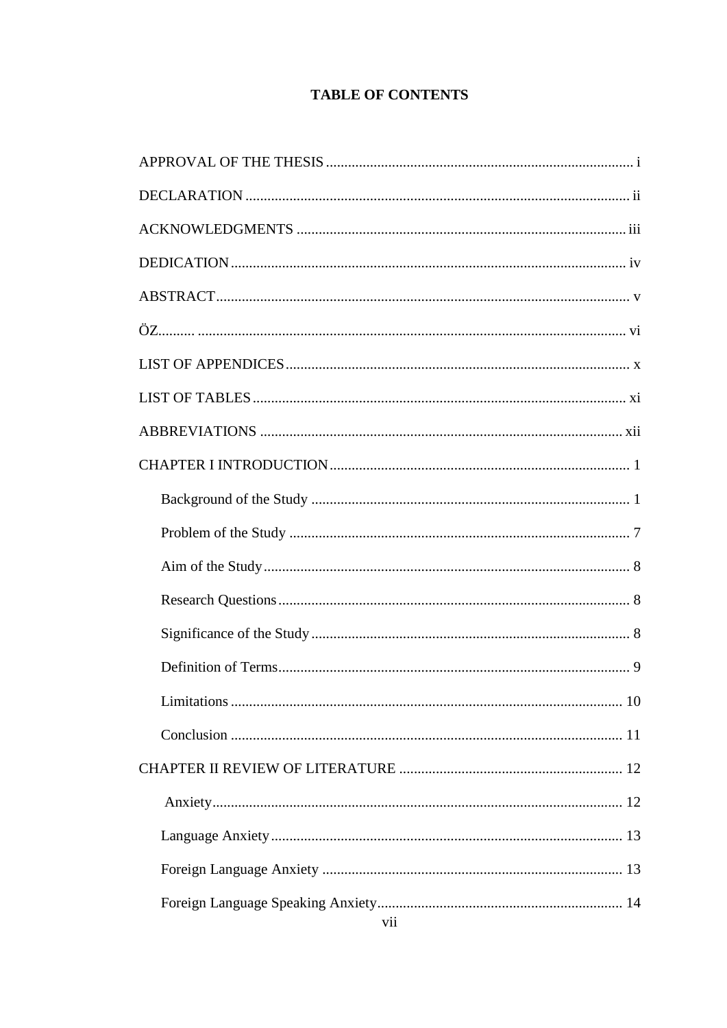# TABLE OF CONTENTS

APPROVAL OF THE THESIS ... i

DECLARATION ... ii

ACKNOWLEDGMENTS ... iii

DEDICATION ... iv

ABSTRACT ... v

ÖZ ... vi

LIST OF APPENDICES ... x

LIST OF TABLES ... xi

ABBREVIATIONS ... xii

CHAPTER I INTRODUCTION ... 1

- Background of the Study ... 1
- Problem of the Study ... 7
- Aim of the Study ... 8
- Research Questions ... 8
- Significance of the Study ... 8
- Definition of Terms ... 9
- Limitations ... 10
- Conclusion ... 11

CHAPTER II REVIEW OF LITERATURE ... 12

- Anxiety ... 12
- Language Anxiety ... 13
- Foreign Language Anxiety ... 13
- Foreign Language Speaking Anxiety ... 14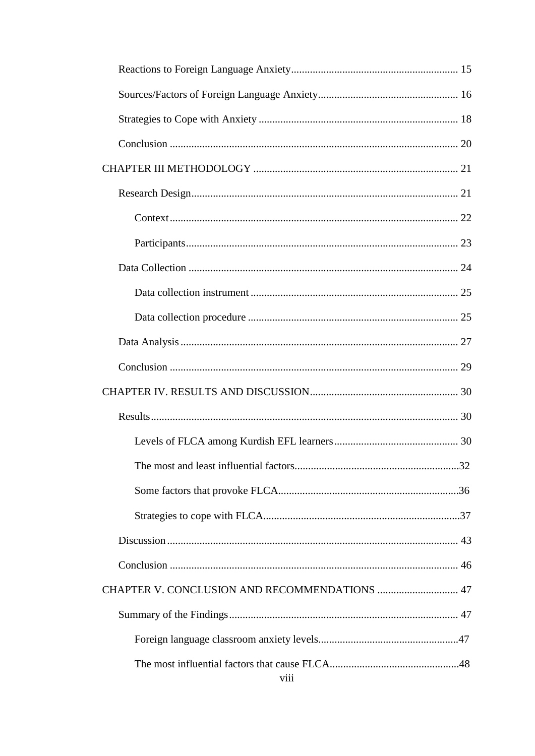Reactions to Foreign Language Anxiety ............................................................. 15

Sources/Factors of Foreign Language Anxiety ................................................... 16

Strategies to Cope with Anxiety ......................................................................... 18

Conclusion .......................................................................................................... 20

CHAPTER III METHODOLOGY ........................................................................... 21

Research Design .................................................................................................. 21

Context .......................................................................................................... 22

Participants .................................................................................................... 23

Data Collection ................................................................................................... 24

Data collection instrument ............................................................................ 25

Data collection procedure ............................................................................. 25

Data Analysis ...................................................................................................... 27

Conclusion .......................................................................................................... 29

CHAPTER IV. RESULTS AND DISCUSSION ...................................................... 30

Results ................................................................................................................. 30

Levels of FLCA among Kurdish EFL learners ............................................. 30

The most and least influential factors ............................................................ 32

Some factors that provoke FLCA .................................................................. 36

Strategies to cope with FLCA ........................................................................ 37

Discussion ........................................................................................................... 43

Conclusion .......................................................................................................... 46

CHAPTER V. CONCLUSION AND RECOMMENDATIONS .............................. 47

Summary of the Findings .................................................................................... 47

Foreign language classroom anxiety levels .................................................... 47

The most influential factors that cause FLCA ................................................ 48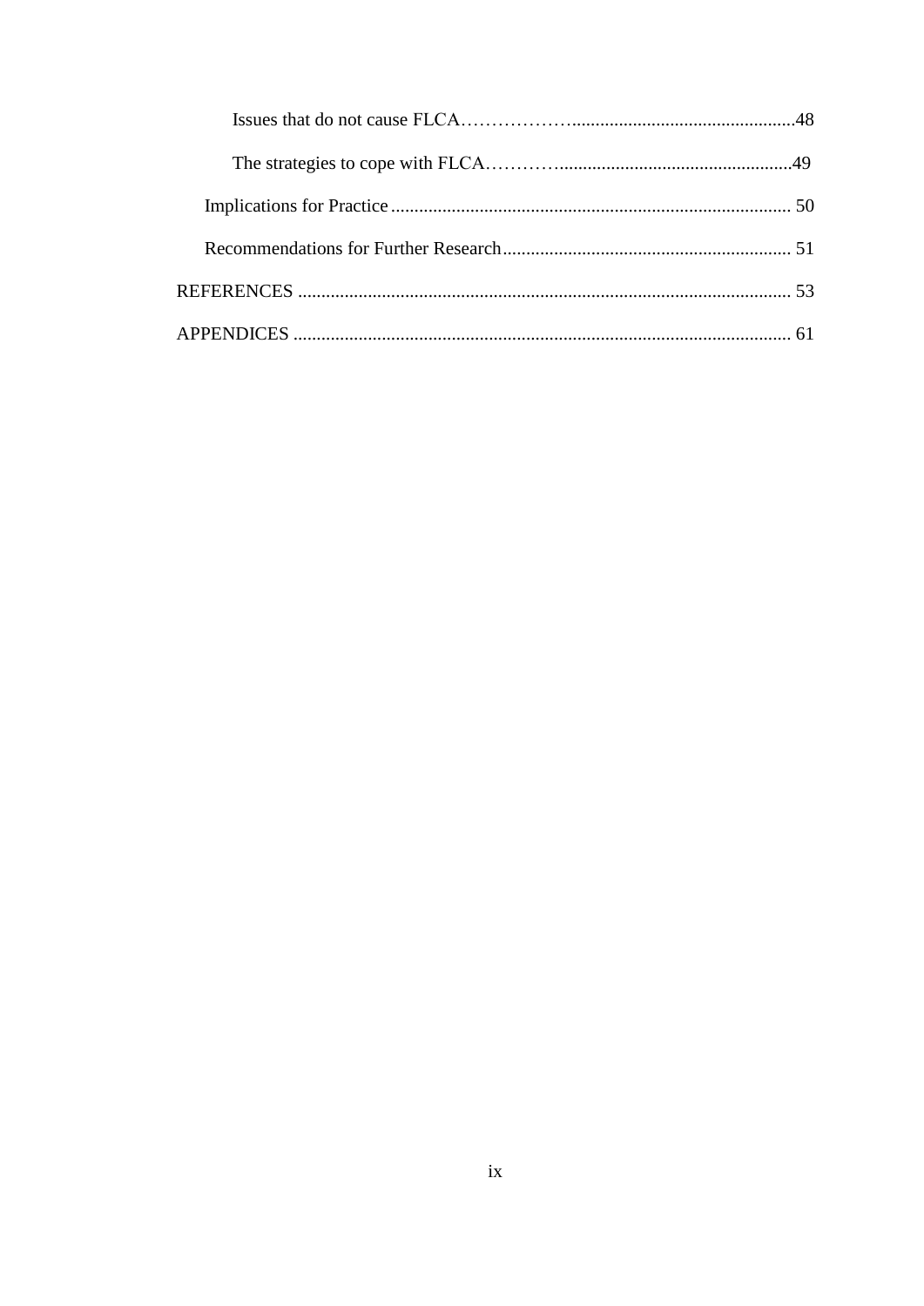Issues that do not cause FLCA ........................................................................ 48

The strategies to cope with FLCA .................................................................. 49

Implications for Practice ................................................................................. 50

Recommendations for Further Research ......................................................... 51

REFERENCES .................................................................................................. 53

APPENDICES ................................................................................................... 61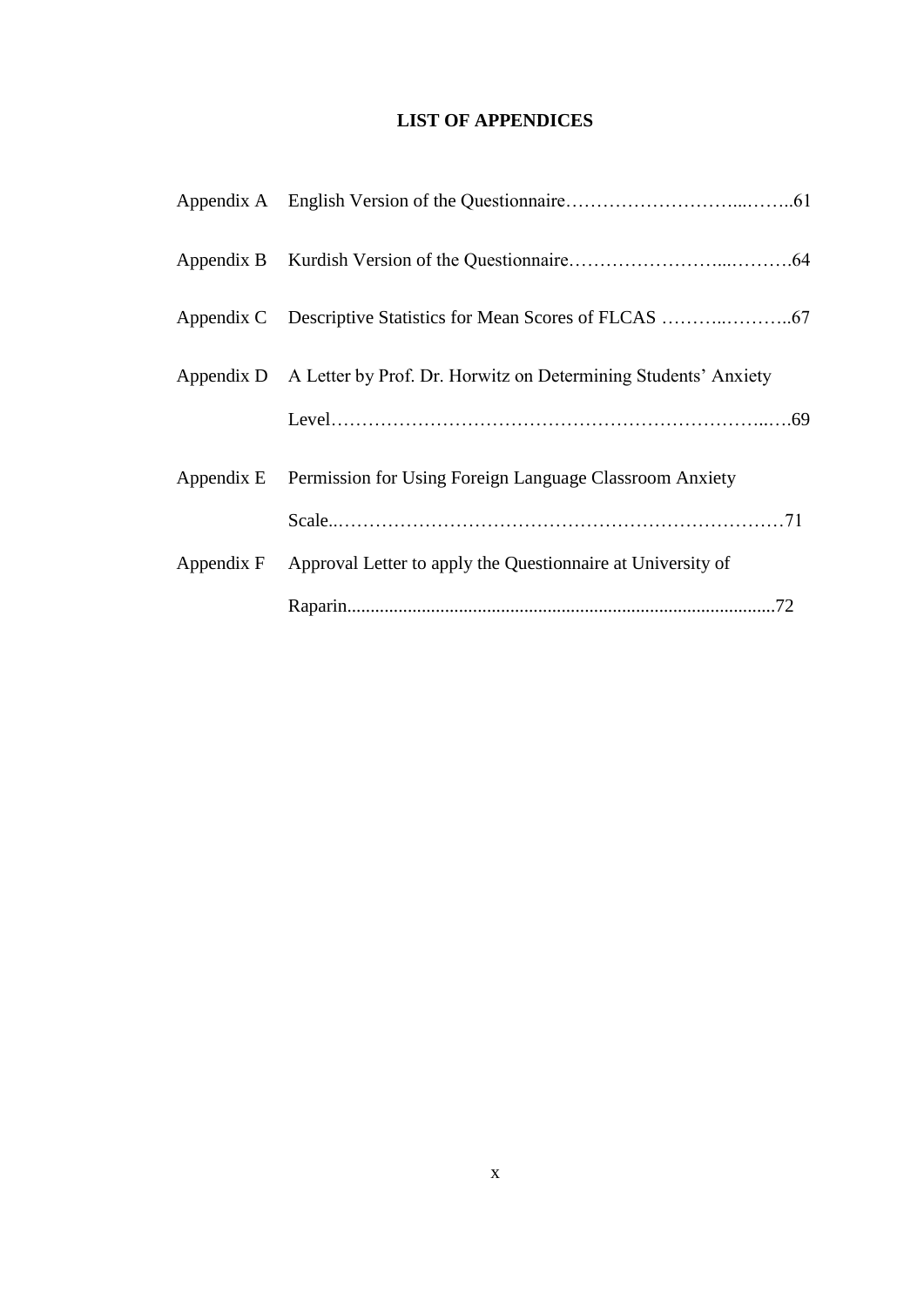# LIST OF APPENDICES

| | | |
|---|---|---|
| Appendix A | English Version of the Questionnaire | 61 |
| Appendix B | Kurdish Version of the Questionnaire | 64 |
| Appendix C | Descriptive Statistics for Mean Scores of FLCAS | 67 |
| Appendix D | A Letter by Prof. Dr. Horwitz on Determining Students' Anxiety Level | 69 |
| Appendix E | Permission for Using Foreign Language Classroom Anxiety Scale | 71 |
| Appendix F | Approval Letter to apply the Questionnaire at University of Raparin | 72 |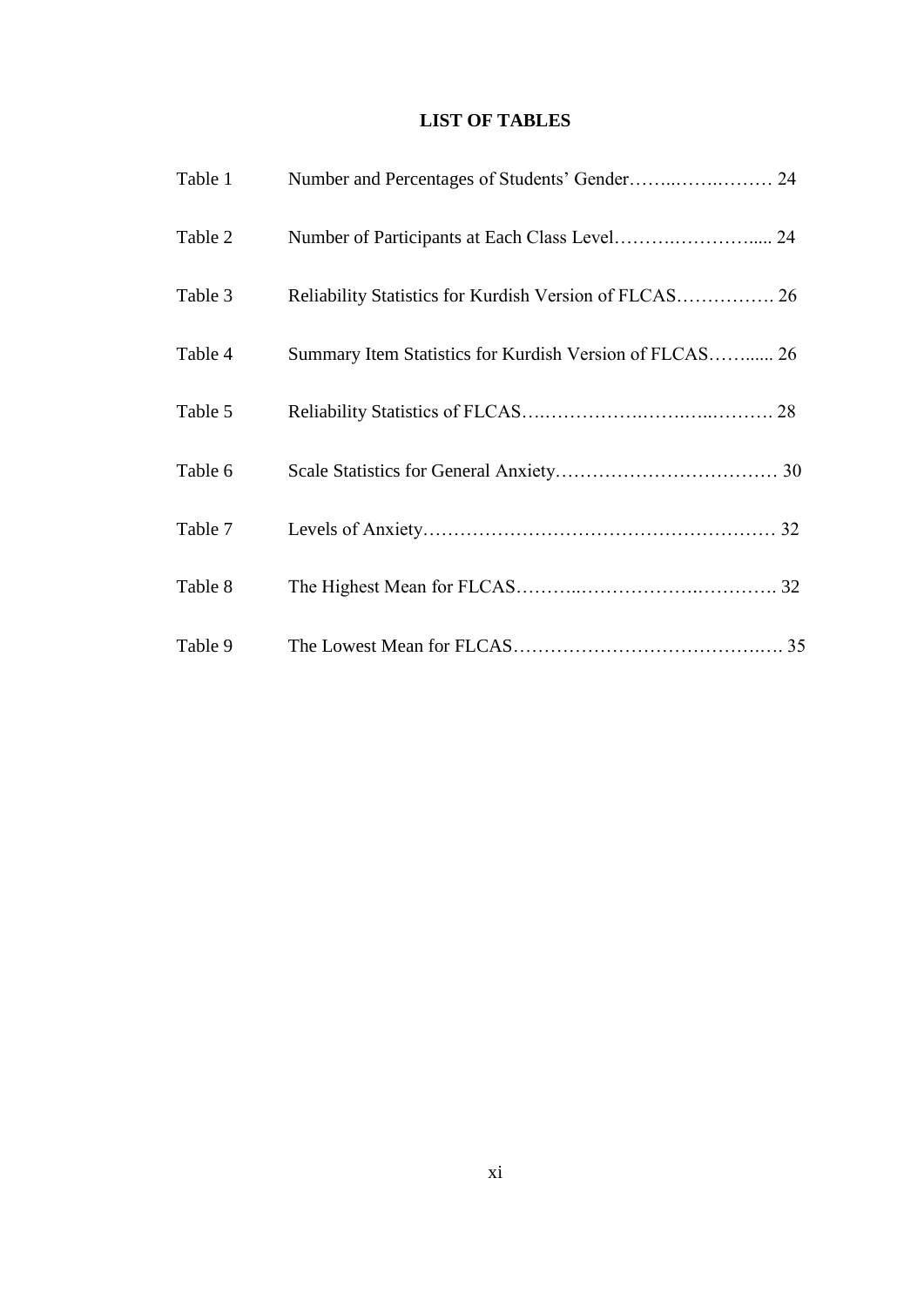# LIST OF TABLES

| | | |
|---|---|---|
| Table 1 | Number and Percentages of Students' Gender | 24 |
| Table 2 | Number of Participants at Each Class Level | 24 |
| Table 3 | Reliability Statistics for Kurdish Version of FLCAS | 26 |
| Table 4 | Summary Item Statistics for Kurdish Version of FLCAS | 26 |
| Table 5 | Reliability Statistics of FLCAS | 28 |
| Table 6 | Scale Statistics for General Anxiety | 30 |
| Table 7 | Levels of Anxiety | 32 |
| Table 8 | The Highest Mean for FLCAS | 32 |
| Table 9 | The Lowest Mean for FLCAS | 35 |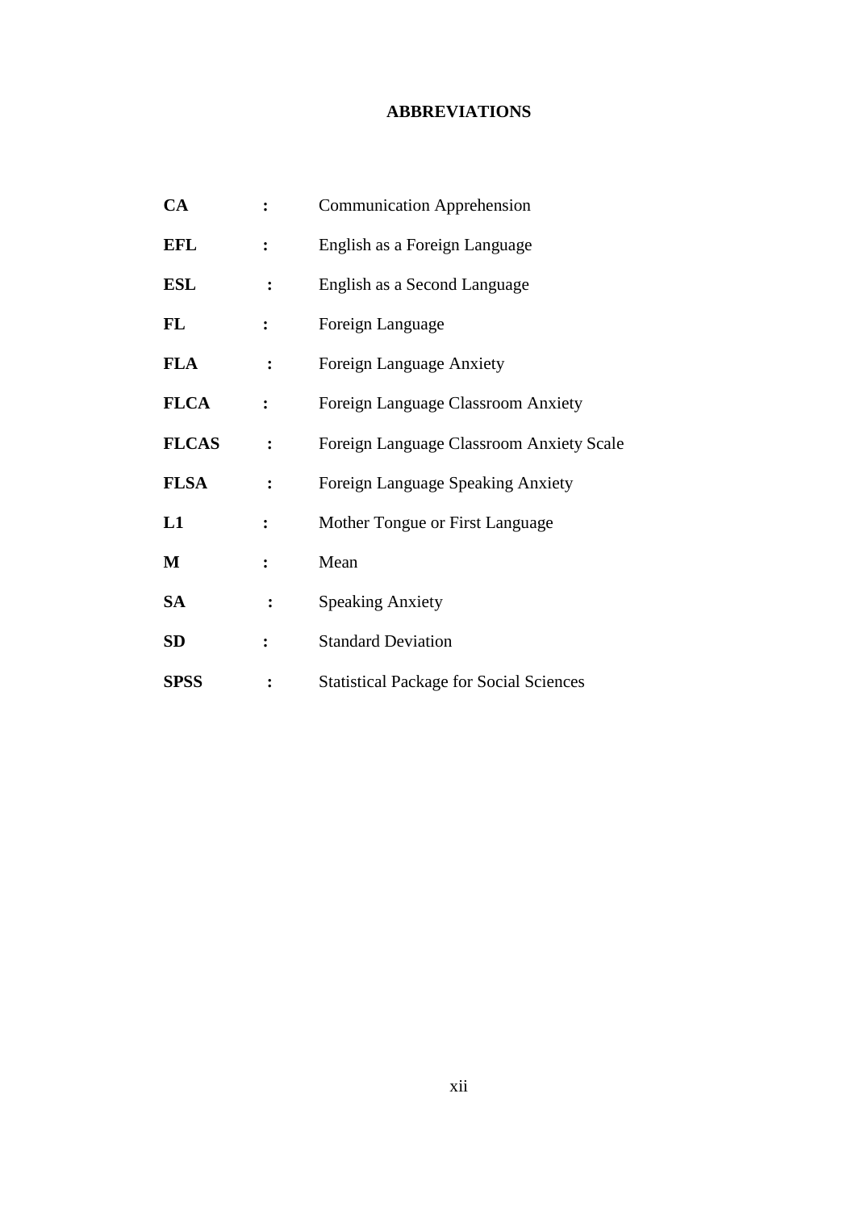# ABBREVIATIONS

| | | |
|---|---|---|
| **CA** | **:** | Communication Apprehension |
| **EFL** | **:** | English as a Foreign Language |
| **ESL** | **:** | English as a Second Language |
| **FL** | **:** | Foreign Language |
| **FLA** | **:** | Foreign Language Anxiety |
| **FLCA** | **:** | Foreign Language Classroom Anxiety |
| **FLCAS** | **:** | Foreign Language Classroom Anxiety Scale |
| **FLSA** | **:** | Foreign Language Speaking Anxiety |
| **L1** | **:** | Mother Tongue or First Language |
| **M** | **:** | Mean |
| **SA** | **:** | Speaking Anxiety |
| **SD** | **:** | Standard Deviation |
| **SPSS** | **:** | Statistical Package for Social Sciences |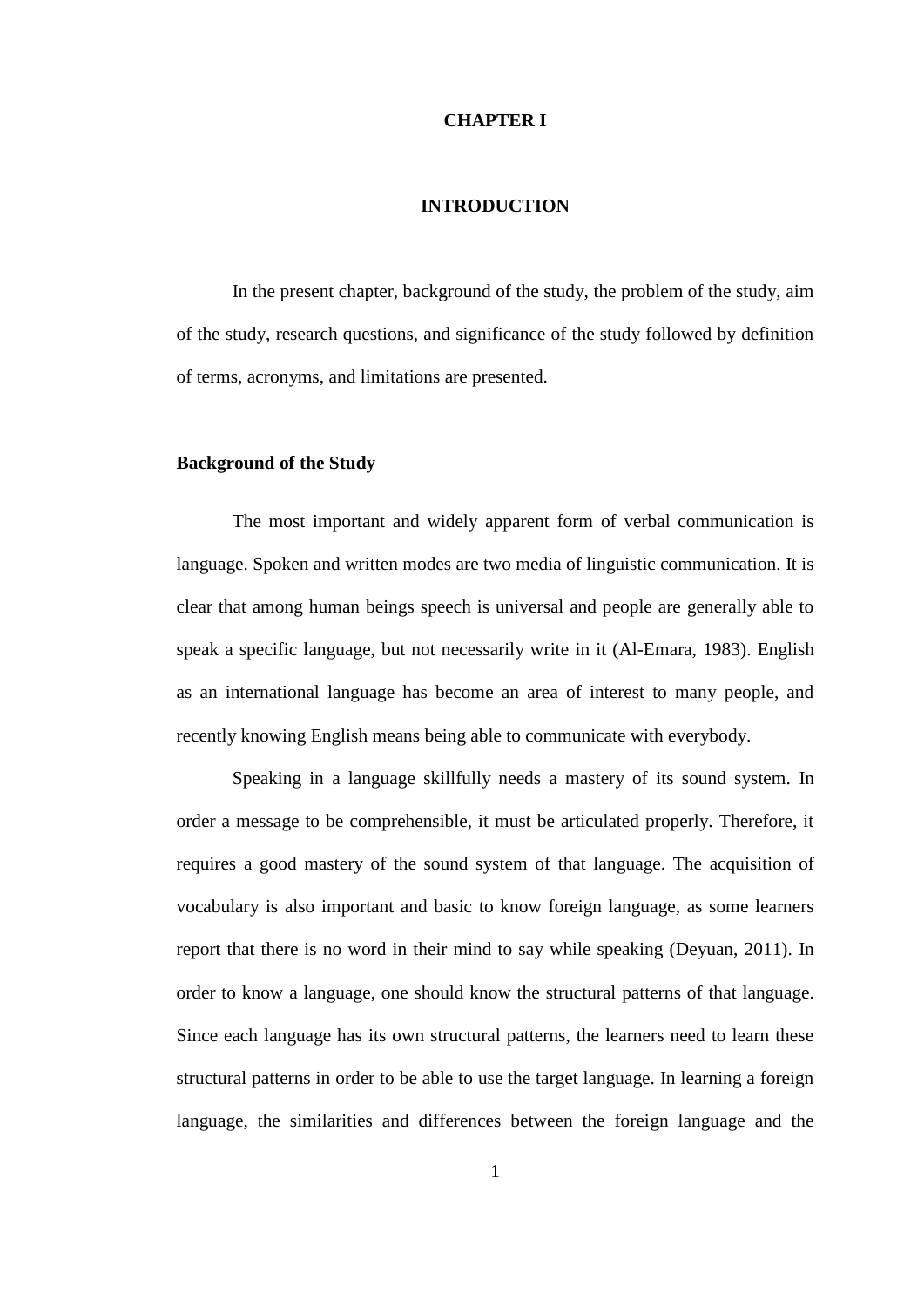# CHAPTER I

# INTRODUCTION

In the present chapter, background of the study, the problem of the study, aim of the study, research questions, and significance of the study followed by definition of terms, acronyms, and limitations are presented.

## Background of the Study

The most important and widely apparent form of verbal communication is language. Spoken and written modes are two media of linguistic communication. It is clear that among human beings speech is universal and people are generally able to speak a specific language, but not necessarily write in it (Al-Emara, 1983). English as an international language has become an area of interest to many people, and recently knowing English means being able to communicate with everybody.

Speaking in a language skillfully needs a mastery of its sound system. In order a message to be comprehensible, it must be articulated properly. Therefore, it requires a good mastery of the sound system of that language. The acquisition of vocabulary is also important and basic to know foreign language, as some learners report that there is no word in their mind to say while speaking (Deyuan, 2011). In order to know a language, one should know the structural patterns of that language. Since each language has its own structural patterns, the learners need to learn these structural patterns in order to be able to use the target language. In learning a foreign language, the similarities and differences between the foreign language and the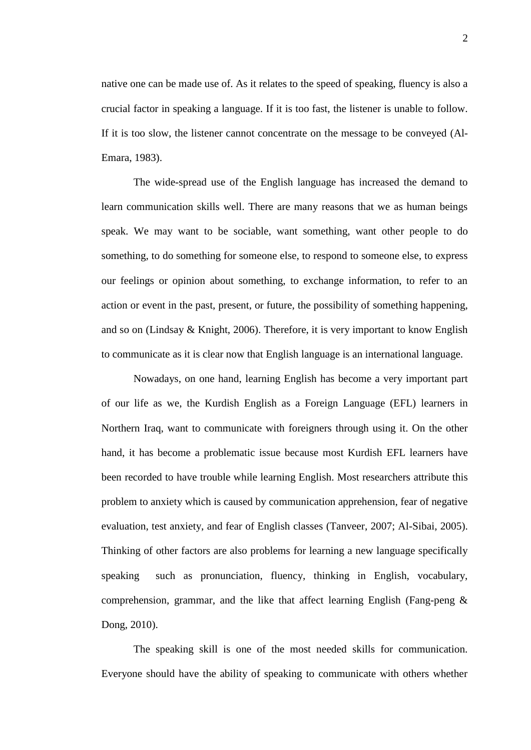native one can be made use of. As it relates to the speed of speaking, fluency is also a crucial factor in speaking a language. If it is too fast, the listener is unable to follow. If it is too slow, the listener cannot concentrate on the message to be conveyed (Al-Emara, 1983).

The wide-spread use of the English language has increased the demand to learn communication skills well. There are many reasons that we as human beings speak. We may want to be sociable, want something, want other people to do something, to do something for someone else, to respond to someone else, to express our feelings or opinion about something, to exchange information, to refer to an action or event in the past, present, or future, the possibility of something happening, and so on (Lindsay & Knight, 2006). Therefore, it is very important to know English to communicate as it is clear now that English language is an international language.

Nowadays, on one hand, learning English has become a very important part of our life as we, the Kurdish English as a Foreign Language (EFL) learners in Northern Iraq, want to communicate with foreigners through using it. On the other hand, it has become a problematic issue because most Kurdish EFL learners have been recorded to have trouble while learning English. Most researchers attribute this problem to anxiety which is caused by communication apprehension, fear of negative evaluation, test anxiety, and fear of English classes (Tanveer, 2007; Al-Sibai, 2005). Thinking of other factors are also problems for learning a new language specifically speaking such as pronunciation, fluency, thinking in English, vocabulary, comprehension, grammar, and the like that affect learning English (Fang-peng & Dong, 2010).

The speaking skill is one of the most needed skills for communication. Everyone should have the ability of speaking to communicate with others whether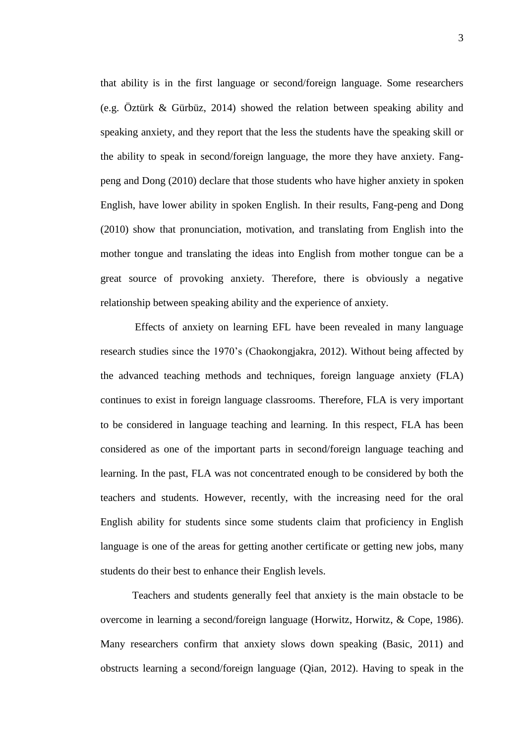that ability is in the first language or second/foreign language. Some researchers (e.g. Öztürk & Gürbüz, 2014) showed the relation between speaking ability and speaking anxiety, and they report that the less the students have the speaking skill or the ability to speak in second/foreign language, the more they have anxiety. Fang-peng and Dong (2010) declare that those students who have higher anxiety in spoken English, have lower ability in spoken English. In their results, Fang-peng and Dong (2010) show that pronunciation, motivation, and translating from English into the mother tongue and translating the ideas into English from mother tongue can be a great source of provoking anxiety. Therefore, there is obviously a negative relationship between speaking ability and the experience of anxiety.

Effects of anxiety on learning EFL have been revealed in many language research studies since the 1970's (Chaokongjakra, 2012). Without being affected by the advanced teaching methods and techniques, foreign language anxiety (FLA) continues to exist in foreign language classrooms. Therefore, FLA is very important to be considered in language teaching and learning. In this respect, FLA has been considered as one of the important parts in second/foreign language teaching and learning. In the past, FLA was not concentrated enough to be considered by both the teachers and students. However, recently, with the increasing need for the oral English ability for students since some students claim that proficiency in English language is one of the areas for getting another certificate or getting new jobs, many students do their best to enhance their English levels.

Teachers and students generally feel that anxiety is the main obstacle to be overcome in learning a second/foreign language (Horwitz, Horwitz, & Cope, 1986). Many researchers confirm that anxiety slows down speaking (Basic, 2011) and obstructs learning a second/foreign language (Qian, 2012). Having to speak in the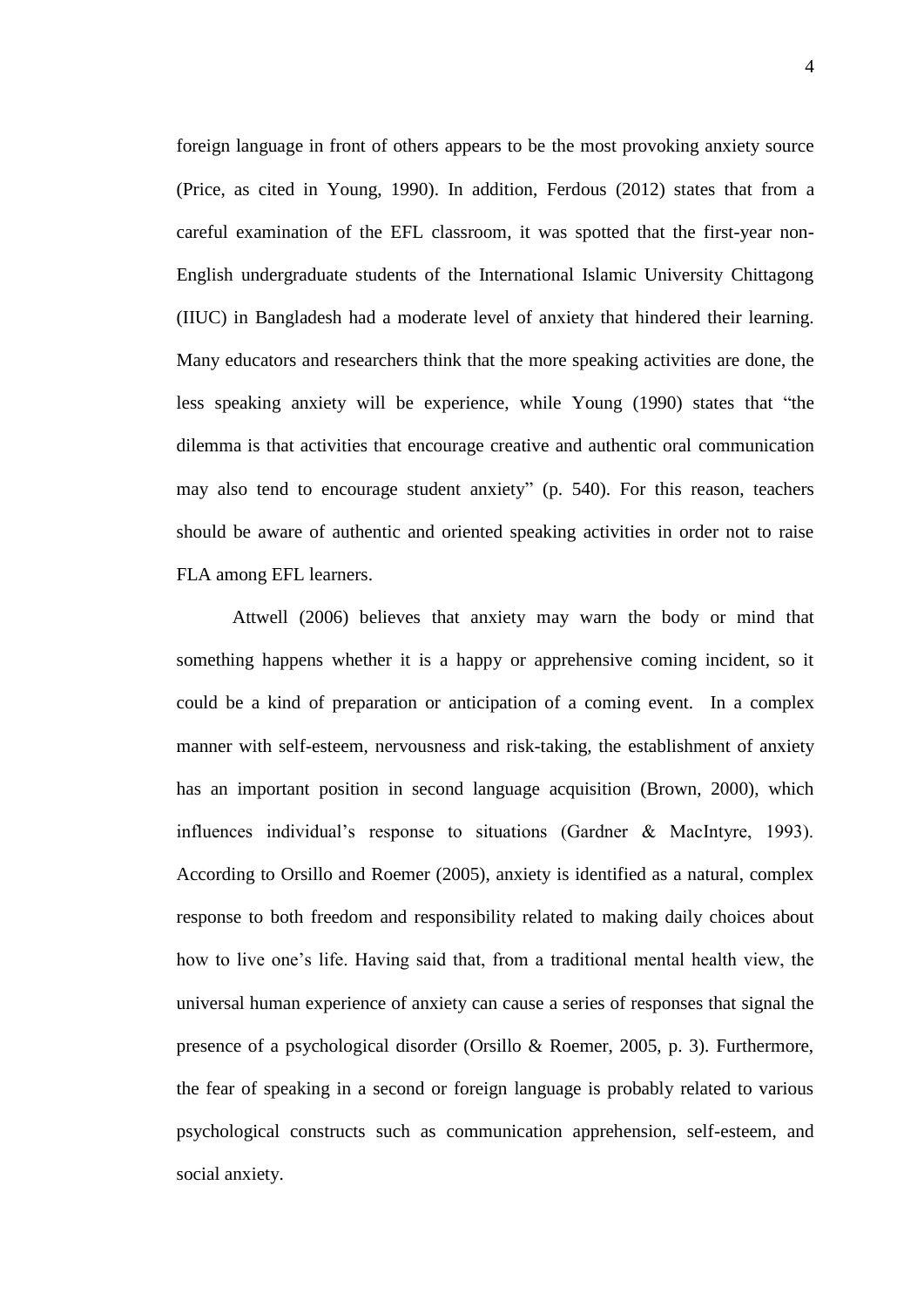foreign language in front of others appears to be the most provoking anxiety source (Price, as cited in Young, 1990). In addition, Ferdous (2012) states that from a careful examination of the EFL classroom, it was spotted that the first-year non-English undergraduate students of the International Islamic University Chittagong (IIUC) in Bangladesh had a moderate level of anxiety that hindered their learning. Many educators and researchers think that the more speaking activities are done, the less speaking anxiety will be experience, while Young (1990) states that "the dilemma is that activities that encourage creative and authentic oral communication may also tend to encourage student anxiety" (p. 540). For this reason, teachers should be aware of authentic and oriented speaking activities in order not to raise FLA among EFL learners.

Attwell (2006) believes that anxiety may warn the body or mind that something happens whether it is a happy or apprehensive coming incident, so it could be a kind of preparation or anticipation of a coming event. In a complex manner with self-esteem, nervousness and risk-taking, the establishment of anxiety has an important position in second language acquisition (Brown, 2000), which influences individual's response to situations (Gardner & MacIntyre, 1993). According to Orsillo and Roemer (2005), anxiety is identified as a natural, complex response to both freedom and responsibility related to making daily choices about how to live one's life. Having said that, from a traditional mental health view, the universal human experience of anxiety can cause a series of responses that signal the presence of a psychological disorder (Orsillo & Roemer, 2005, p. 3). Furthermore, the fear of speaking in a second or foreign language is probably related to various psychological constructs such as communication apprehension, self-esteem, and social anxiety.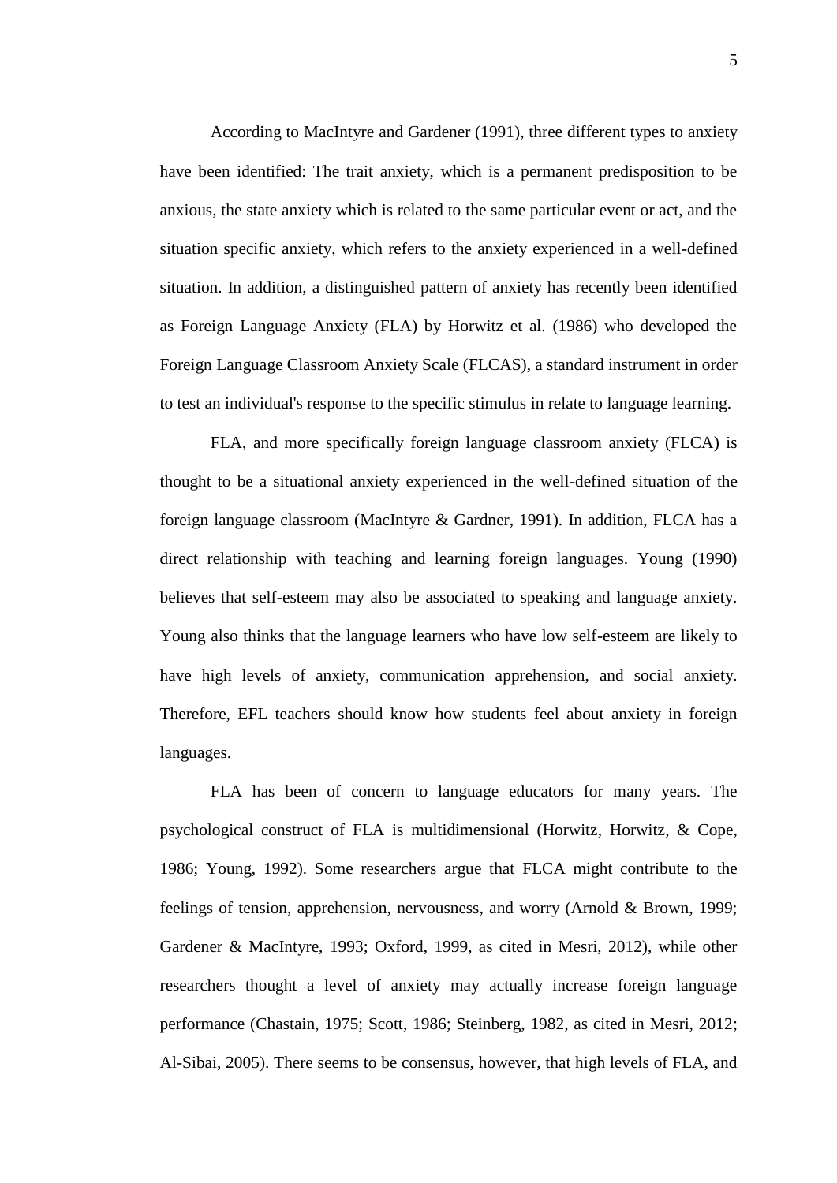According to MacIntyre and Gardener (1991), three different types to anxiety have been identified: The trait anxiety, which is a permanent predisposition to be anxious, the state anxiety which is related to the same particular event or act, and the situation specific anxiety, which refers to the anxiety experienced in a well-defined situation. In addition, a distinguished pattern of anxiety has recently been identified as Foreign Language Anxiety (FLA) by Horwitz et al. (1986) who developed the Foreign Language Classroom Anxiety Scale (FLCAS), a standard instrument in order to test an individual's response to the specific stimulus in relate to language learning.

FLA, and more specifically foreign language classroom anxiety (FLCA) is thought to be a situational anxiety experienced in the well-defined situation of the foreign language classroom (MacIntyre & Gardner, 1991). In addition, FLCA has a direct relationship with teaching and learning foreign languages. Young (1990) believes that self-esteem may also be associated to speaking and language anxiety. Young also thinks that the language learners who have low self-esteem are likely to have high levels of anxiety, communication apprehension, and social anxiety. Therefore, EFL teachers should know how students feel about anxiety in foreign languages.

FLA has been of concern to language educators for many years. The psychological construct of FLA is multidimensional (Horwitz, Horwitz, & Cope, 1986; Young, 1992). Some researchers argue that FLCA might contribute to the feelings of tension, apprehension, nervousness, and worry (Arnold & Brown, 1999; Gardener & MacIntyre, 1993; Oxford, 1999, as cited in Mesri, 2012), while other researchers thought a level of anxiety may actually increase foreign language performance (Chastain, 1975; Scott, 1986; Steinberg, 1982, as cited in Mesri, 2012; Al-Sibai, 2005). There seems to be consensus, however, that high levels of FLA, and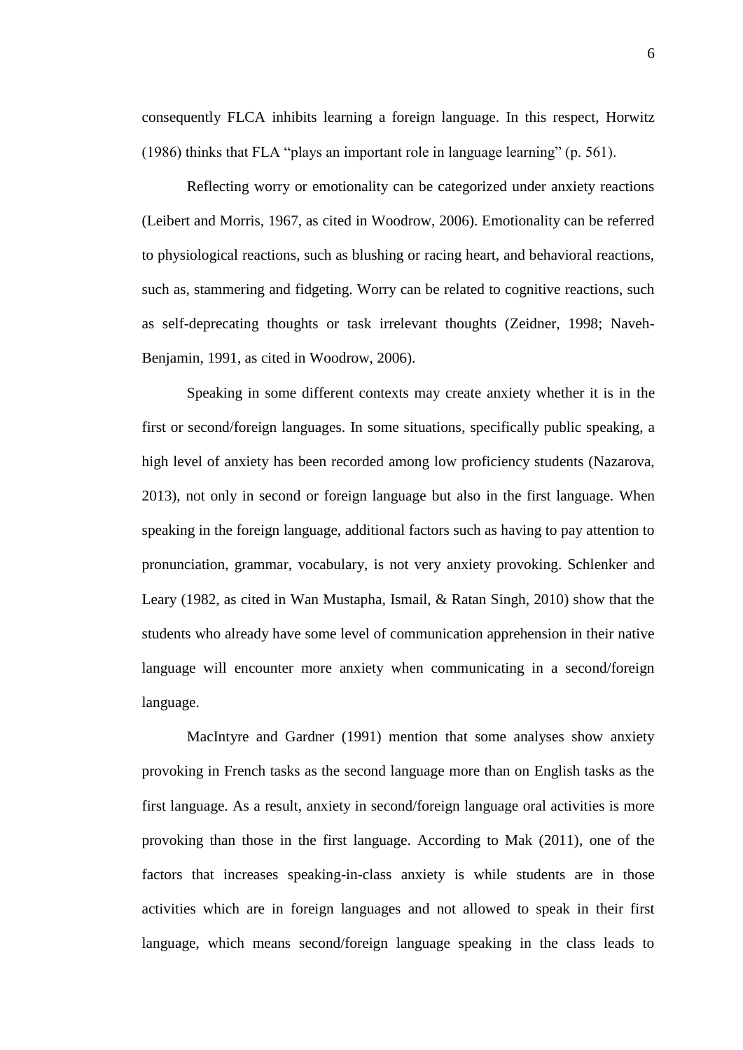consequently FLCA inhibits learning a foreign language. In this respect, Horwitz (1986) thinks that FLA "plays an important role in language learning" (p. 561).

Reflecting worry or emotionality can be categorized under anxiety reactions (Leibert and Morris, 1967, as cited in Woodrow, 2006). Emotionality can be referred to physiological reactions, such as blushing or racing heart, and behavioral reactions, such as, stammering and fidgeting. Worry can be related to cognitive reactions, such as self-deprecating thoughts or task irrelevant thoughts (Zeidner, 1998; Naveh-Benjamin, 1991, as cited in Woodrow, 2006).

Speaking in some different contexts may create anxiety whether it is in the first or second/foreign languages. In some situations, specifically public speaking, a high level of anxiety has been recorded among low proficiency students (Nazarova, 2013), not only in second or foreign language but also in the first language. When speaking in the foreign language, additional factors such as having to pay attention to pronunciation, grammar, vocabulary, is not very anxiety provoking. Schlenker and Leary (1982, as cited in Wan Mustapha, Ismail, & Ratan Singh, 2010) show that the students who already have some level of communication apprehension in their native language will encounter more anxiety when communicating in a second/foreign language.

MacIntyre and Gardner (1991) mention that some analyses show anxiety provoking in French tasks as the second language more than on English tasks as the first language. As a result, anxiety in second/foreign language oral activities is more provoking than those in the first language. According to Mak (2011), one of the factors that increases speaking-in-class anxiety is while students are in those activities which are in foreign languages and not allowed to speak in their first language, which means second/foreign language speaking in the class leads to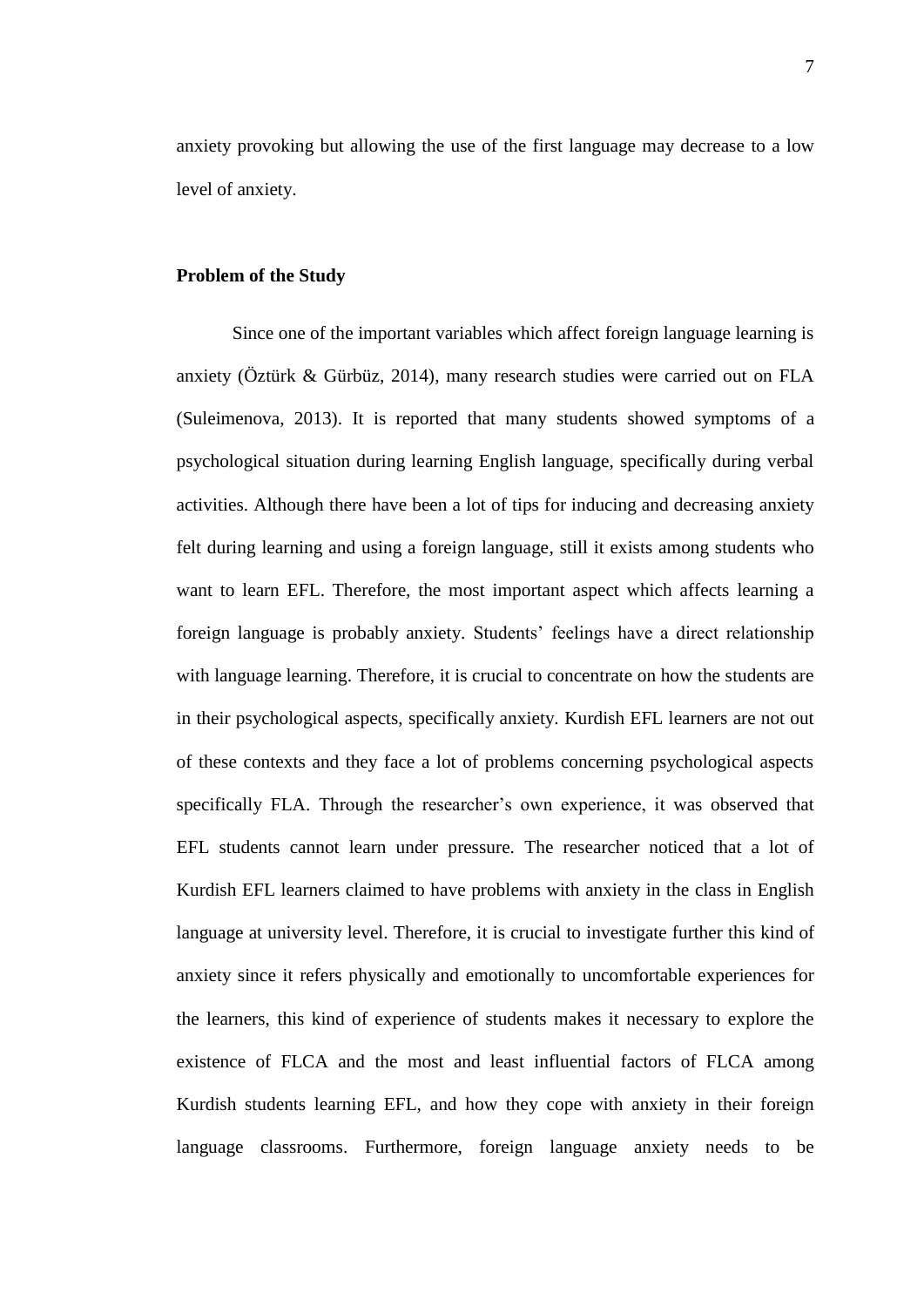anxiety provoking but allowing the use of the first language may decrease to a low level of anxiety.

**Problem of the Study**

Since one of the important variables which affect foreign language learning is anxiety (Öztürk & Gürbüz, 2014), many research studies were carried out on FLA (Suleimenova, 2013). It is reported that many students showed symptoms of a psychological situation during learning English language, specifically during verbal activities. Although there have been a lot of tips for inducing and decreasing anxiety felt during learning and using a foreign language, still it exists among students who want to learn EFL. Therefore, the most important aspect which affects learning a foreign language is probably anxiety. Students' feelings have a direct relationship with language learning. Therefore, it is crucial to concentrate on how the students are in their psychological aspects, specifically anxiety. Kurdish EFL learners are not out of these contexts and they face a lot of problems concerning psychological aspects specifically FLA. Through the researcher's own experience, it was observed that EFL students cannot learn under pressure. The researcher noticed that a lot of Kurdish EFL learners claimed to have problems with anxiety in the class in English language at university level. Therefore, it is crucial to investigate further this kind of anxiety since it refers physically and emotionally to uncomfortable experiences for the learners, this kind of experience of students makes it necessary to explore the existence of FLCA and the most and least influential factors of FLCA among Kurdish students learning EFL, and how they cope with anxiety in their foreign language classrooms. Furthermore, foreign language anxiety needs to be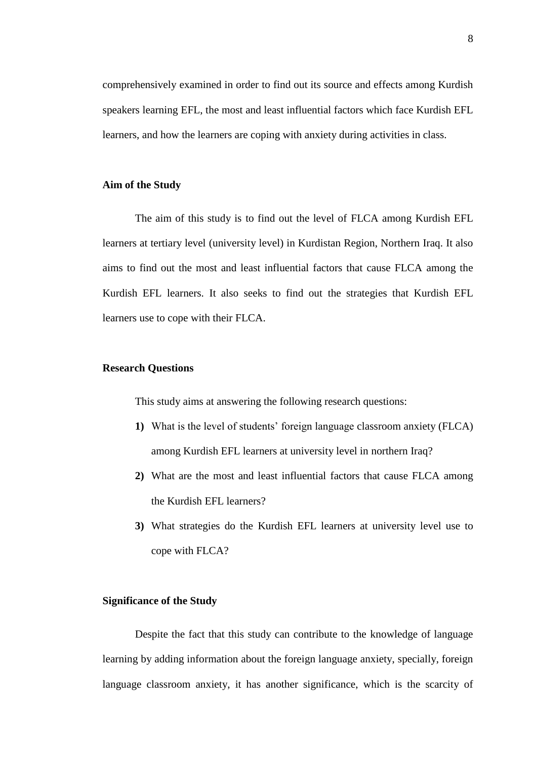comprehensively examined in order to find out its source and effects among Kurdish speakers learning EFL, the most and least influential factors which face Kurdish EFL learners, and how the learners are coping with anxiety during activities in class.

### Aim of the Study

The aim of this study is to find out the level of FLCA among Kurdish EFL learners at tertiary level (university level) in Kurdistan Region, Northern Iraq. It also aims to find out the most and least influential factors that cause FLCA among the Kurdish EFL learners. It also seeks to find out the strategies that Kurdish EFL learners use to cope with their FLCA.

### Research Questions

This study aims at answering the following research questions:

**1)** What is the level of students' foreign language classroom anxiety (FLCA) among Kurdish EFL learners at university level in northern Iraq?

**2)** What are the most and least influential factors that cause FLCA among the Kurdish EFL learners?

**3)** What strategies do the Kurdish EFL learners at university level use to cope with FLCA?

### Significance of the Study

Despite the fact that this study can contribute to the knowledge of language learning by adding information about the foreign language anxiety, specially, foreign language classroom anxiety, it has another significance, which is the scarcity of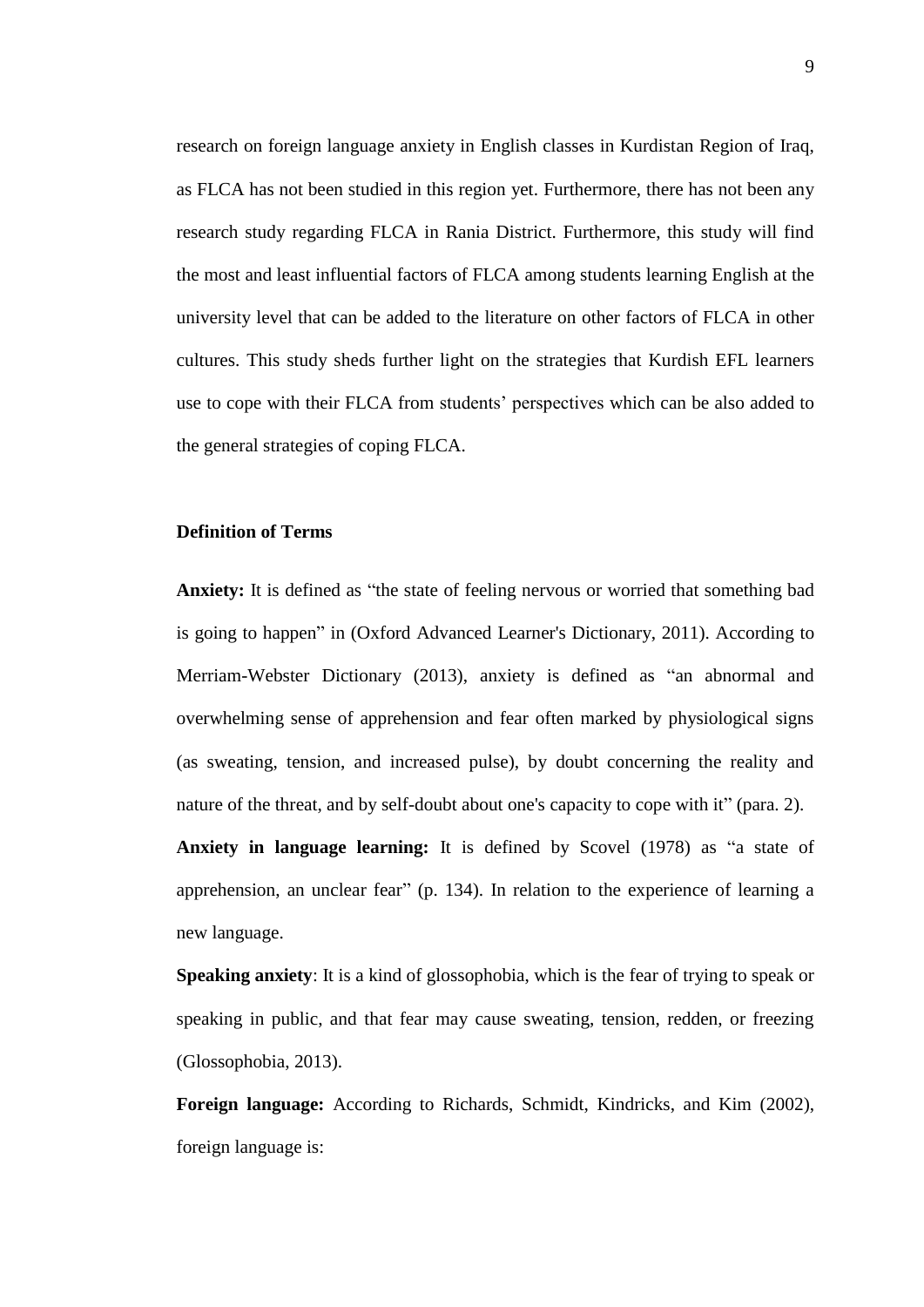research on foreign language anxiety in English classes in Kurdistan Region of Iraq, as FLCA has not been studied in this region yet. Furthermore, there has not been any research study regarding FLCA in Rania District. Furthermore, this study will find the most and least influential factors of FLCA among students learning English at the university level that can be added to the literature on other factors of FLCA in other cultures. This study sheds further light on the strategies that Kurdish EFL learners use to cope with their FLCA from students' perspectives which can be also added to the general strategies of coping FLCA.

### Definition of Terms

**Anxiety:** It is defined as "the state of feeling nervous or worried that something bad is going to happen" in (Oxford Advanced Learner's Dictionary, 2011). According to Merriam-Webster Dictionary (2013), anxiety is defined as "an abnormal and overwhelming sense of apprehension and fear often marked by physiological signs (as sweating, tension, and increased pulse), by doubt concerning the reality and nature of the threat, and by self-doubt about one's capacity to cope with it" (para. 2).

**Anxiety in language learning:** It is defined by Scovel (1978) as "a state of apprehension, an unclear fear" (p. 134). In relation to the experience of learning a new language.

**Speaking anxiety**: It is a kind of glossophobia, which is the fear of trying to speak or speaking in public, and that fear may cause sweating, tension, redden, or freezing (Glossophobia, 2013).

**Foreign language:** According to Richards, Schmidt, Kindricks, and Kim (2002), foreign language is: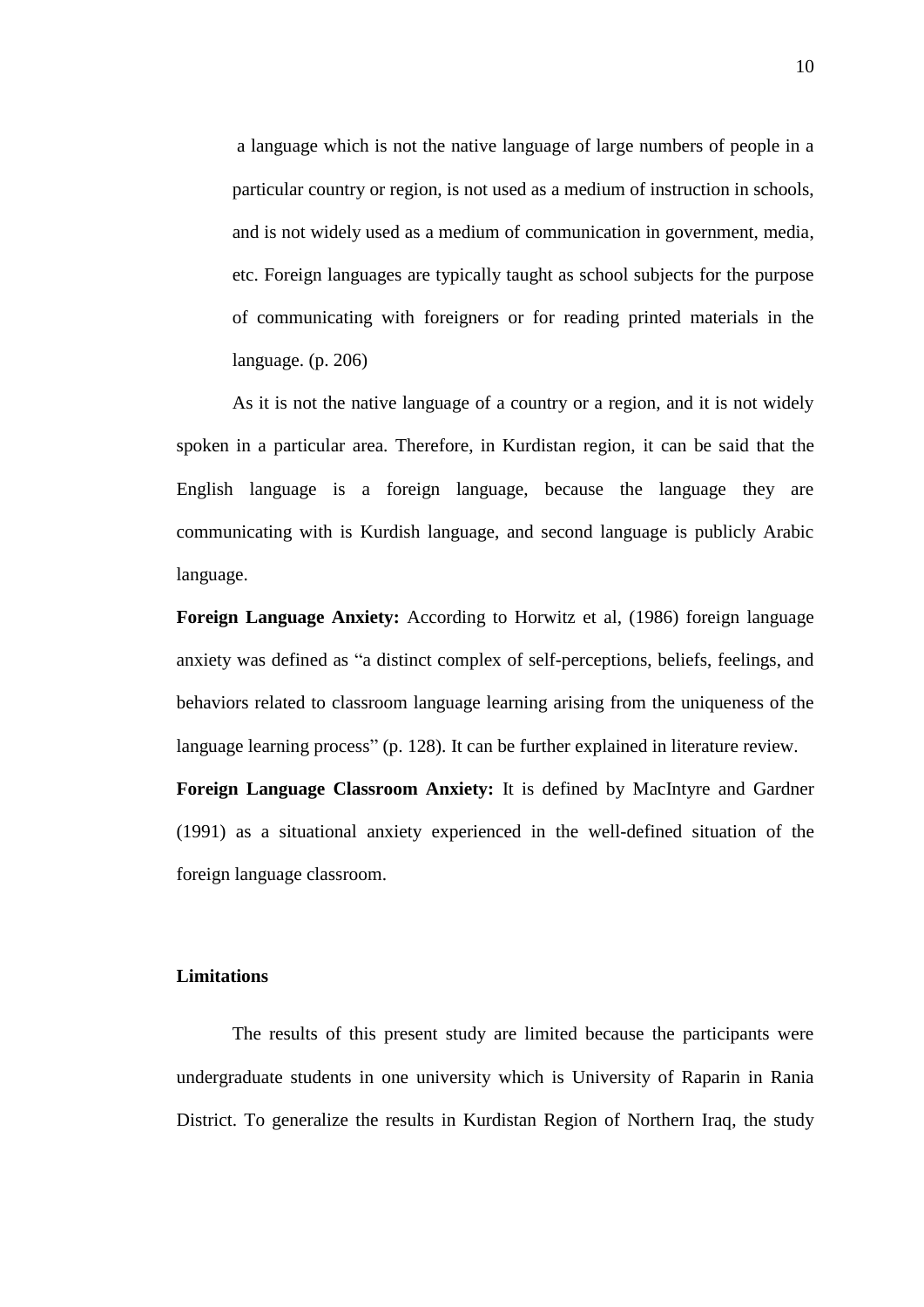> a language which is not the native language of large numbers of people in a particular country or region, is not used as a medium of instruction in schools, and is not widely used as a medium of communication in government, media, etc. Foreign languages are typically taught as school subjects for the purpose of communicating with foreigners or for reading printed materials in the language. (p. 206)

As it is not the native language of a country or a region, and it is not widely spoken in a particular area. Therefore, in Kurdistan region, it can be said that the English language is a foreign language, because the language they are communicating with is Kurdish language, and second language is publicly Arabic language.

**Foreign Language Anxiety:** According to Horwitz et al, (1986) foreign language anxiety was defined as "a distinct complex of self-perceptions, beliefs, feelings, and behaviors related to classroom language learning arising from the uniqueness of the language learning process" (p. 128). It can be further explained in literature review.

**Foreign Language Classroom Anxiety:** It is defined by MacIntyre and Gardner (1991) as a situational anxiety experienced in the well-defined situation of the foreign language classroom.

## Limitations

The results of this present study are limited because the participants were undergraduate students in one university which is University of Raparin in Rania District. To generalize the results in Kurdistan Region of Northern Iraq, the study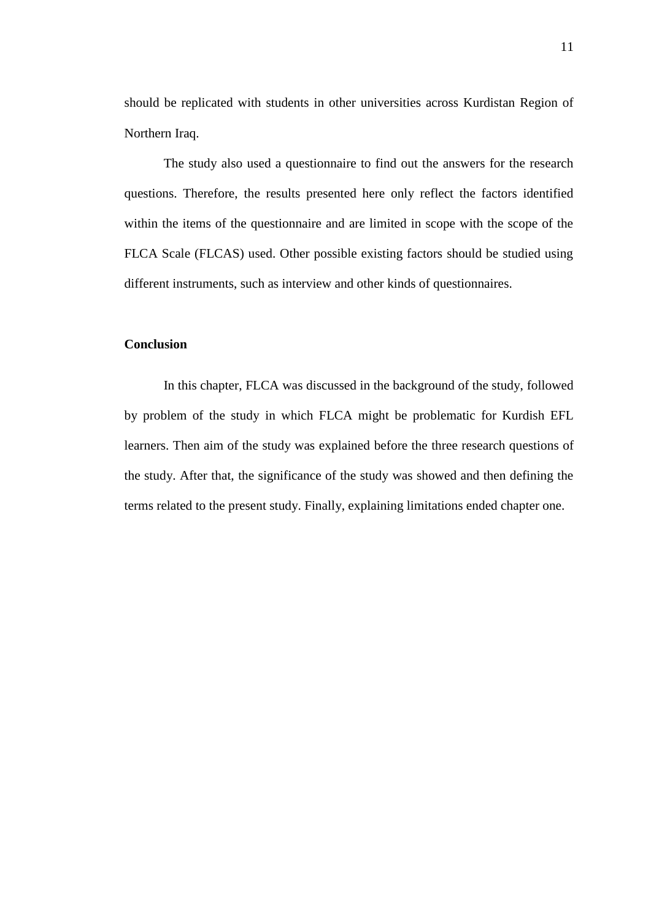should be replicated with students in other universities across Kurdistan Region of Northern Iraq.

The study also used a questionnaire to find out the answers for the research questions. Therefore, the results presented here only reflect the factors identified within the items of the questionnaire and are limited in scope with the scope of the FLCA Scale (FLCAS) used. Other possible existing factors should be studied using different instruments, such as interview and other kinds of questionnaires.

**Conclusion**

In this chapter, FLCA was discussed in the background of the study, followed by problem of the study in which FLCA might be problematic for Kurdish EFL learners. Then aim of the study was explained before the three research questions of the study. After that, the significance of the study was showed and then defining the terms related to the present study. Finally, explaining limitations ended chapter one.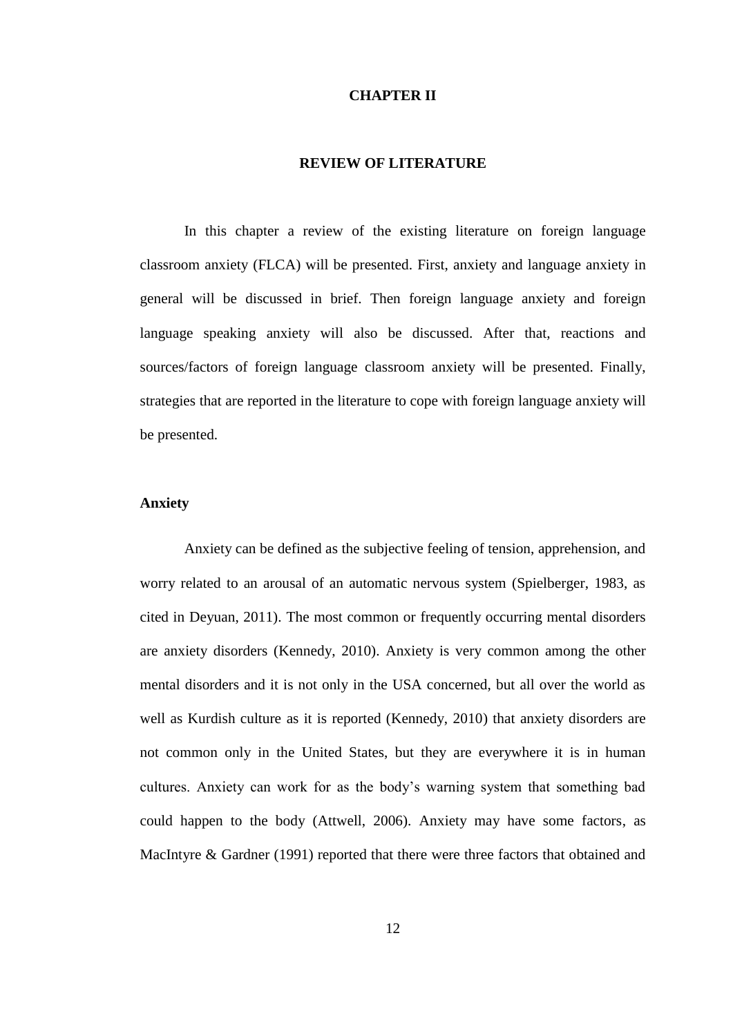# CHAPTER II

# REVIEW OF LITERATURE

In this chapter a review of the existing literature on foreign language classroom anxiety (FLCA) will be presented. First, anxiety and language anxiety in general will be discussed in brief. Then foreign language anxiety and foreign language speaking anxiety will also be discussed. After that, reactions and sources/factors of foreign language classroom anxiety will be presented. Finally, strategies that are reported in the literature to cope with foreign language anxiety will be presented.

## Anxiety

Anxiety can be defined as the subjective feeling of tension, apprehension, and worry related to an arousal of an automatic nervous system (Spielberger, 1983, as cited in Deyuan, 2011). The most common or frequently occurring mental disorders are anxiety disorders (Kennedy, 2010). Anxiety is very common among the other mental disorders and it is not only in the USA concerned, but all over the world as well as Kurdish culture as it is reported (Kennedy, 2010) that anxiety disorders are not common only in the United States, but they are everywhere it is in human cultures. Anxiety can work for as the body's warning system that something bad could happen to the body (Attwell, 2006). Anxiety may have some factors, as MacIntyre & Gardner (1991) reported that there were three factors that obtained and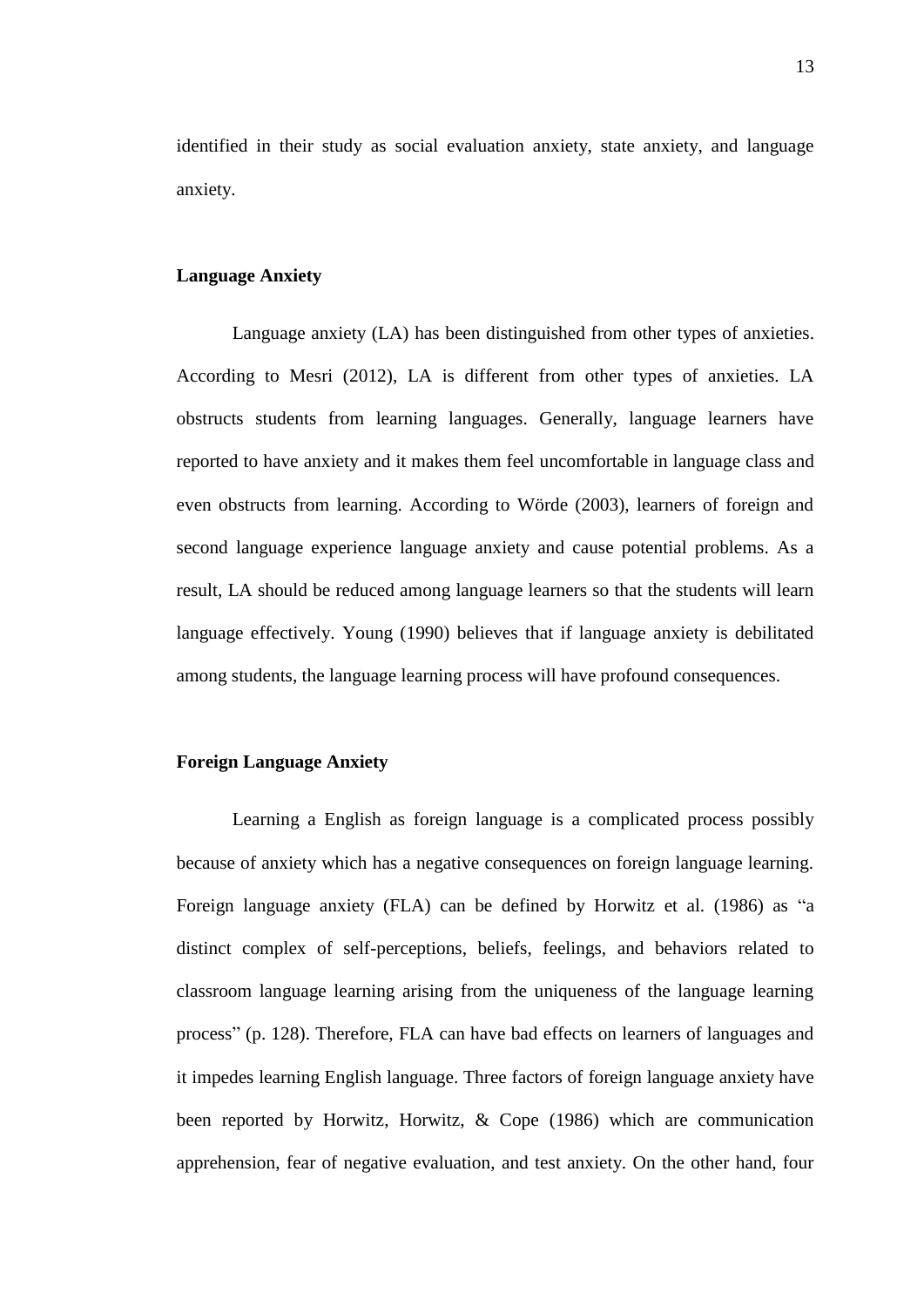identified in their study as social evaluation anxiety, state anxiety, and language anxiety.

**Language Anxiety**

Language anxiety (LA) has been distinguished from other types of anxieties. According to Mesri (2012), LA is different from other types of anxieties. LA obstructs students from learning languages. Generally, language learners have reported to have anxiety and it makes them feel uncomfortable in language class and even obstructs from learning. According to Wörde (2003), learners of foreign and second language experience language anxiety and cause potential problems. As a result, LA should be reduced among language learners so that the students will learn language effectively. Young (1990) believes that if language anxiety is debilitated among students, the language learning process will have profound consequences.

**Foreign Language Anxiety**

Learning a English as foreign language is a complicated process possibly because of anxiety which has a negative consequences on foreign language learning. Foreign language anxiety (FLA) can be defined by Horwitz et al. (1986) as "a distinct complex of self-perceptions, beliefs, feelings, and behaviors related to classroom language learning arising from the uniqueness of the language learning process" (p. 128). Therefore, FLA can have bad effects on learners of languages and it impedes learning English language. Three factors of foreign language anxiety have been reported by Horwitz, Horwitz, & Cope (1986) which are communication apprehension, fear of negative evaluation, and test anxiety. On the other hand, four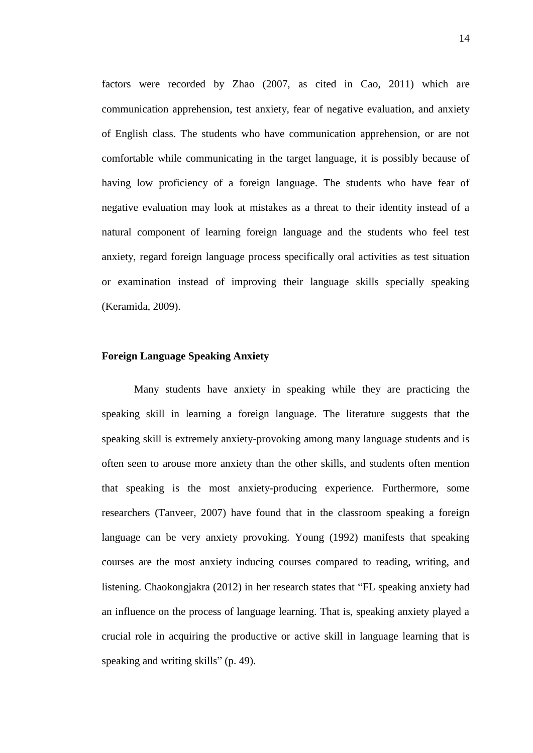factors were recorded by Zhao (2007, as cited in Cao, 2011) which are communication apprehension, test anxiety, fear of negative evaluation, and anxiety of English class. The students who have communication apprehension, or are not comfortable while communicating in the target language, it is possibly because of having low proficiency of a foreign language. The students who have fear of negative evaluation may look at mistakes as a threat to their identity instead of a natural component of learning foreign language and the students who feel test anxiety, regard foreign language process specifically oral activities as test situation or examination instead of improving their language skills specially speaking (Keramida, 2009).

## Foreign Language Speaking Anxiety

Many students have anxiety in speaking while they are practicing the speaking skill in learning a foreign language. The literature suggests that the speaking skill is extremely anxiety-provoking among many language students and is often seen to arouse more anxiety than the other skills, and students often mention that speaking is the most anxiety-producing experience. Furthermore, some researchers (Tanveer, 2007) have found that in the classroom speaking a foreign language can be very anxiety provoking. Young (1992) manifests that speaking courses are the most anxiety inducing courses compared to reading, writing, and listening. Chaokongjakra (2012) in her research states that "FL speaking anxiety had an influence on the process of language learning. That is, speaking anxiety played a crucial role in acquiring the productive or active skill in language learning that is speaking and writing skills" (p. 49).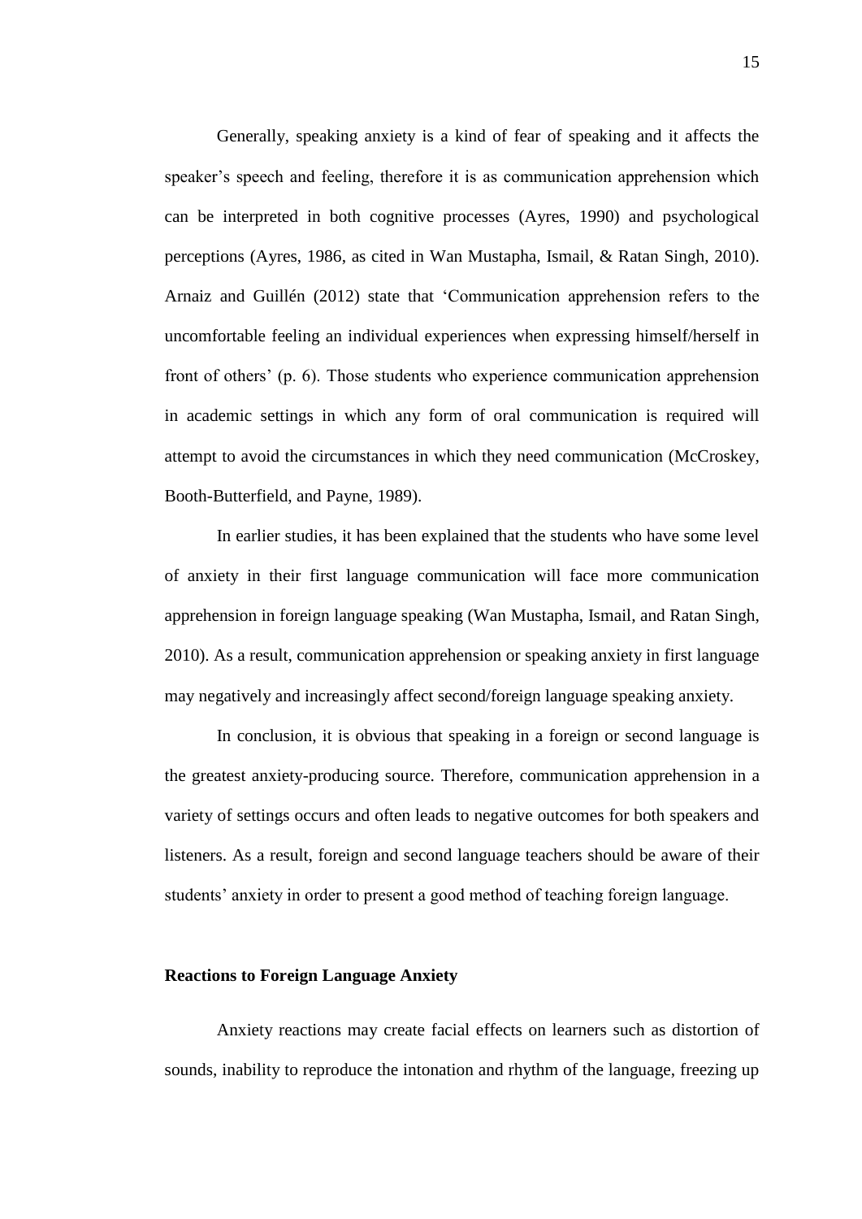Generally, speaking anxiety is a kind of fear of speaking and it affects the speaker's speech and feeling, therefore it is as communication apprehension which can be interpreted in both cognitive processes (Ayres, 1990) and psychological perceptions (Ayres, 1986, as cited in Wan Mustapha, Ismail, & Ratan Singh, 2010). Arnaiz and Guillén (2012) state that 'Communication apprehension refers to the uncomfortable feeling an individual experiences when expressing himself/herself in front of others' (p. 6). Those students who experience communication apprehension in academic settings in which any form of oral communication is required will attempt to avoid the circumstances in which they need communication (McCroskey, Booth-Butterfield, and Payne, 1989).

In earlier studies, it has been explained that the students who have some level of anxiety in their first language communication will face more communication apprehension in foreign language speaking (Wan Mustapha, Ismail, and Ratan Singh, 2010). As a result, communication apprehension or speaking anxiety in first language may negatively and increasingly affect second/foreign language speaking anxiety.

In conclusion, it is obvious that speaking in a foreign or second language is the greatest anxiety-producing source. Therefore, communication apprehension in a variety of settings occurs and often leads to negative outcomes for both speakers and listeners. As a result, foreign and second language teachers should be aware of their students' anxiety in order to present a good method of teaching foreign language.

**Reactions to Foreign Language Anxiety**

Anxiety reactions may create facial effects on learners such as distortion of sounds, inability to reproduce the intonation and rhythm of the language, freezing up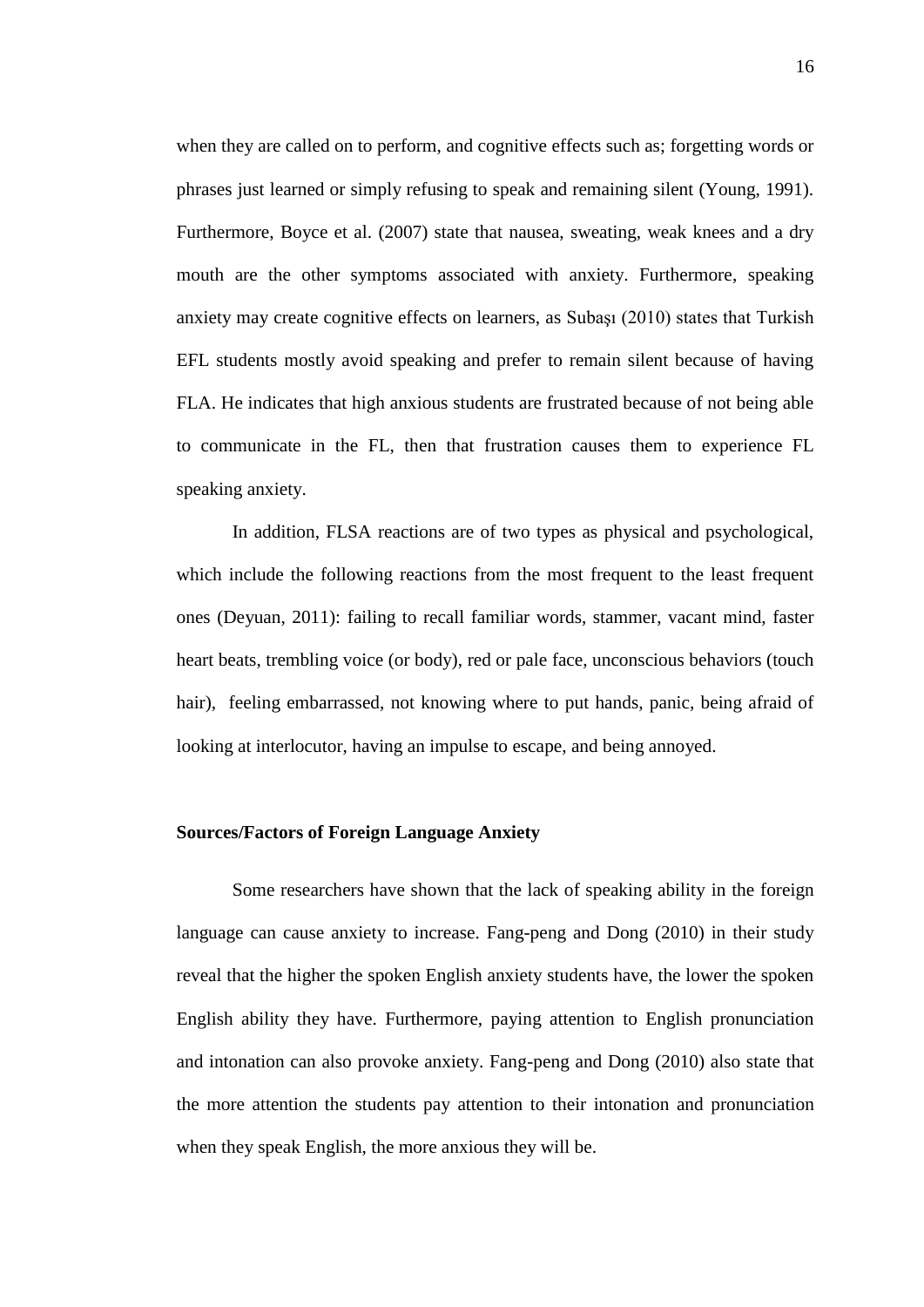when they are called on to perform, and cognitive effects such as; forgetting words or phrases just learned or simply refusing to speak and remaining silent (Young, 1991). Furthermore, Boyce et al. (2007) state that nausea, sweating, weak knees and a dry mouth are the other symptoms associated with anxiety. Furthermore, speaking anxiety may create cognitive effects on learners, as Subaşı (2010) states that Turkish EFL students mostly avoid speaking and prefer to remain silent because of having FLA. He indicates that high anxious students are frustrated because of not being able to communicate in the FL, then that frustration causes them to experience FL speaking anxiety.

In addition, FLSA reactions are of two types as physical and psychological, which include the following reactions from the most frequent to the least frequent ones (Deyuan, 2011): failing to recall familiar words, stammer, vacant mind, faster heart beats, trembling voice (or body), red or pale face, unconscious behaviors (touch hair), feeling embarrassed, not knowing where to put hands, panic, being afraid of looking at interlocutor, having an impulse to escape, and being annoyed.

**Sources/Factors of Foreign Language Anxiety**

Some researchers have shown that the lack of speaking ability in the foreign language can cause anxiety to increase. Fang-peng and Dong (2010) in their study reveal that the higher the spoken English anxiety students have, the lower the spoken English ability they have. Furthermore, paying attention to English pronunciation and intonation can also provoke anxiety. Fang-peng and Dong (2010) also state that the more attention the students pay attention to their intonation and pronunciation when they speak English, the more anxious they will be.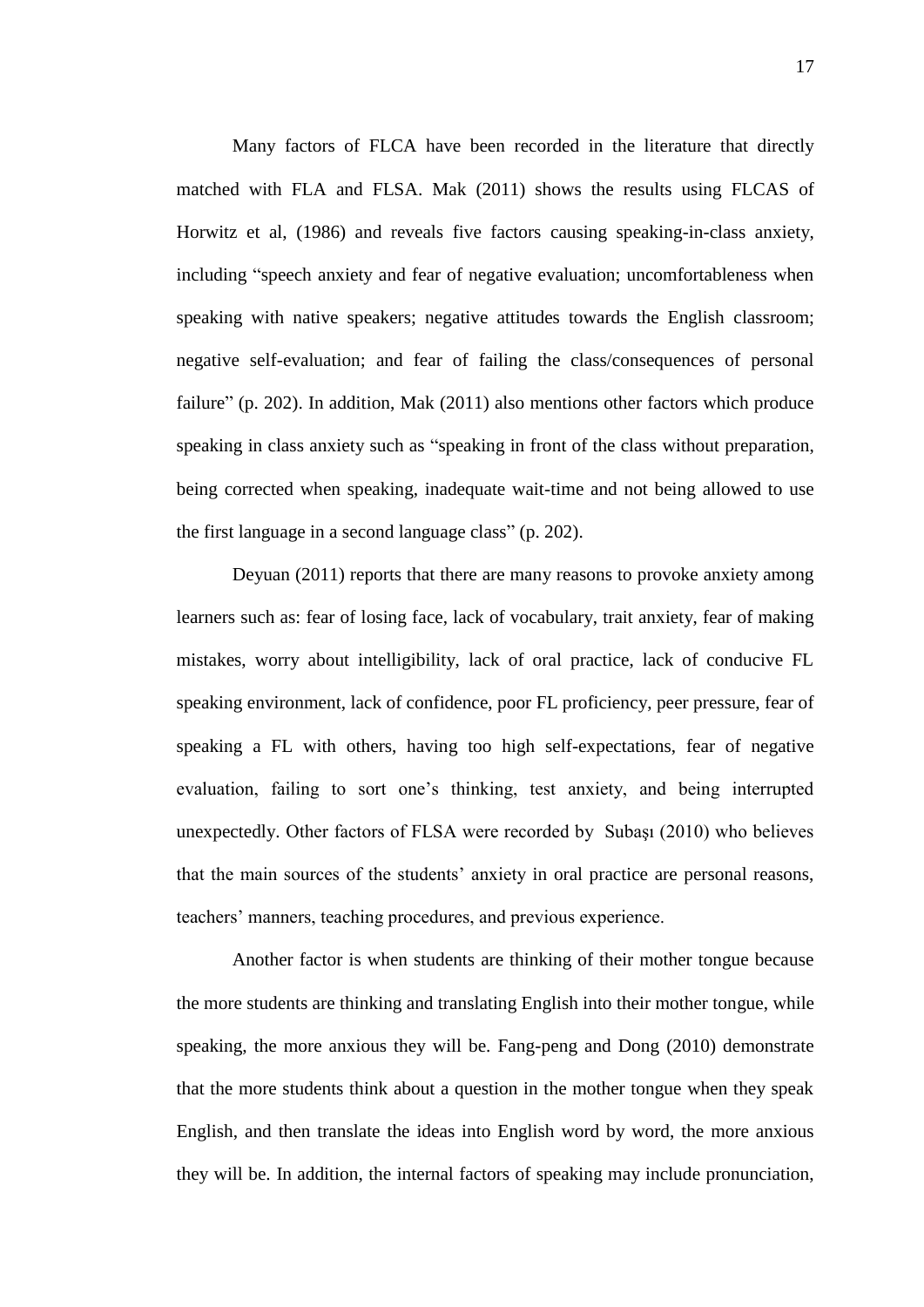Many factors of FLCA have been recorded in the literature that directly matched with FLA and FLSA. Mak (2011) shows the results using FLCAS of Horwitz et al, (1986) and reveals five factors causing speaking-in-class anxiety, including "speech anxiety and fear of negative evaluation; uncomfortableness when speaking with native speakers; negative attitudes towards the English classroom; negative self-evaluation; and fear of failing the class/consequences of personal failure" (p. 202). In addition, Mak (2011) also mentions other factors which produce speaking in class anxiety such as "speaking in front of the class without preparation, being corrected when speaking, inadequate wait-time and not being allowed to use the first language in a second language class" (p. 202).

Deyuan (2011) reports that there are many reasons to provoke anxiety among learners such as: fear of losing face, lack of vocabulary, trait anxiety, fear of making mistakes, worry about intelligibility, lack of oral practice, lack of conducive FL speaking environment, lack of confidence, poor FL proficiency, peer pressure, fear of speaking a FL with others, having too high self-expectations, fear of negative evaluation, failing to sort one's thinking, test anxiety, and being interrupted unexpectedly. Other factors of FLSA were recorded by Subaşı (2010) who believes that the main sources of the students' anxiety in oral practice are personal reasons, teachers' manners, teaching procedures, and previous experience.

Another factor is when students are thinking of their mother tongue because the more students are thinking and translating English into their mother tongue, while speaking, the more anxious they will be. Fang-peng and Dong (2010) demonstrate that the more students think about a question in the mother tongue when they speak English, and then translate the ideas into English word by word, the more anxious they will be. In addition, the internal factors of speaking may include pronunciation,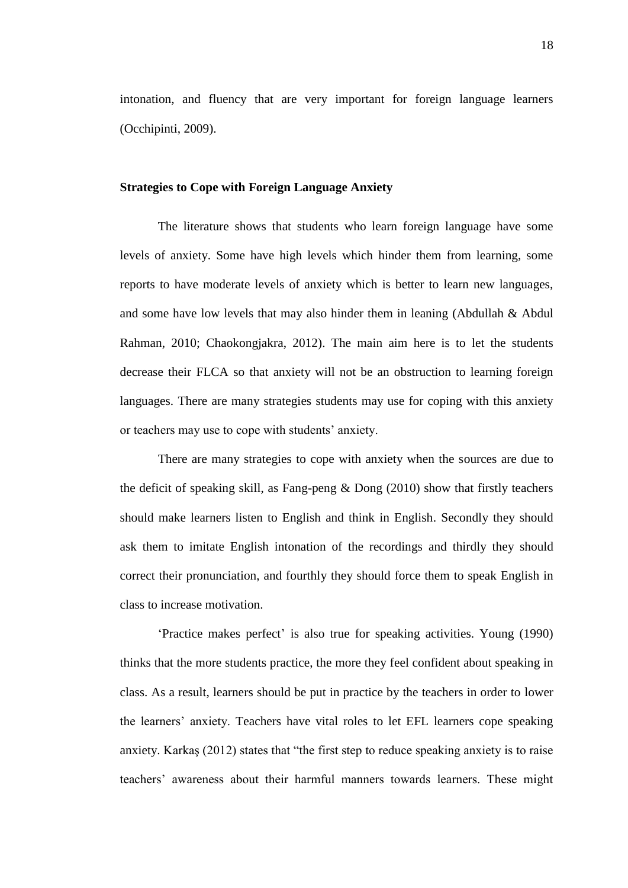intonation, and fluency that are very important for foreign language learners (Occhipinti, 2009).

**Strategies to Cope with Foreign Language Anxiety**

The literature shows that students who learn foreign language have some levels of anxiety. Some have high levels which hinder them from learning, some reports to have moderate levels of anxiety which is better to learn new languages, and some have low levels that may also hinder them in leaning (Abdullah & Abdul Rahman, 2010; Chaokongjakra, 2012). The main aim here is to let the students decrease their FLCA so that anxiety will not be an obstruction to learning foreign languages. There are many strategies students may use for coping with this anxiety or teachers may use to cope with students' anxiety.

There are many strategies to cope with anxiety when the sources are due to the deficit of speaking skill, as Fang-peng & Dong (2010) show that firstly teachers should make learners listen to English and think in English. Secondly they should ask them to imitate English intonation of the recordings and thirdly they should correct their pronunciation, and fourthly they should force them to speak English in class to increase motivation.

'Practice makes perfect' is also true for speaking activities. Young (1990) thinks that the more students practice, the more they feel confident about speaking in class. As a result, learners should be put in practice by the teachers in order to lower the learners' anxiety. Teachers have vital roles to let EFL learners cope speaking anxiety. Karkaş (2012) states that "the first step to reduce speaking anxiety is to raise teachers' awareness about their harmful manners towards learners. These might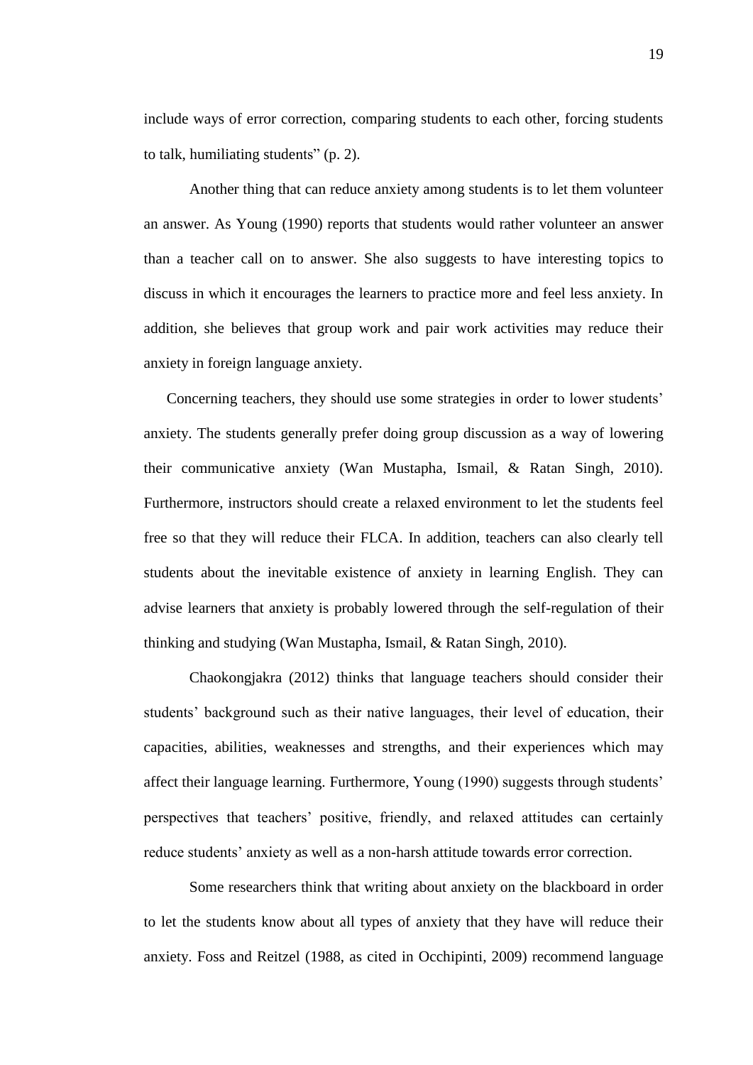include ways of error correction, comparing students to each other, forcing students to talk, humiliating students" (p. 2).

Another thing that can reduce anxiety among students is to let them volunteer an answer. As Young (1990) reports that students would rather volunteer an answer than a teacher call on to answer. She also suggests to have interesting topics to discuss in which it encourages the learners to practice more and feel less anxiety. In addition, she believes that group work and pair work activities may reduce their anxiety in foreign language anxiety.

Concerning teachers, they should use some strategies in order to lower students' anxiety. The students generally prefer doing group discussion as a way of lowering their communicative anxiety (Wan Mustapha, Ismail, & Ratan Singh, 2010). Furthermore, instructors should create a relaxed environment to let the students feel free so that they will reduce their FLCA. In addition, teachers can also clearly tell students about the inevitable existence of anxiety in learning English. They can advise learners that anxiety is probably lowered through the self-regulation of their thinking and studying (Wan Mustapha, Ismail, & Ratan Singh, 2010).

Chaokongjakra (2012) thinks that language teachers should consider their students' background such as their native languages, their level of education, their capacities, abilities, weaknesses and strengths, and their experiences which may affect their language learning. Furthermore, Young (1990) suggests through students' perspectives that teachers' positive, friendly, and relaxed attitudes can certainly reduce students' anxiety as well as a non-harsh attitude towards error correction.

Some researchers think that writing about anxiety on the blackboard in order to let the students know about all types of anxiety that they have will reduce their anxiety. Foss and Reitzel (1988, as cited in Occhipinti, 2009) recommend language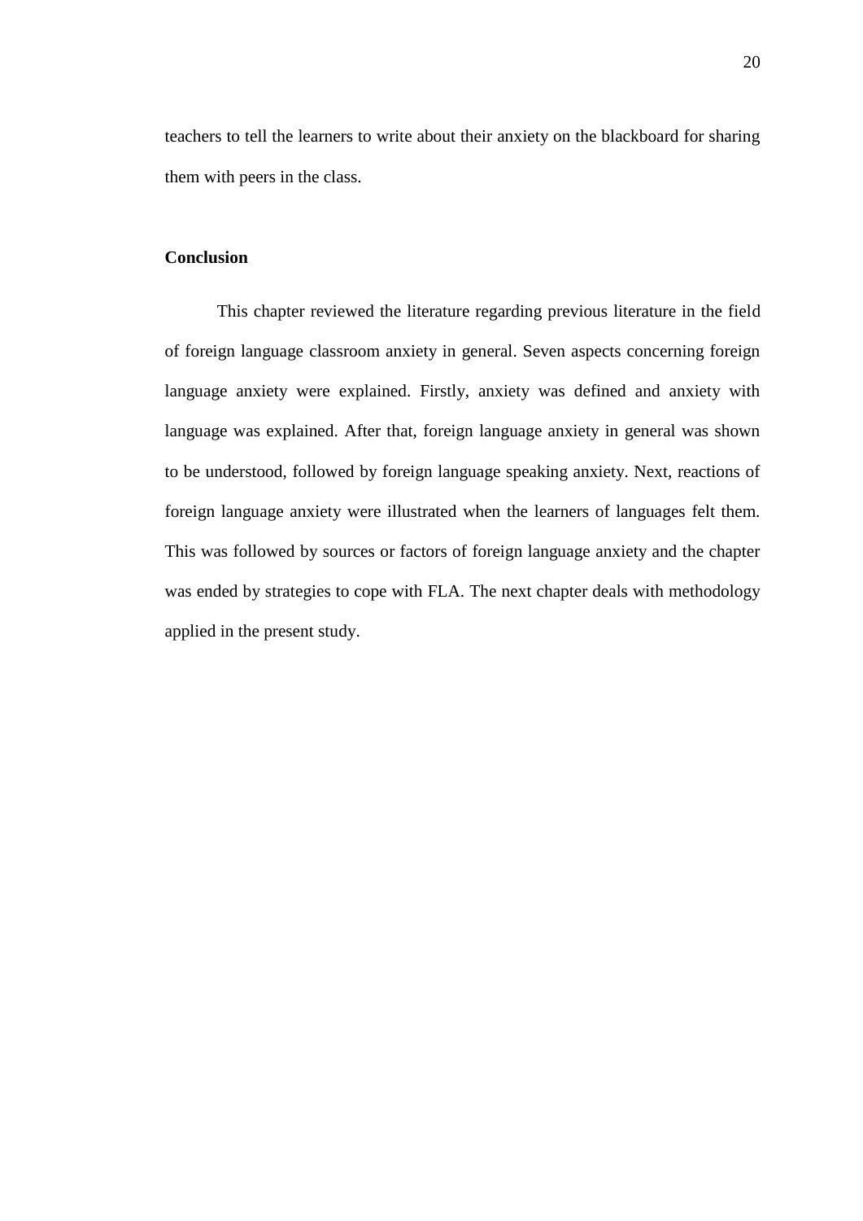teachers to tell the learners to write about their anxiety on the blackboard for sharing them with peers in the class.

**Conclusion**

This chapter reviewed the literature regarding previous literature in the field of foreign language classroom anxiety in general. Seven aspects concerning foreign language anxiety were explained. Firstly, anxiety was defined and anxiety with language was explained. After that, foreign language anxiety in general was shown to be understood, followed by foreign language speaking anxiety. Next, reactions of foreign language anxiety were illustrated when the learners of languages felt them. This was followed by sources or factors of foreign language anxiety and the chapter was ended by strategies to cope with FLA. The next chapter deals with methodology applied in the present study.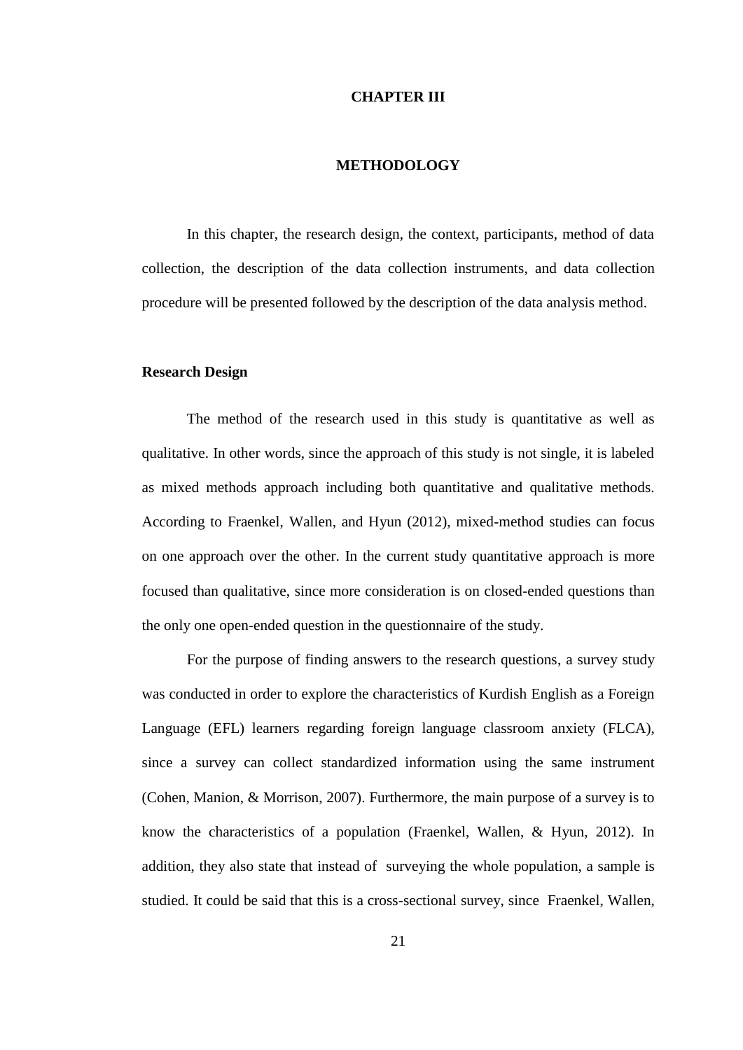# CHAPTER III

# METHODOLOGY

In this chapter, the research design, the context, participants, method of data collection, the description of the data collection instruments, and data collection procedure will be presented followed by the description of the data analysis method.

## Research Design

The method of the research used in this study is quantitative as well as qualitative. In other words, since the approach of this study is not single, it is labeled as mixed methods approach including both quantitative and qualitative methods. According to Fraenkel, Wallen, and Hyun (2012), mixed-method studies can focus on one approach over the other. In the current study quantitative approach is more focused than qualitative, since more consideration is on closed-ended questions than the only one open-ended question in the questionnaire of the study.

For the purpose of finding answers to the research questions, a survey study was conducted in order to explore the characteristics of Kurdish English as a Foreign Language (EFL) learners regarding foreign language classroom anxiety (FLCA), since a survey can collect standardized information using the same instrument (Cohen, Manion, & Morrison, 2007). Furthermore, the main purpose of a survey is to know the characteristics of a population (Fraenkel, Wallen, & Hyun, 2012). In addition, they also state that instead of surveying the whole population, a sample is studied. It could be said that this is a cross-sectional survey, since Fraenkel, Wallen,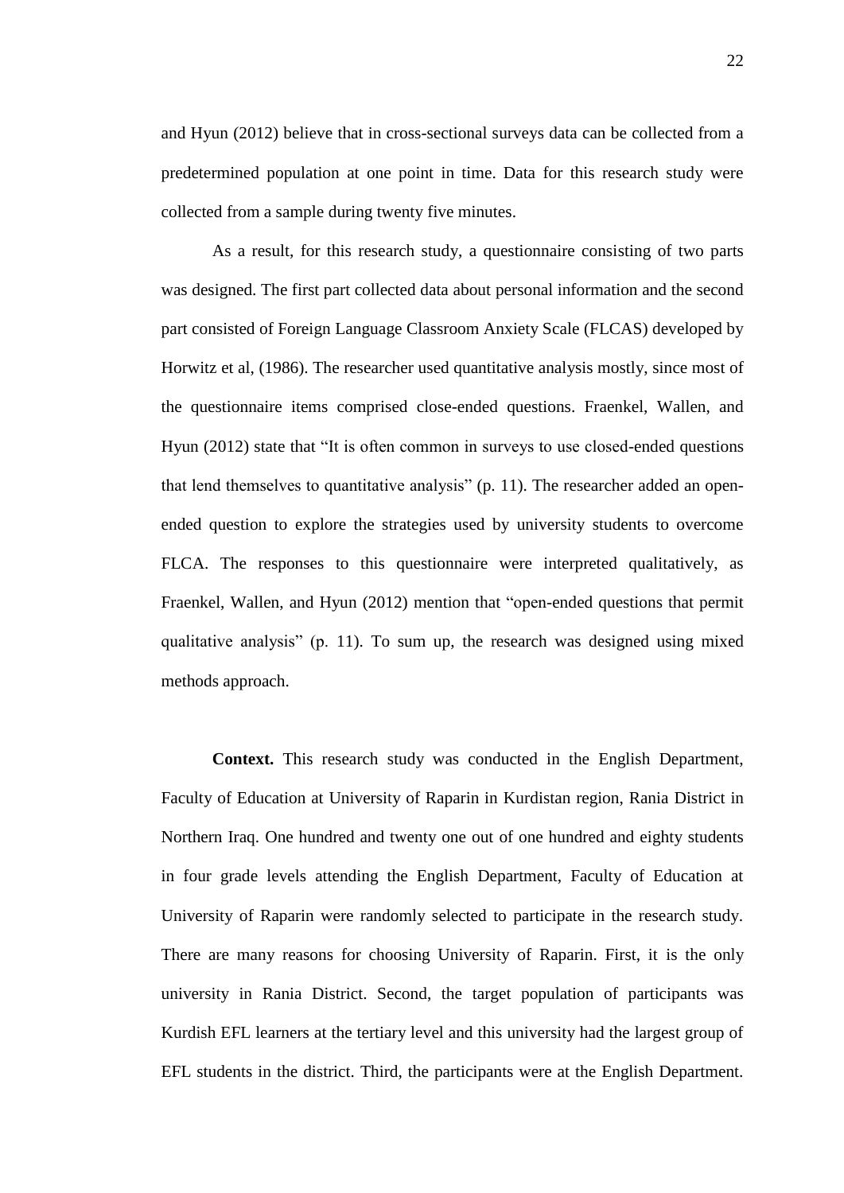and Hyun (2012) believe that in cross-sectional surveys data can be collected from a predetermined population at one point in time. Data for this research study were collected from a sample during twenty five minutes.

As a result, for this research study, a questionnaire consisting of two parts was designed. The first part collected data about personal information and the second part consisted of Foreign Language Classroom Anxiety Scale (FLCAS) developed by Horwitz et al, (1986). The researcher used quantitative analysis mostly, since most of the questionnaire items comprised close-ended questions. Fraenkel, Wallen, and Hyun (2012) state that "It is often common in surveys to use closed-ended questions that lend themselves to quantitative analysis" (p. 11). The researcher added an open-ended question to explore the strategies used by university students to overcome FLCA. The responses to this questionnaire were interpreted qualitatively, as Fraenkel, Wallen, and Hyun (2012) mention that "open-ended questions that permit qualitative analysis" (p. 11). To sum up, the research was designed using mixed methods approach.

**Context.** This research study was conducted in the English Department, Faculty of Education at University of Raparin in Kurdistan region, Rania District in Northern Iraq. One hundred and twenty one out of one hundred and eighty students in four grade levels attending the English Department, Faculty of Education at University of Raparin were randomly selected to participate in the research study. There are many reasons for choosing University of Raparin. First, it is the only university in Rania District. Second, the target population of participants was Kurdish EFL learners at the tertiary level and this university had the largest group of EFL students in the district. Third, the participants were at the English Department.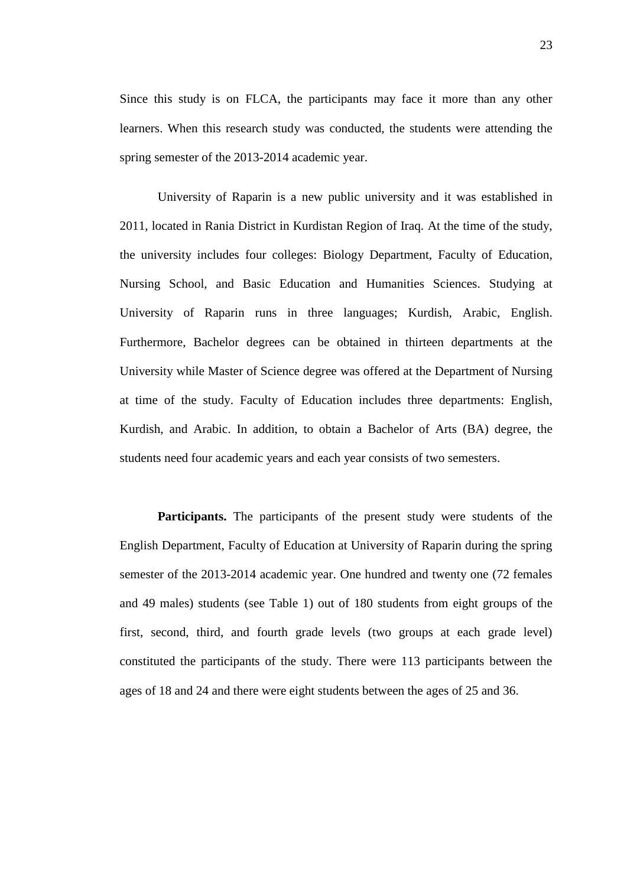Since this study is on FLCA, the participants may face it more than any other learners. When this research study was conducted, the students were attending the spring semester of the 2013-2014 academic year.

University of Raparin is a new public university and it was established in 2011, located in Rania District in Kurdistan Region of Iraq. At the time of the study, the university includes four colleges: Biology Department, Faculty of Education, Nursing School, and Basic Education and Humanities Sciences. Studying at University of Raparin runs in three languages; Kurdish, Arabic, English. Furthermore, Bachelor degrees can be obtained in thirteen departments at the University while Master of Science degree was offered at the Department of Nursing at time of the study. Faculty of Education includes three departments: English, Kurdish, and Arabic. In addition, to obtain a Bachelor of Arts (BA) degree, the students need four academic years and each year consists of two semesters.

**Participants.** The participants of the present study were students of the English Department, Faculty of Education at University of Raparin during the spring semester of the 2013-2014 academic year. One hundred and twenty one (72 females and 49 males) students (see Table 1) out of 180 students from eight groups of the first, second, third, and fourth grade levels (two groups at each grade level) constituted the participants of the study. There were 113 participants between the ages of 18 and 24 and there were eight students between the ages of 25 and 36.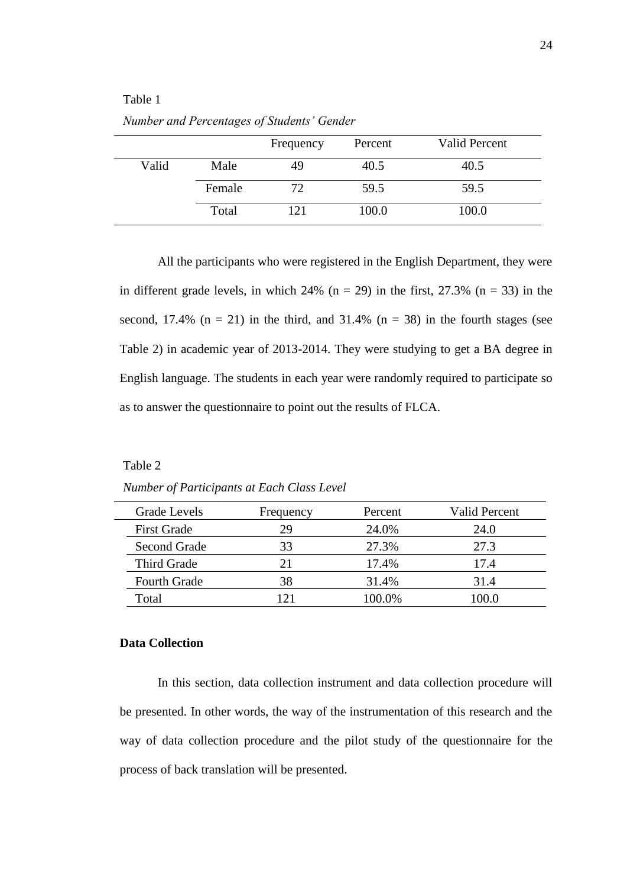Table 1

*Number and Percentages of Students' Gender*

| | | Frequency | Percent | Valid Percent |
|---|---|---|---|---|
| Valid | Male | 49 | 40.5 | 40.5 |
| | Female | 72 | 59.5 | 59.5 |
| | Total | 121 | 100.0 | 100.0 |

All the participants who were registered in the English Department, they were in different grade levels, in which 24% (n = 29) in the first, 27.3% (n = 33) in the second, 17.4% (n = 21) in the third, and 31.4% (n = 38) in the fourth stages (see Table 2) in academic year of 2013-2014. They were studying to get a BA degree in English language. The students in each year were randomly required to participate so as to answer the questionnaire to point out the results of FLCA.

Table 2

*Number of Participants at Each Class Level*

| Grade Levels | Frequency | Percent | Valid Percent |
|---|---|---|---|
| First Grade | 29 | 24.0% | 24.0 |
| Second Grade | 33 | 27.3% | 27.3 |
| Third Grade | 21 | 17.4% | 17.4 |
| Fourth Grade | 38 | 31.4% | 31.4 |
| Total | 121 | 100.0% | 100.0 |

**Data Collection**

In this section, data collection instrument and data collection procedure will be presented. In other words, the way of the instrumentation of this research and the way of data collection procedure and the pilot study of the questionnaire for the process of back translation will be presented.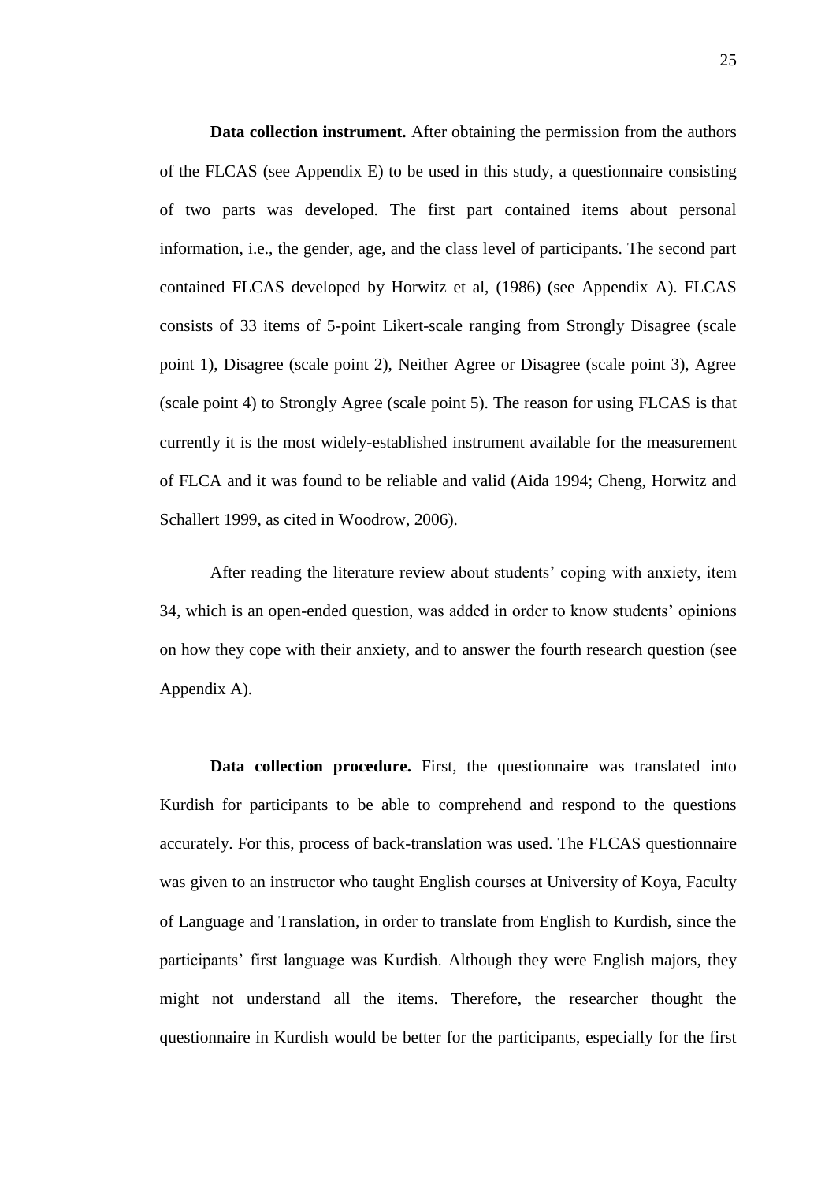**Data collection instrument.** After obtaining the permission from the authors of the FLCAS (see Appendix E) to be used in this study, a questionnaire consisting of two parts was developed. The first part contained items about personal information, i.e., the gender, age, and the class level of participants. The second part contained FLCAS developed by Horwitz et al, (1986) (see Appendix A). FLCAS consists of 33 items of 5-point Likert-scale ranging from Strongly Disagree (scale point 1), Disagree (scale point 2), Neither Agree or Disagree (scale point 3), Agree (scale point 4) to Strongly Agree (scale point 5). The reason for using FLCAS is that currently it is the most widely-established instrument available for the measurement of FLCA and it was found to be reliable and valid (Aida 1994; Cheng, Horwitz and Schallert 1999, as cited in Woodrow, 2006).

After reading the literature review about students' coping with anxiety, item 34, which is an open-ended question, was added in order to know students' opinions on how they cope with their anxiety, and to answer the fourth research question (see Appendix A).

**Data collection procedure.** First, the questionnaire was translated into Kurdish for participants to be able to comprehend and respond to the questions accurately. For this, process of back-translation was used. The FLCAS questionnaire was given to an instructor who taught English courses at University of Koya, Faculty of Language and Translation, in order to translate from English to Kurdish, since the participants' first language was Kurdish. Although they were English majors, they might not understand all the items. Therefore, the researcher thought the questionnaire in Kurdish would be better for the participants, especially for the first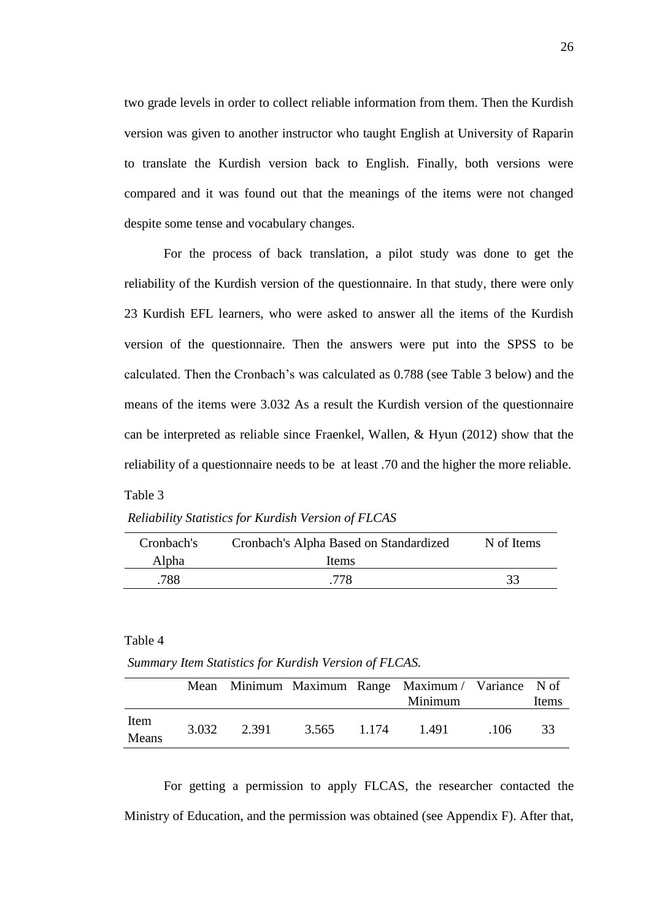two grade levels in order to collect reliable information from them. Then the Kurdish version was given to another instructor who taught English at University of Raparin to translate the Kurdish version back to English. Finally, both versions were compared and it was found out that the meanings of the items were not changed despite some tense and vocabulary changes.

For the process of back translation, a pilot study was done to get the reliability of the Kurdish version of the questionnaire. In that study, there were only 23 Kurdish EFL learners, who were asked to answer all the items of the Kurdish version of the questionnaire. Then the answers were put into the SPSS to be calculated. Then the Cronbach's was calculated as 0.788 (see Table 3 below) and the means of the items were 3.032 As a result the Kurdish version of the questionnaire can be interpreted as reliable since Fraenkel, Wallen, & Hyun (2012) show that the reliability of a questionnaire needs to be at least .70 and the higher the more reliable.

Table 3

*Reliability Statistics for Kurdish Version of FLCAS*

| Cronbach's Alpha | Cronbach's Alpha Based on Standardized Items | N of Items |
|---|---|---|
| .788 | .778 | 33 |

Table 4

*Summary Item Statistics for Kurdish Version of FLCAS.*

| | Mean | Minimum | Maximum | Range | Maximum / Minimum | Variance | N of Items |
|---|---|---|---|---|---|---|---|
| Item Means | 3.032 | 2.391 | 3.565 | 1.174 | 1.491 | .106 | 33 |

For getting a permission to apply FLCAS, the researcher contacted the Ministry of Education, and the permission was obtained (see Appendix F). After that,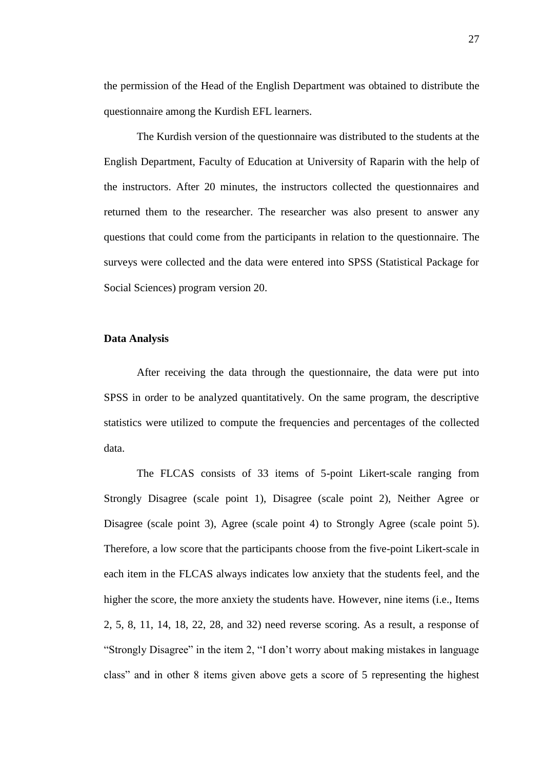the permission of the Head of the English Department was obtained to distribute the questionnaire among the Kurdish EFL learners.

The Kurdish version of the questionnaire was distributed to the students at the English Department, Faculty of Education at University of Raparin with the help of the instructors. After 20 minutes, the instructors collected the questionnaires and returned them to the researcher. The researcher was also present to answer any questions that could come from the participants in relation to the questionnaire. The surveys were collected and the data were entered into SPSS (Statistical Package for Social Sciences) program version 20.

### Data Analysis

After receiving the data through the questionnaire, the data were put into SPSS in order to be analyzed quantitatively. On the same program, the descriptive statistics were utilized to compute the frequencies and percentages of the collected data.

The FLCAS consists of 33 items of 5-point Likert-scale ranging from Strongly Disagree (scale point 1), Disagree (scale point 2), Neither Agree or Disagree (scale point 3), Agree (scale point 4) to Strongly Agree (scale point 5). Therefore, a low score that the participants choose from the five-point Likert-scale in each item in the FLCAS always indicates low anxiety that the students feel, and the higher the score, the more anxiety the students have. However, nine items (i.e., Items 2, 5, 8, 11, 14, 18, 22, 28, and 32) need reverse scoring. As a result, a response of "Strongly Disagree" in the item 2, "I don't worry about making mistakes in language class" and in other 8 items given above gets a score of 5 representing the highest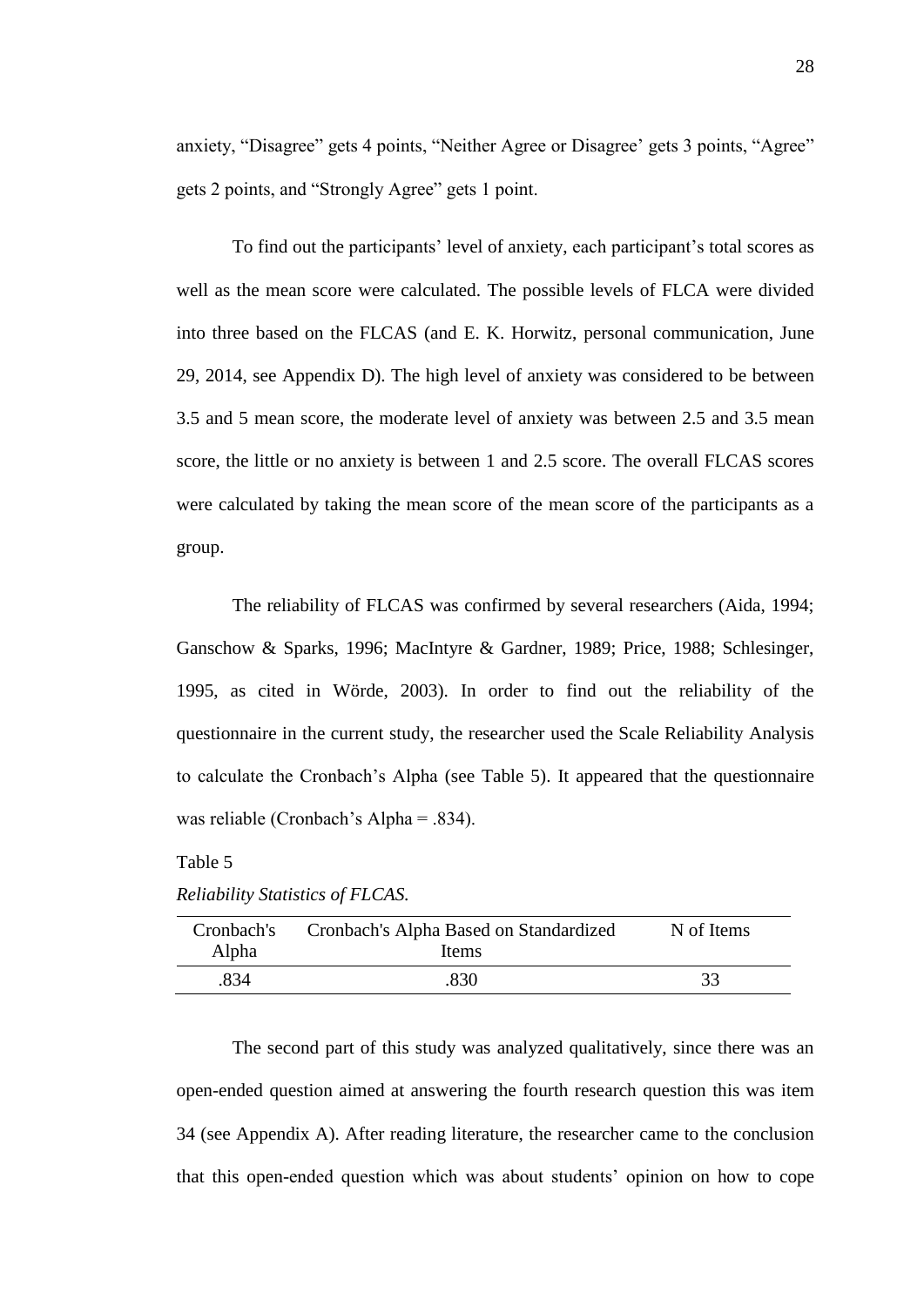anxiety, “Disagree” gets 4 points, “Neither Agree or Disagree’ gets 3 points, “Agree” gets 2 points, and “Strongly Agree” gets 1 point.

To find out the participants’ level of anxiety, each participant’s total scores as well as the mean score were calculated. The possible levels of FLCA were divided into three based on the FLCAS (and E. K. Horwitz, personal communication, June 29, 2014, see Appendix D). The high level of anxiety was considered to be between 3.5 and 5 mean score, the moderate level of anxiety was between 2.5 and 3.5 mean score, the little or no anxiety is between 1 and 2.5 score. The overall FLCAS scores were calculated by taking the mean score of the mean score of the participants as a group.

The reliability of FLCAS was confirmed by several researchers (Aida, 1994; Ganschow & Sparks, 1996; MacIntyre & Gardner, 1989; Price, 1988; Schlesinger, 1995, as cited in Wörde, 2003). In order to find out the reliability of the questionnaire in the current study, the researcher used the Scale Reliability Analysis to calculate the Cronbach’s Alpha (see Table 5). It appeared that the questionnaire was reliable (Cronbach’s Alpha = .834).

Table 5

*Reliability Statistics of FLCAS.*

| Cronbach's Alpha | Cronbach's Alpha Based on Standardized Items | N of Items |
|---|---|---|
| .834 | .830 | 33 |

The second part of this study was analyzed qualitatively, since there was an open-ended question aimed at answering the fourth research question this was item 34 (see Appendix A). After reading literature, the researcher came to the conclusion that this open-ended question which was about students’ opinion on how to cope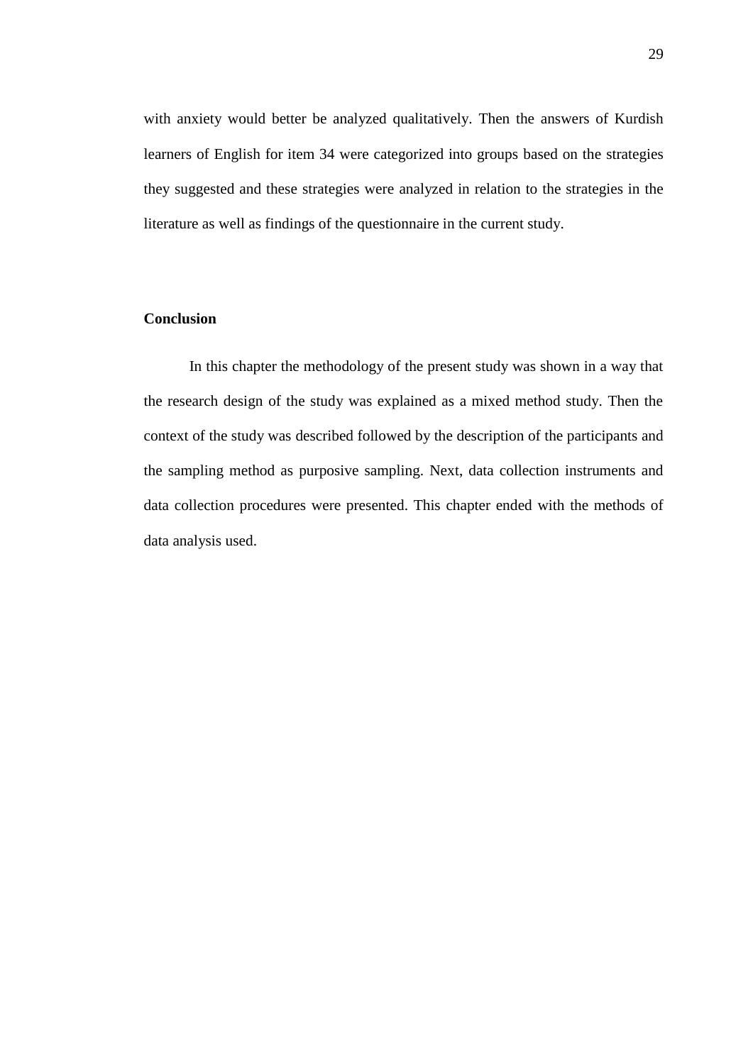with anxiety would better be analyzed qualitatively. Then the answers of Kurdish learners of English for item 34 were categorized into groups based on the strategies they suggested and these strategies were analyzed in relation to the strategies in the literature as well as findings of the questionnaire in the current study.

**Conclusion**

In this chapter the methodology of the present study was shown in a way that the research design of the study was explained as a mixed method study. Then the context of the study was described followed by the description of the participants and the sampling method as purposive sampling. Next, data collection instruments and data collection procedures were presented. This chapter ended with the methods of data analysis used.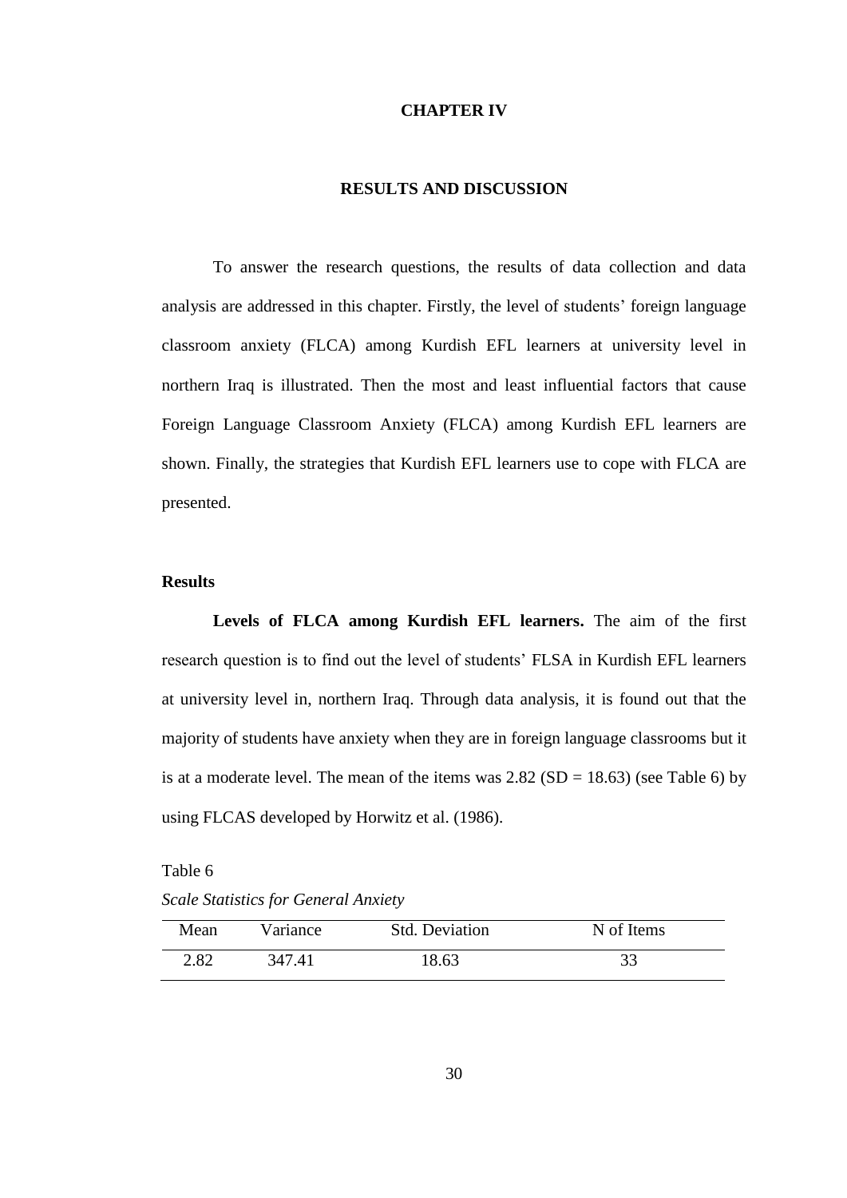# CHAPTER IV

## RESULTS AND DISCUSSION

To answer the research questions, the results of data collection and data analysis are addressed in this chapter. Firstly, the level of students' foreign language classroom anxiety (FLCA) among Kurdish EFL learners at university level in northern Iraq is illustrated. Then the most and least influential factors that cause Foreign Language Classroom Anxiety (FLCA) among Kurdish EFL learners are shown. Finally, the strategies that Kurdish EFL learners use to cope with FLCA are presented.

### Results

**Levels of FLCA among Kurdish EFL learners.** The aim of the first research question is to find out the level of students' FLSA in Kurdish EFL learners at university level in, northern Iraq. Through data analysis, it is found out that the majority of students have anxiety when they are in foreign language classrooms but it is at a moderate level. The mean of the items was 2.82 (SD = 18.63) (see Table 6) by using FLCAS developed by Horwitz et al. (1986).

Table 6

*Scale Statistics for General Anxiety*

| Mean | Variance | Std. Deviation | N of Items |
|---|---|---|---|
| 2.82 | 347.41 | 18.63 | 33 |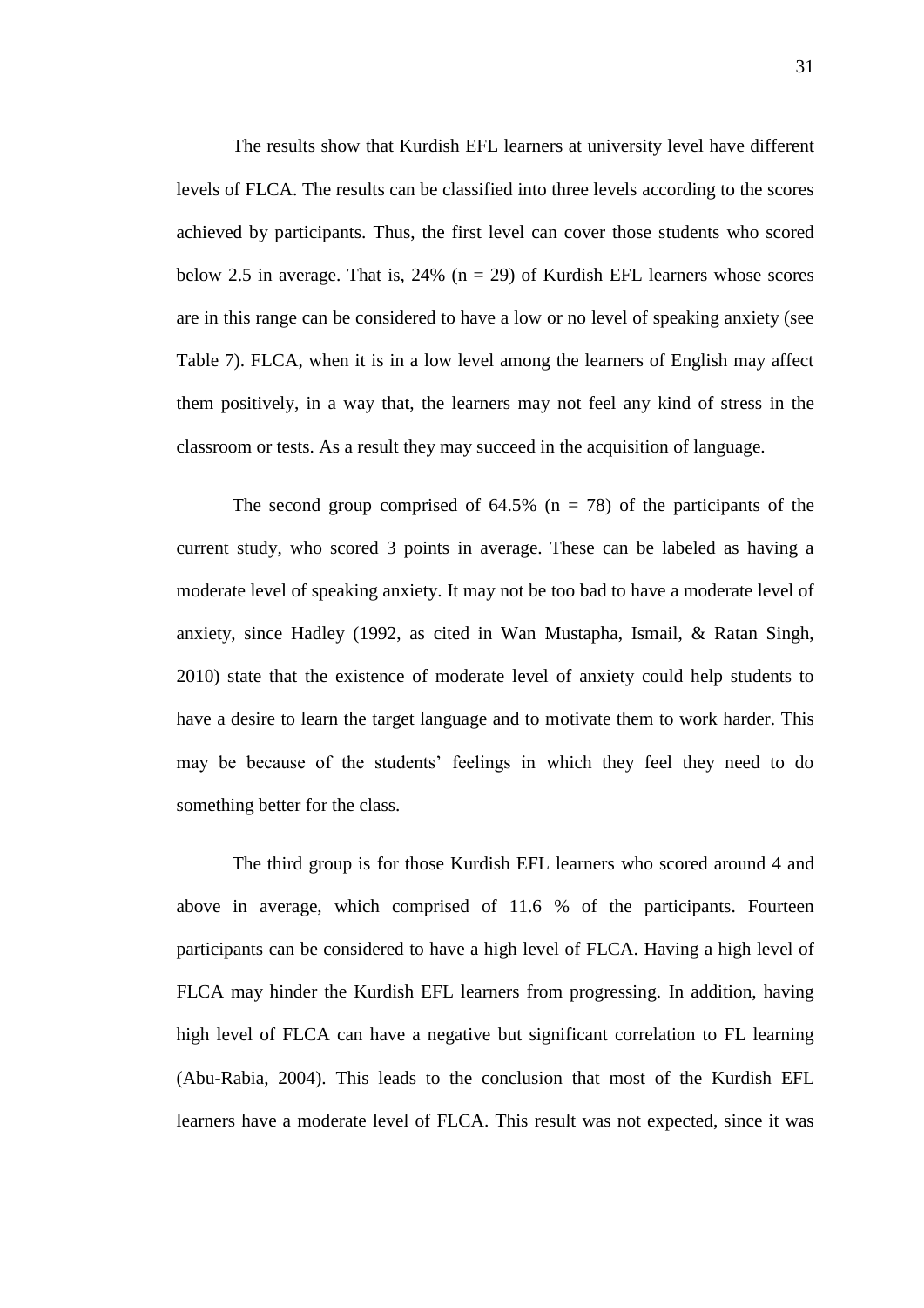The results show that Kurdish EFL learners at university level have different levels of FLCA. The results can be classified into three levels according to the scores achieved by participants. Thus, the first level can cover those students who scored below 2.5 in average. That is, 24% (n = 29) of Kurdish EFL learners whose scores are in this range can be considered to have a low or no level of speaking anxiety (see Table 7). FLCA, when it is in a low level among the learners of English may affect them positively, in a way that, the learners may not feel any kind of stress in the classroom or tests. As a result they may succeed in the acquisition of language.

The second group comprised of 64.5% (n = 78) of the participants of the current study, who scored 3 points in average. These can be labeled as having a moderate level of speaking anxiety. It may not be too bad to have a moderate level of anxiety, since Hadley (1992, as cited in Wan Mustapha, Ismail, & Ratan Singh, 2010) state that the existence of moderate level of anxiety could help students to have a desire to learn the target language and to motivate them to work harder. This may be because of the students' feelings in which they feel they need to do something better for the class.

The third group is for those Kurdish EFL learners who scored around 4 and above in average, which comprised of 11.6 % of the participants. Fourteen participants can be considered to have a high level of FLCA. Having a high level of FLCA may hinder the Kurdish EFL learners from progressing. In addition, having high level of FLCA can have a negative but significant correlation to FL learning (Abu-Rabia, 2004). This leads to the conclusion that most of the Kurdish EFL learners have a moderate level of FLCA. This result was not expected, since it was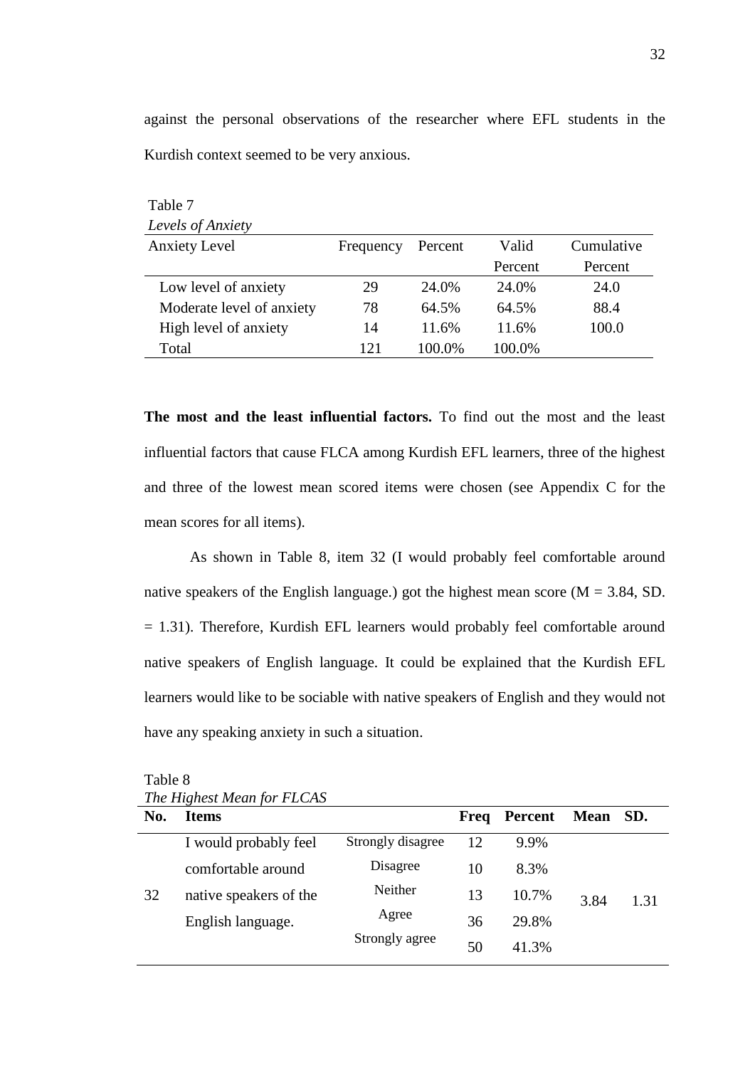against the personal observations of the researcher where EFL students in the Kurdish context seemed to be very anxious.

Table 7
*Levels of Anxiety*

| Anxiety Level | Frequency | Percent | Valid Percent | Cumulative Percent |
|---|---|---|---|---|
| Low level of anxiety | 29 | 24.0% | 24.0% | 24.0 |
| Moderate level of anxiety | 78 | 64.5% | 64.5% | 88.4 |
| High level of anxiety | 14 | 11.6% | 11.6% | 100.0 |
| Total | 121 | 100.0% | 100.0% | |

**The most and the least influential factors.** To find out the most and the least influential factors that cause FLCA among Kurdish EFL learners, three of the highest and three of the lowest mean scored items were chosen (see Appendix C for the mean scores for all items).

As shown in Table 8, item 32 (I would probably feel comfortable around native speakers of the English language.) got the highest mean score (M = 3.84, SD. = 1.31). Therefore, Kurdish EFL learners would probably feel comfortable around native speakers of English language. It could be explained that the Kurdish EFL learners would like to be sociable with native speakers of English and they would not have any speaking anxiety in such a situation.

Table 8
*The Highest Mean for FLCAS*

| No. | Items | | Freq | Percent | Mean | SD. |
|---|---|---|---|---|---|---|
| 32 | I would probably feel comfortable around native speakers of the English language. | Strongly disagree | 12 | 9.9% | 3.84 | 1.31 |
| | | Disagree | 10 | 8.3% | | |
| | | Neither | 13 | 10.7% | | |
| | | Agree | 36 | 29.8% | | |
| | | Strongly agree | 50 | 41.3% | | |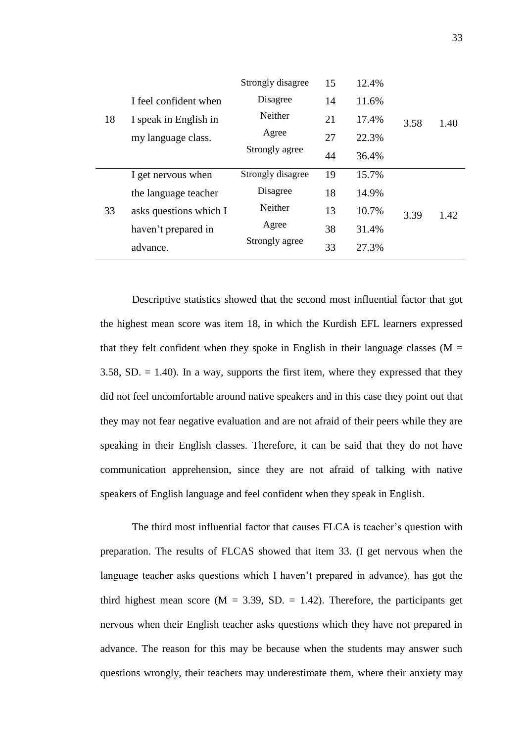| | | Strongly disagree | 15 | 12.4% | | |
|---|---|---|---|---|---|---|
| 18 | I feel confident when I speak in English in my language class. | Disagree | 14 | 11.6% | 3.58 | 1.40 |
| | | Neither | 21 | 17.4% | | |
| | | Agree | 27 | 22.3% | | |
| | | Strongly agree | 44 | 36.4% | | |
| 33 | I get nervous when the language teacher asks questions which I haven't prepared in advance. | Strongly disagree | 19 | 15.7% | 3.39 | 1.42 |
| | | Disagree | 18 | 14.9% | | |
| | | Neither | 13 | 10.7% | | |
| | | Agree | 38 | 31.4% | | |
| | | Strongly agree | 33 | 27.3% | | |

Descriptive statistics showed that the second most influential factor that got the highest mean score was item 18, in which the Kurdish EFL learners expressed that they felt confident when they spoke in English in their language classes (M = 3.58, SD. = 1.40). In a way, supports the first item, where they expressed that they did not feel uncomfortable around native speakers and in this case they point out that they may not fear negative evaluation and are not afraid of their peers while they are speaking in their English classes. Therefore, it can be said that they do not have communication apprehension, since they are not afraid of talking with native speakers of English language and feel confident when they speak in English.

The third most influential factor that causes FLCA is teacher's question with preparation. The results of FLCAS showed that item 33. (I get nervous when the language teacher asks questions which I haven't prepared in advance), has got the third highest mean score (M = 3.39, SD. = 1.42). Therefore, the participants get nervous when their English teacher asks questions which they have not prepared in advance. The reason for this may be because when the students may answer such questions wrongly, their teachers may underestimate them, where their anxiety may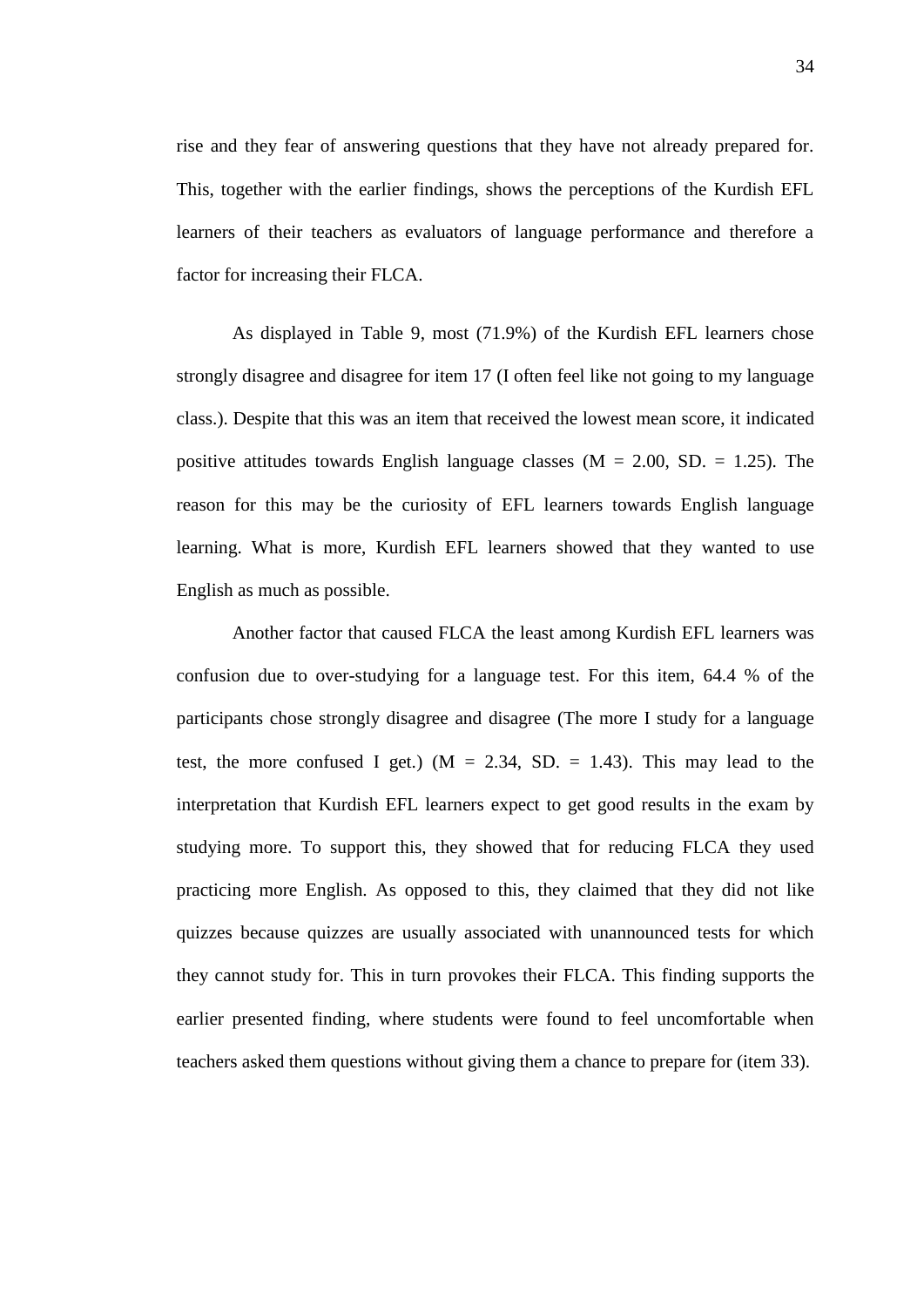rise and they fear of answering questions that they have not already prepared for. This, together with the earlier findings, shows the perceptions of the Kurdish EFL learners of their teachers as evaluators of language performance and therefore a factor for increasing their FLCA.

As displayed in Table 9, most (71.9%) of the Kurdish EFL learners chose strongly disagree and disagree for item 17 (I often feel like not going to my language class.). Despite that this was an item that received the lowest mean score, it indicated positive attitudes towards English language classes (M = 2.00, SD. = 1.25). The reason for this may be the curiosity of EFL learners towards English language learning. What is more, Kurdish EFL learners showed that they wanted to use English as much as possible.

Another factor that caused FLCA the least among Kurdish EFL learners was confusion due to over-studying for a language test. For this item, 64.4 % of the participants chose strongly disagree and disagree (The more I study for a language test, the more confused I get.) (M = 2.34, SD. = 1.43). This may lead to the interpretation that Kurdish EFL learners expect to get good results in the exam by studying more. To support this, they showed that for reducing FLCA they used practicing more English. As opposed to this, they claimed that they did not like quizzes because quizzes are usually associated with unannounced tests for which they cannot study for. This in turn provokes their FLCA. This finding supports the earlier presented finding, where students were found to feel uncomfortable when teachers asked them questions without giving them a chance to prepare for (item 33).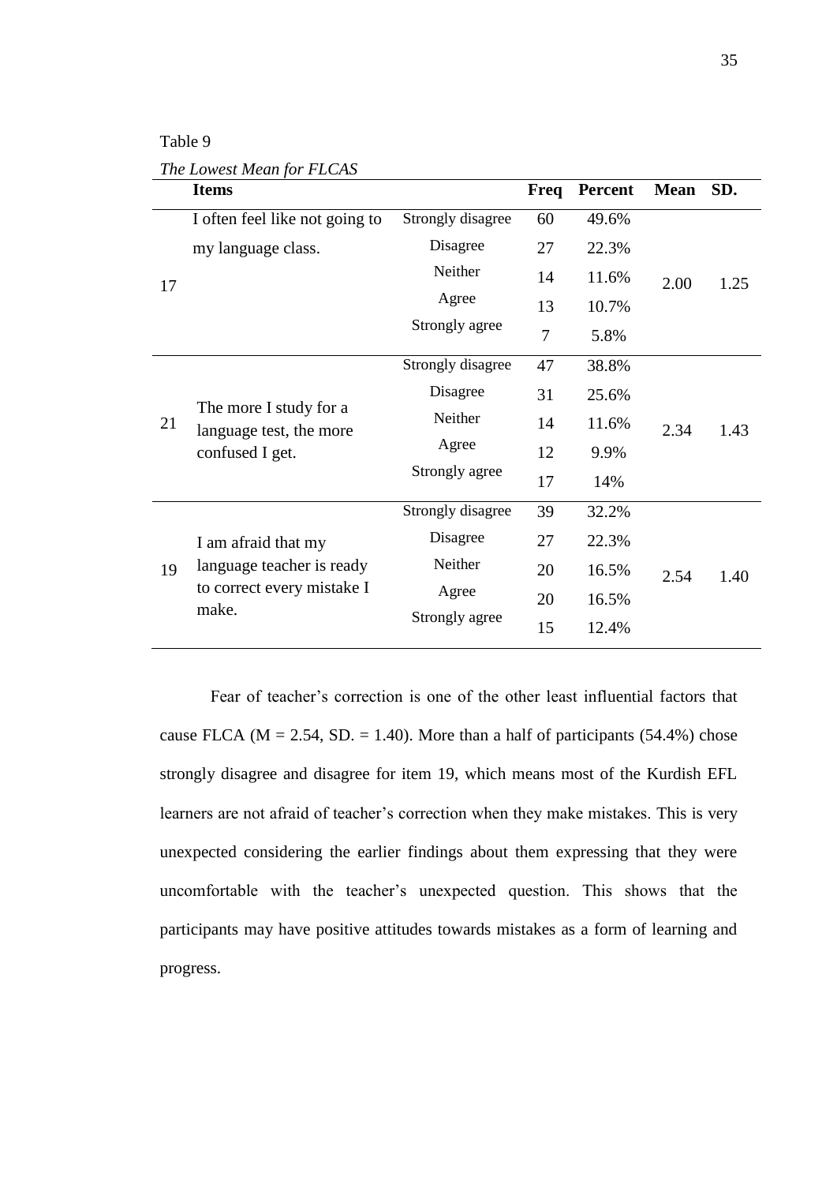Table 9

*The Lowest Mean for FLCAS*

| | Items | | Freq | Percent | Mean | SD. |
|---|---|---|---|---|---|---|
| 17 | I often feel like not going to my language class. | Strongly disagree | 60 | 49.6% | 2.00 | 1.25 |
| | | Disagree | 27 | 22.3% | | |
| | | Neither | 14 | 11.6% | | |
| | | Agree | 13 | 10.7% | | |
| | | Strongly agree | 7 | 5.8% | | |
| 21 | The more I study for a language test, the more confused I get. | Strongly disagree | 47 | 38.8% | 2.34 | 1.43 |
| | | Disagree | 31 | 25.6% | | |
| | | Neither | 14 | 11.6% | | |
| | | Agree | 12 | 9.9% | | |
| | | Strongly agree | 17 | 14% | | |
| 19 | I am afraid that my language teacher is ready to correct every mistake I make. | Strongly disagree | 39 | 32.2% | 2.54 | 1.40 |
| | | Disagree | 27 | 22.3% | | |
| | | Neither | 20 | 16.5% | | |
| | | Agree | 20 | 16.5% | | |
| | | Strongly agree | 15 | 12.4% | | |

Fear of teacher's correction is one of the other least influential factors that cause FLCA (M = 2.54, SD. = 1.40). More than a half of participants (54.4%) chose strongly disagree and disagree for item 19, which means most of the Kurdish EFL learners are not afraid of teacher's correction when they make mistakes. This is very unexpected considering the earlier findings about them expressing that they were uncomfortable with the teacher's unexpected question. This shows that the participants may have positive attitudes towards mistakes as a form of learning and progress.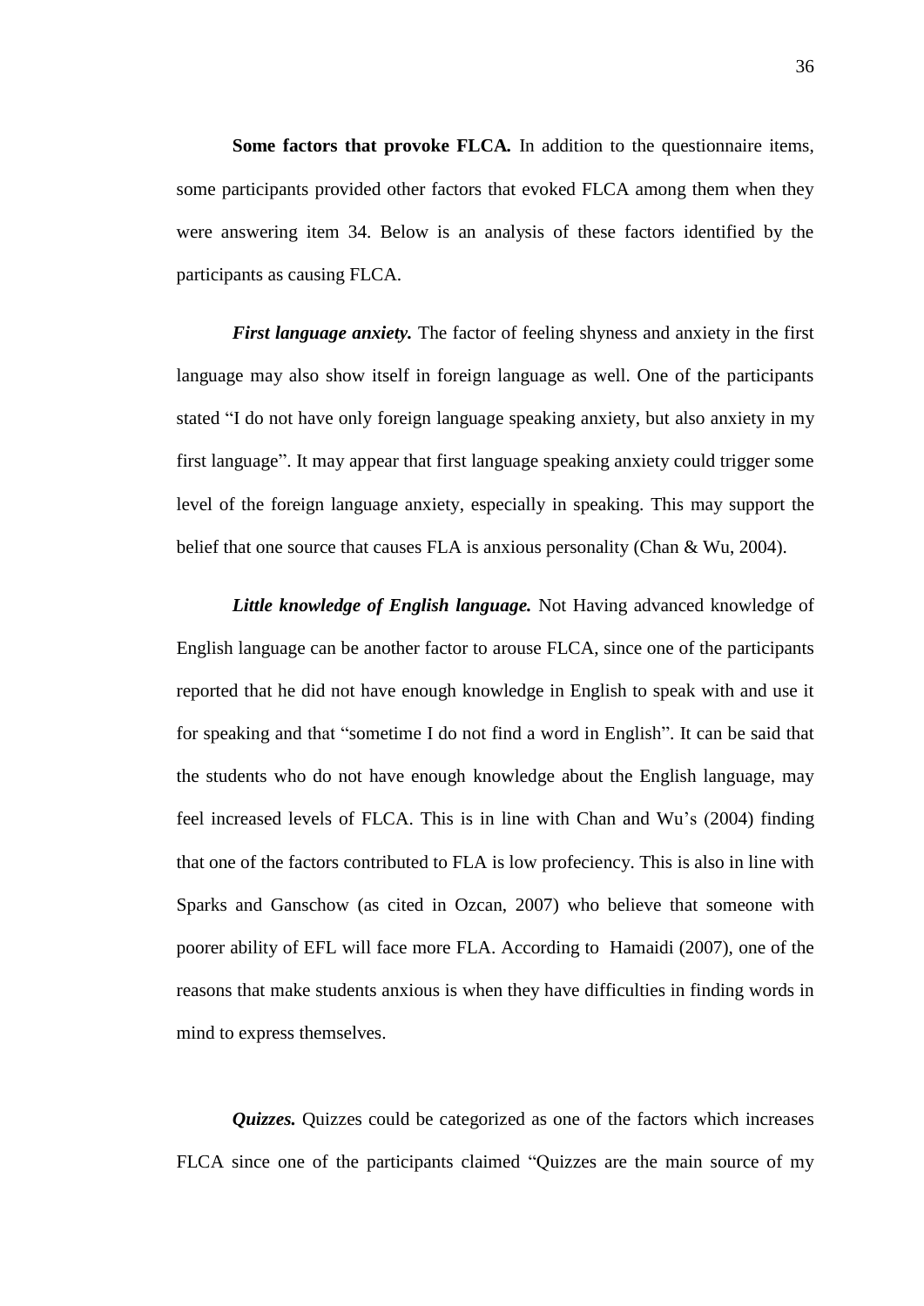**Some factors that provoke FLCA.** In addition to the questionnaire items, some participants provided other factors that evoked FLCA among them when they were answering item 34. Below is an analysis of these factors identified by the participants as causing FLCA.

***First language anxiety.*** The factor of feeling shyness and anxiety in the first language may also show itself in foreign language as well. One of the participants stated "I do not have only foreign language speaking anxiety, but also anxiety in my first language". It may appear that first language speaking anxiety could trigger some level of the foreign language anxiety, especially in speaking. This may support the belief that one source that causes FLA is anxious personality (Chan & Wu, 2004).

***Little knowledge of English language.*** Not Having advanced knowledge of English language can be another factor to arouse FLCA, since one of the participants reported that he did not have enough knowledge in English to speak with and use it for speaking and that "sometime I do not find a word in English". It can be said that the students who do not have enough knowledge about the English language, may feel increased levels of FLCA. This is in line with Chan and Wu's (2004) finding that one of the factors contributed to FLA is low profeciency. This is also in line with Sparks and Ganschow (as cited in Ozcan, 2007) who believe that someone with poorer ability of EFL will face more FLA. According to Hamaidi (2007), one of the reasons that make students anxious is when they have difficulties in finding words in mind to express themselves.

***Quizzes.*** Quizzes could be categorized as one of the factors which increases FLCA since one of the participants claimed "Quizzes are the main source of my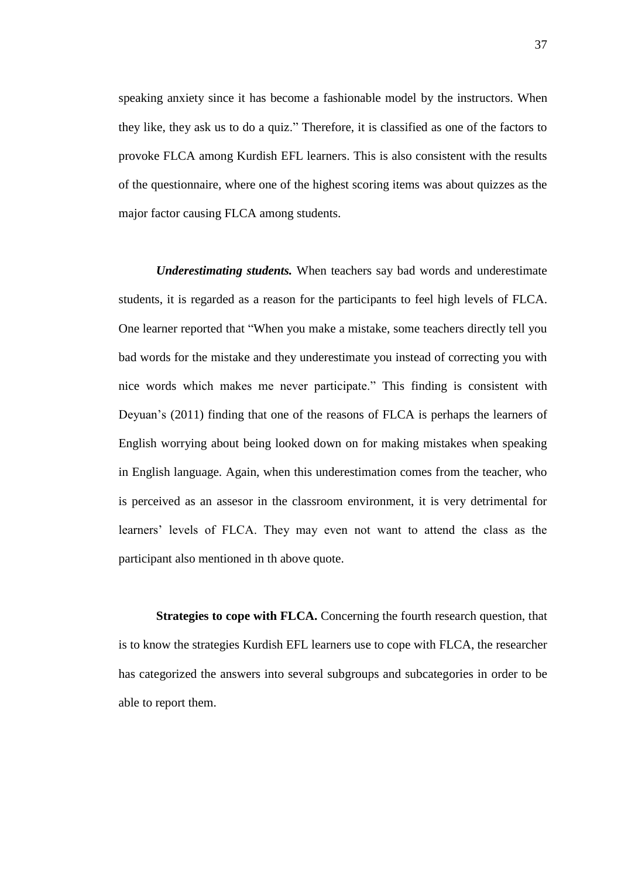speaking anxiety since it has become a fashionable model by the instructors. When they like, they ask us to do a quiz." Therefore, it is classified as one of the factors to provoke FLCA among Kurdish EFL learners. This is also consistent with the results of the questionnaire, where one of the highest scoring items was about quizzes as the major factor causing FLCA among students.

***Underestimating students.*** When teachers say bad words and underestimate students, it is regarded as a reason for the participants to feel high levels of FLCA. One learner reported that "When you make a mistake, some teachers directly tell you bad words for the mistake and they underestimate you instead of correcting you with nice words which makes me never participate." This finding is consistent with Deyuan's (2011) finding that one of the reasons of FLCA is perhaps the learners of English worrying about being looked down on for making mistakes when speaking in English language. Again, when this underestimation comes from the teacher, who is perceived as an assesor in the classroom environment, it is very detrimental for learners' levels of FLCA. They may even not want to attend the class as the participant also mentioned in th above quote.

**Strategies to cope with FLCA.** Concerning the fourth research question, that is to know the strategies Kurdish EFL learners use to cope with FLCA, the researcher has categorized the answers into several subgroups and subcategories in order to be able to report them.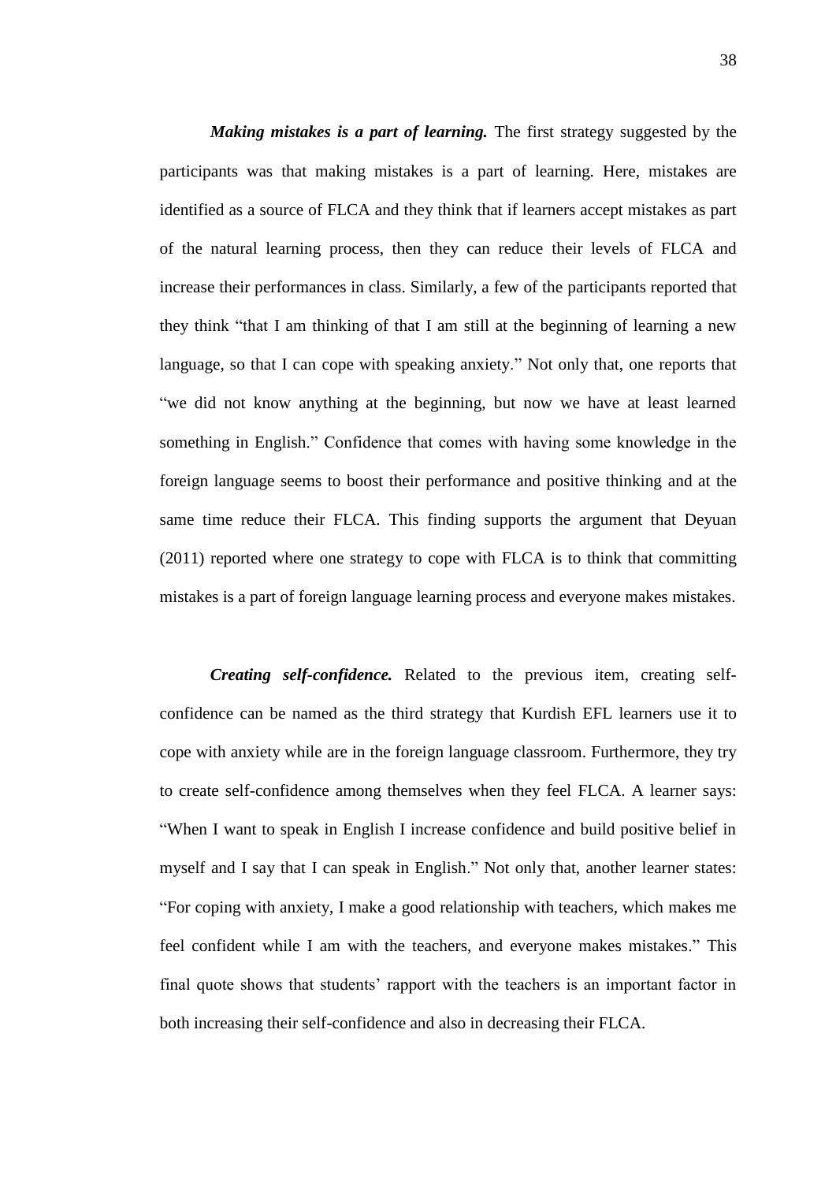***Making mistakes is a part of learning.*** The first strategy suggested by the participants was that making mistakes is a part of learning. Here, mistakes are identified as a source of FLCA and they think that if learners accept mistakes as part of the natural learning process, then they can reduce their levels of FLCA and increase their performances in class. Similarly, a few of the participants reported that they think "that I am thinking of that I am still at the beginning of learning a new language, so that I can cope with speaking anxiety." Not only that, one reports that "we did not know anything at the beginning, but now we have at least learned something in English." Confidence that comes with having some knowledge in the foreign language seems to boost their performance and positive thinking and at the same time reduce their FLCA. This finding supports the argument that Deyuan (2011) reported where one strategy to cope with FLCA is to think that committing mistakes is a part of foreign language learning process and everyone makes mistakes.

***Creating self-confidence.*** Related to the previous item, creating self-confidence can be named as the third strategy that Kurdish EFL learners use it to cope with anxiety while are in the foreign language classroom. Furthermore, they try to create self-confidence among themselves when they feel FLCA. A learner says: "When I want to speak in English I increase confidence and build positive belief in myself and I say that I can speak in English." Not only that, another learner states: "For coping with anxiety, I make a good relationship with teachers, which makes me feel confident while I am with the teachers, and everyone makes mistakes." This final quote shows that students' rapport with the teachers is an important factor in both increasing their self-confidence and also in decreasing their FLCA.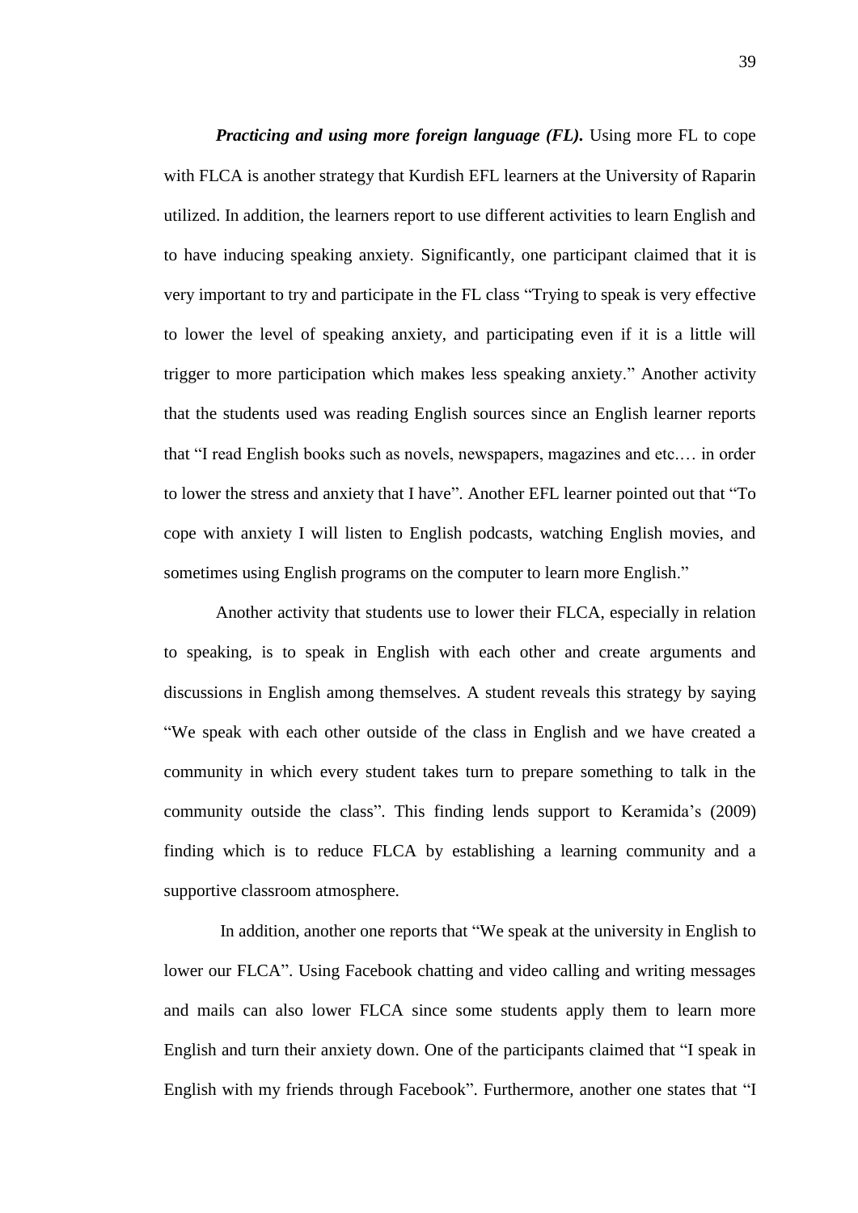***Practicing and using more foreign language (FL).*** Using more FL to cope with FLCA is another strategy that Kurdish EFL learners at the University of Raparin utilized. In addition, the learners report to use different activities to learn English and to have inducing speaking anxiety. Significantly, one participant claimed that it is very important to try and participate in the FL class "Trying to speak is very effective to lower the level of speaking anxiety, and participating even if it is a little will trigger to more participation which makes less speaking anxiety." Another activity that the students used was reading English sources since an English learner reports that "I read English books such as novels, newspapers, magazines and etc.… in order to lower the stress and anxiety that I have". Another EFL learner pointed out that "To cope with anxiety I will listen to English podcasts, watching English movies, and sometimes using English programs on the computer to learn more English."

Another activity that students use to lower their FLCA, especially in relation to speaking, is to speak in English with each other and create arguments and discussions in English among themselves. A student reveals this strategy by saying "We speak with each other outside of the class in English and we have created a community in which every student takes turn to prepare something to talk in the community outside the class". This finding lends support to Keramida's (2009) finding which is to reduce FLCA by establishing a learning community and a supportive classroom atmosphere.

In addition, another one reports that "We speak at the university in English to lower our FLCA". Using Facebook chatting and video calling and writing messages and mails can also lower FLCA since some students apply them to learn more English and turn their anxiety down. One of the participants claimed that "I speak in English with my friends through Facebook". Furthermore, another one states that "I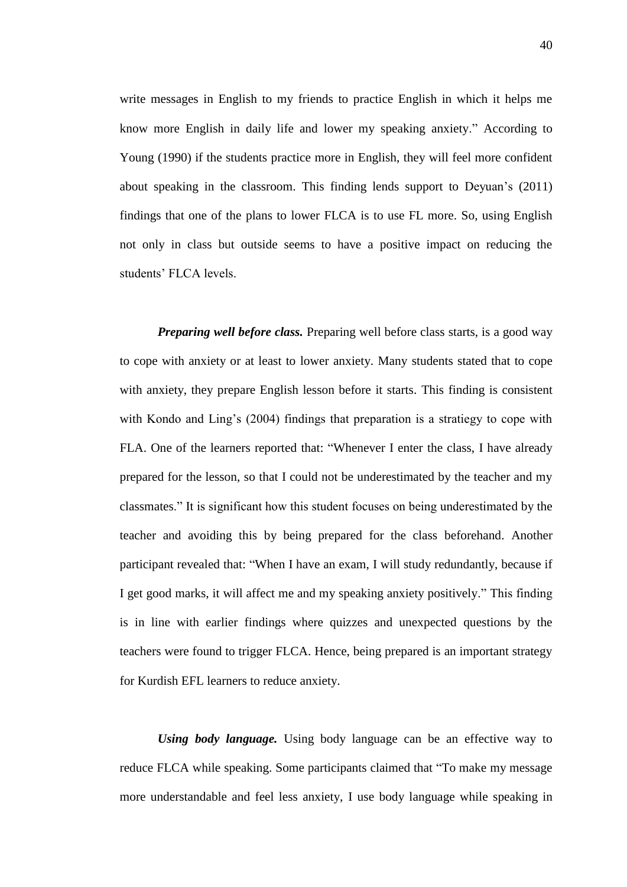write messages in English to my friends to practice English in which it helps me know more English in daily life and lower my speaking anxiety." According to Young (1990) if the students practice more in English, they will feel more confident about speaking in the classroom. This finding lends support to Deyuan's (2011) findings that one of the plans to lower FLCA is to use FL more. So, using English not only in class but outside seems to have a positive impact on reducing the students' FLCA levels.

***Preparing well before class.*** Preparing well before class starts, is a good way to cope with anxiety or at least to lower anxiety. Many students stated that to cope with anxiety, they prepare English lesson before it starts. This finding is consistent with Kondo and Ling's (2004) findings that preparation is a stratiegy to cope with FLA. One of the learners reported that: "Whenever I enter the class, I have already prepared for the lesson, so that I could not be underestimated by the teacher and my classmates." It is significant how this student focuses on being underestimated by the teacher and avoiding this by being prepared for the class beforehand. Another participant revealed that: "When I have an exam, I will study redundantly, because if I get good marks, it will affect me and my speaking anxiety positively." This finding is in line with earlier findings where quizzes and unexpected questions by the teachers were found to trigger FLCA. Hence, being prepared is an important strategy for Kurdish EFL learners to reduce anxiety.

***Using body language.*** Using body language can be an effective way to reduce FLCA while speaking. Some participants claimed that "To make my message more understandable and feel less anxiety, I use body language while speaking in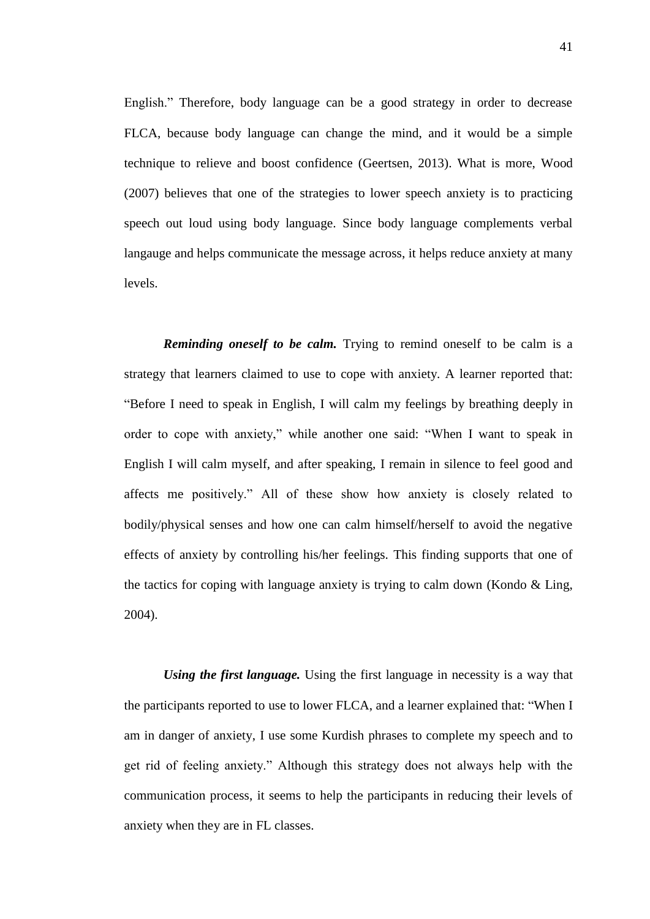English." Therefore, body language can be a good strategy in order to decrease FLCA, because body language can change the mind, and it would be a simple technique to relieve and boost confidence (Geertsen, 2013). What is more, Wood (2007) believes that one of the strategies to lower speech anxiety is to practicing speech out loud using body language. Since body language complements verbal langauge and helps communicate the message across, it helps reduce anxiety at many levels.

***Reminding oneself to be calm.*** Trying to remind oneself to be calm is a strategy that learners claimed to use to cope with anxiety. A learner reported that: "Before I need to speak in English, I will calm my feelings by breathing deeply in order to cope with anxiety," while another one said: "When I want to speak in English I will calm myself, and after speaking, I remain in silence to feel good and affects me positively." All of these show how anxiety is closely related to bodily/physical senses and how one can calm himself/herself to avoid the negative effects of anxiety by controlling his/her feelings. This finding supports that one of the tactics for coping with language anxiety is trying to calm down (Kondo & Ling, 2004).

***Using the first language.*** Using the first language in necessity is a way that the participants reported to use to lower FLCA, and a learner explained that: "When I am in danger of anxiety, I use some Kurdish phrases to complete my speech and to get rid of feeling anxiety." Although this strategy does not always help with the communication process, it seems to help the participants in reducing their levels of anxiety when they are in FL classes.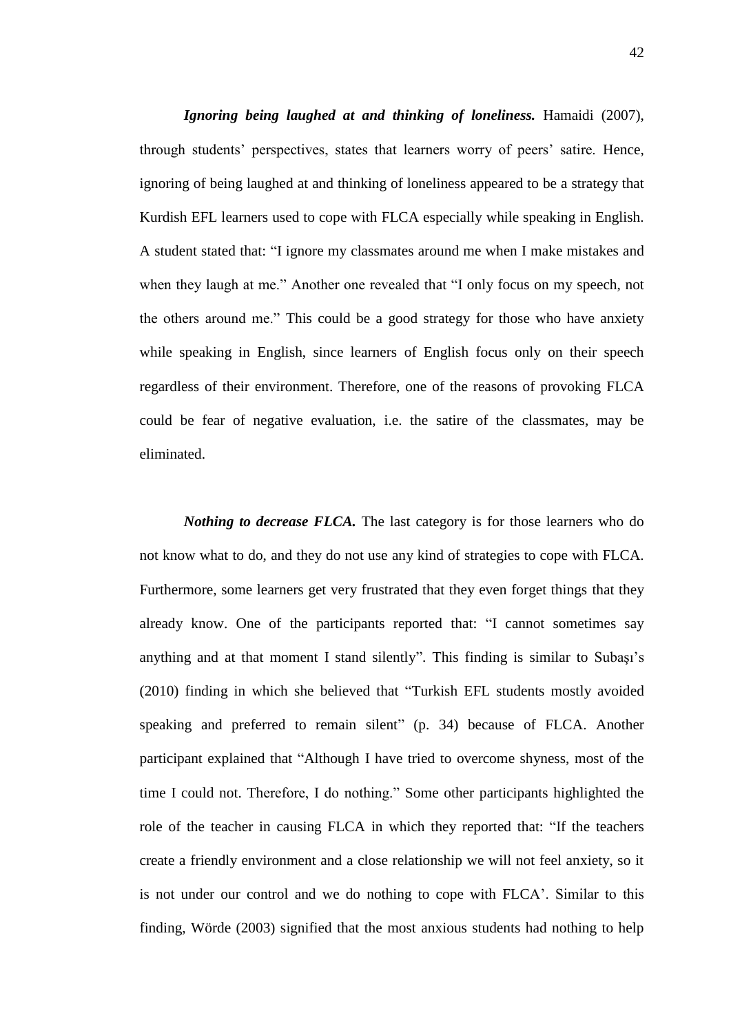***Ignoring being laughed at and thinking of loneliness.*** Hamaidi (2007), through students' perspectives, states that learners worry of peers' satire. Hence, ignoring of being laughed at and thinking of loneliness appeared to be a strategy that Kurdish EFL learners used to cope with FLCA especially while speaking in English. A student stated that: "I ignore my classmates around me when I make mistakes and when they laugh at me." Another one revealed that "I only focus on my speech, not the others around me." This could be a good strategy for those who have anxiety while speaking in English, since learners of English focus only on their speech regardless of their environment. Therefore, one of the reasons of provoking FLCA could be fear of negative evaluation, i.e. the satire of the classmates, may be eliminated.

***Nothing to decrease FLCA.*** The last category is for those learners who do not know what to do, and they do not use any kind of strategies to cope with FLCA. Furthermore, some learners get very frustrated that they even forget things that they already know. One of the participants reported that: "I cannot sometimes say anything and at that moment I stand silently". This finding is similar to Subaşı's (2010) finding in which she believed that "Turkish EFL students mostly avoided speaking and preferred to remain silent" (p. 34) because of FLCA. Another participant explained that "Although I have tried to overcome shyness, most of the time I could not. Therefore, I do nothing." Some other participants highlighted the role of the teacher in causing FLCA in which they reported that: "If the teachers create a friendly environment and a close relationship we will not feel anxiety, so it is not under our control and we do nothing to cope with FLCA'. Similar to this finding, Wörde (2003) signified that the most anxious students had nothing to help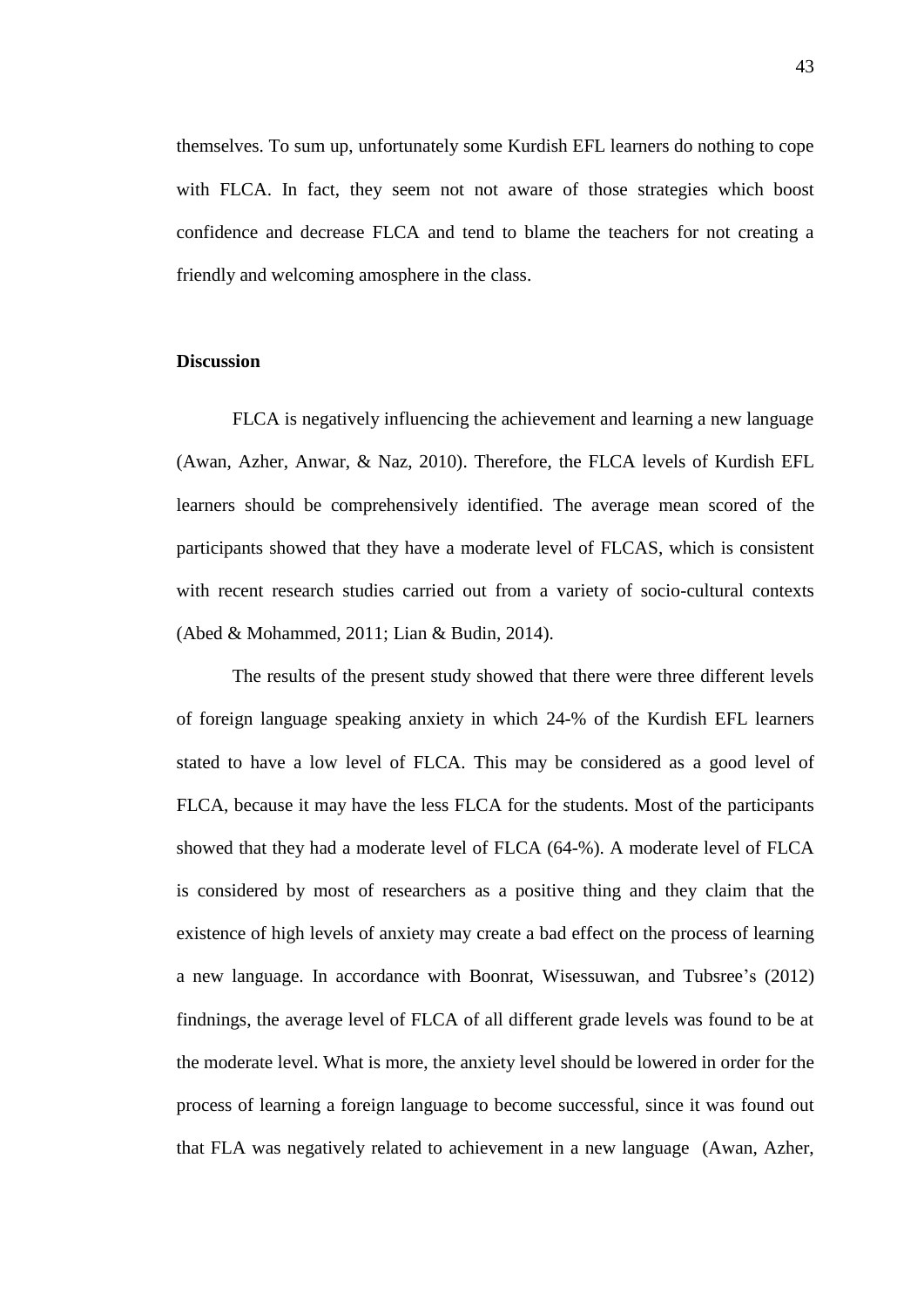themselves. To sum up, unfortunately some Kurdish EFL learners do nothing to cope with FLCA. In fact, they seem not not aware of those strategies which boost confidence and decrease FLCA and tend to blame the teachers for not creating a friendly and welcoming amosphere in the class.

## Discussion

FLCA is negatively influencing the achievement and learning a new language (Awan, Azher, Anwar, & Naz, 2010). Therefore, the FLCA levels of Kurdish EFL learners should be comprehensively identified. The average mean scored of the participants showed that they have a moderate level of FLCAS, which is consistent with recent research studies carried out from a variety of socio-cultural contexts (Abed & Mohammed, 2011; Lian & Budin, 2014).

The results of the present study showed that there were three different levels of foreign language speaking anxiety in which 24-% of the Kurdish EFL learners stated to have a low level of FLCA. This may be considered as a good level of FLCA, because it may have the less FLCA for the students. Most of the participants showed that they had a moderate level of FLCA (64-%). A moderate level of FLCA is considered by most of researchers as a positive thing and they claim that the existence of high levels of anxiety may create a bad effect on the process of learning a new language. In accordance with Boonrat, Wisessuwan, and Tubsree's (2012) findnings, the average level of FLCA of all different grade levels was found to be at the moderate level. What is more, the anxiety level should be lowered in order for the process of learning a foreign language to become successful, since it was found out that FLA was negatively related to achievement in a new language (Awan, Azher,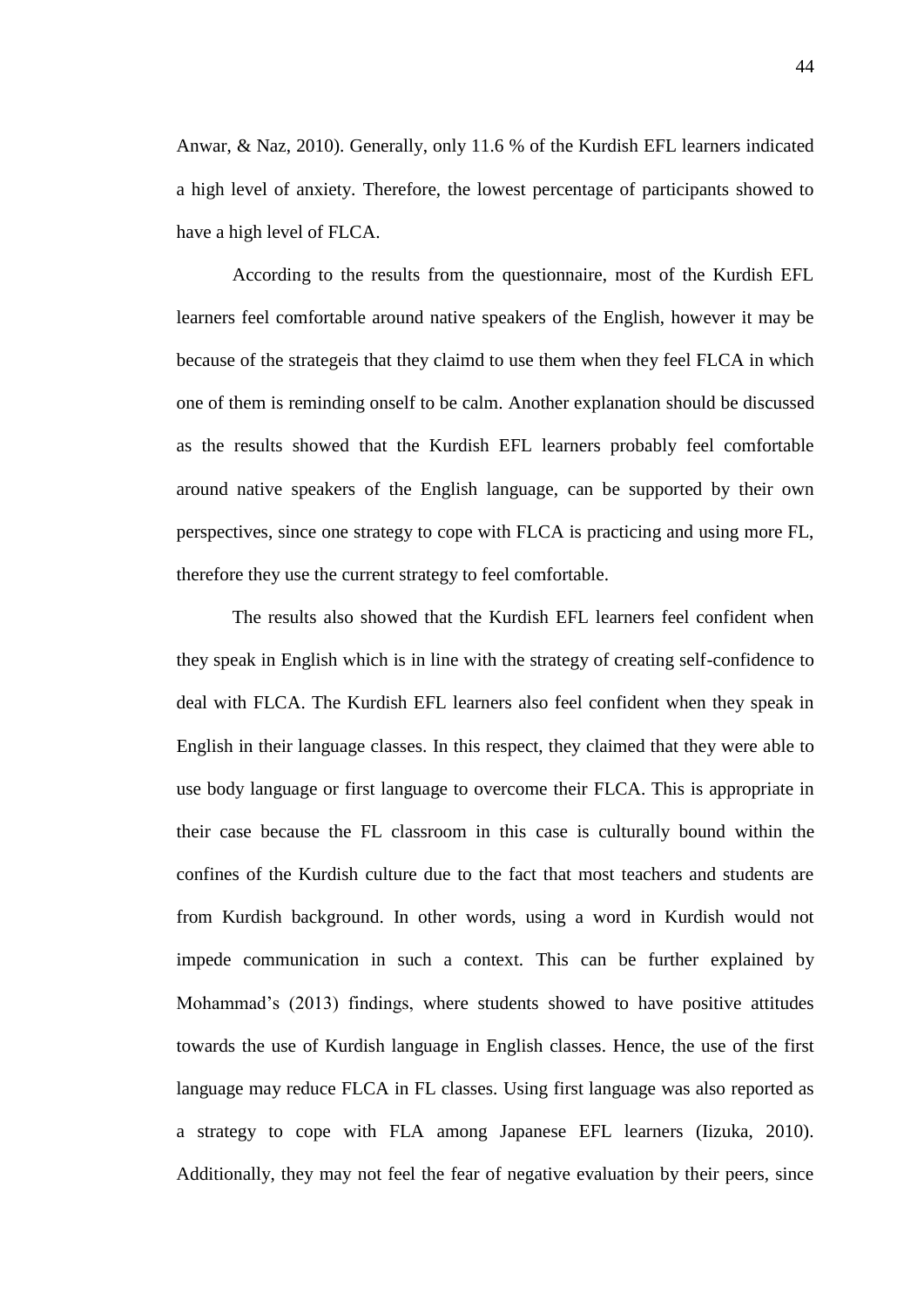Anwar, & Naz, 2010). Generally, only 11.6 % of the Kurdish EFL learners indicated a high level of anxiety. Therefore, the lowest percentage of participants showed to have a high level of FLCA.

According to the results from the questionnaire, most of the Kurdish EFL learners feel comfortable around native speakers of the English, however it may be because of the strategeis that they claimd to use them when they feel FLCA in which one of them is reminding onself to be calm. Another explanation should be discussed as the results showed that the Kurdish EFL learners probably feel comfortable around native speakers of the English language, can be supported by their own perspectives, since one strategy to cope with FLCA is practicing and using more FL, therefore they use the current strategy to feel comfortable.

The results also showed that the Kurdish EFL learners feel confident when they speak in English which is in line with the strategy of creating self-confidence to deal with FLCA. The Kurdish EFL learners also feel confident when they speak in English in their language classes. In this respect, they claimed that they were able to use body language or first language to overcome their FLCA. This is appropriate in their case because the FL classroom in this case is culturally bound within the confines of the Kurdish culture due to the fact that most teachers and students are from Kurdish background. In other words, using a word in Kurdish would not impede communication in such a context. This can be further explained by Mohammad's (2013) findings, where students showed to have positive attitudes towards the use of Kurdish language in English classes. Hence, the use of the first language may reduce FLCA in FL classes. Using first language was also reported as a strategy to cope with FLA among Japanese EFL learners (Iizuka, 2010). Additionally, they may not feel the fear of negative evaluation by their peers, since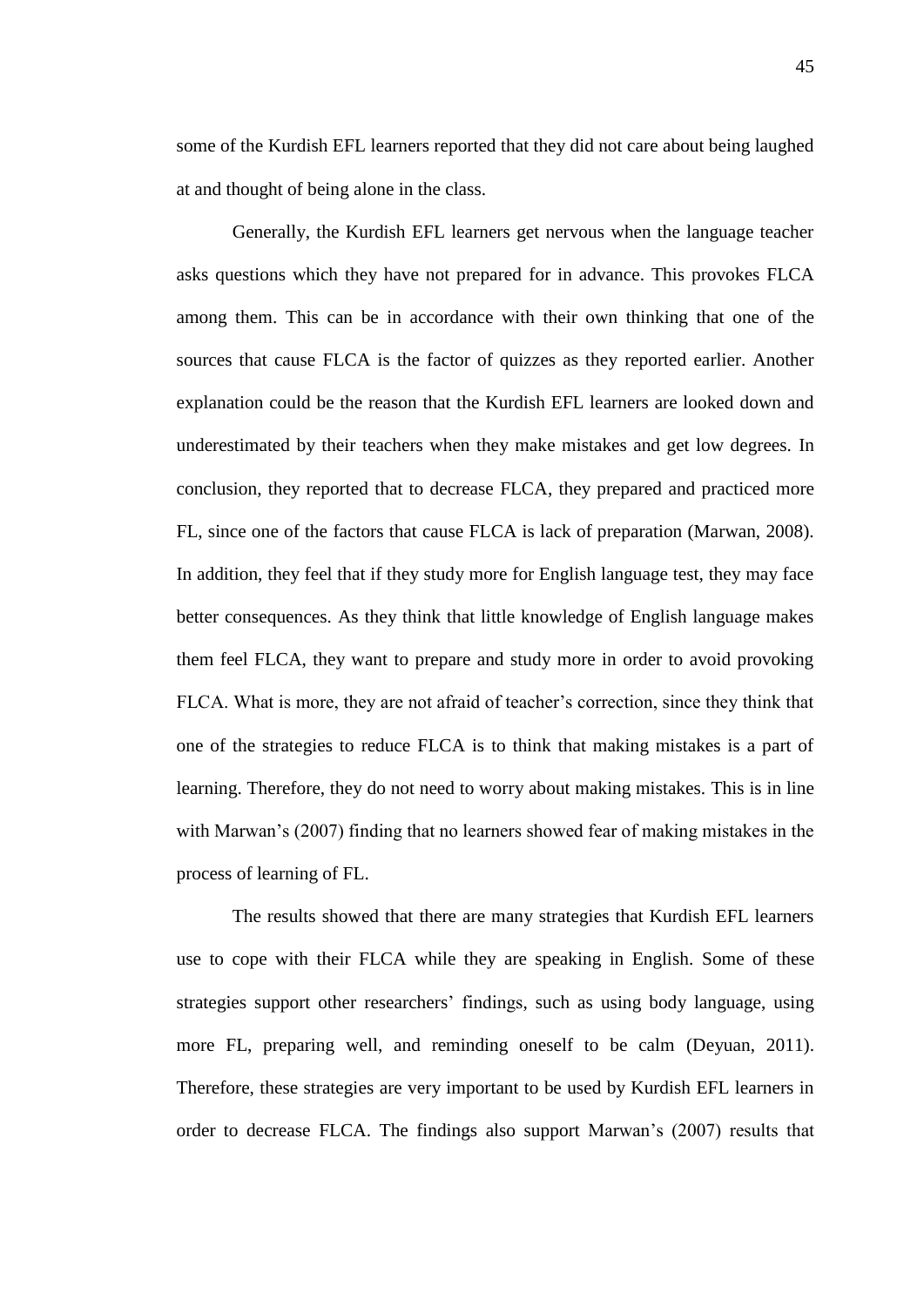some of the Kurdish EFL learners reported that they did not care about being laughed at and thought of being alone in the class.

Generally, the Kurdish EFL learners get nervous when the language teacher asks questions which they have not prepared for in advance. This provokes FLCA among them. This can be in accordance with their own thinking that one of the sources that cause FLCA is the factor of quizzes as they reported earlier. Another explanation could be the reason that the Kurdish EFL learners are looked down and underestimated by their teachers when they make mistakes and get low degrees. In conclusion, they reported that to decrease FLCA, they prepared and practiced more FL, since one of the factors that cause FLCA is lack of preparation (Marwan, 2008). In addition, they feel that if they study more for English language test, they may face better consequences. As they think that little knowledge of English language makes them feel FLCA, they want to prepare and study more in order to avoid provoking FLCA. What is more, they are not afraid of teacher's correction, since they think that one of the strategies to reduce FLCA is to think that making mistakes is a part of learning. Therefore, they do not need to worry about making mistakes. This is in line with Marwan's (2007) finding that no learners showed fear of making mistakes in the process of learning of FL.

The results showed that there are many strategies that Kurdish EFL learners use to cope with their FLCA while they are speaking in English. Some of these strategies support other researchers' findings, such as using body language, using more FL, preparing well, and reminding oneself to be calm (Deyuan, 2011). Therefore, these strategies are very important to be used by Kurdish EFL learners in order to decrease FLCA. The findings also support Marwan's (2007) results that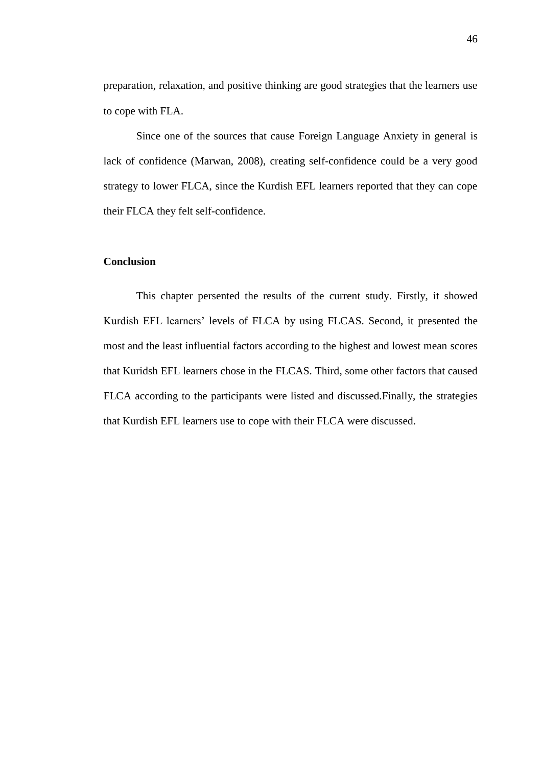preparation, relaxation, and positive thinking are good strategies that the learners use to cope with FLA.

Since one of the sources that cause Foreign Language Anxiety in general is lack of confidence (Marwan, 2008), creating self-confidence could be a very good strategy to lower FLCA, since the Kurdish EFL learners reported that they can cope their FLCA they felt self-confidence.

## Conclusion

This chapter persented the results of the current study. Firstly, it showed Kurdish EFL learners' levels of FLCA by using FLCAS. Second, it presented the most and the least influential factors according to the highest and lowest mean scores that Kuridsh EFL learners chose in the FLCAS. Third, some other factors that caused FLCA according to the participants were listed and discussed.Finally, the strategies that Kurdish EFL learners use to cope with their FLCA were discussed.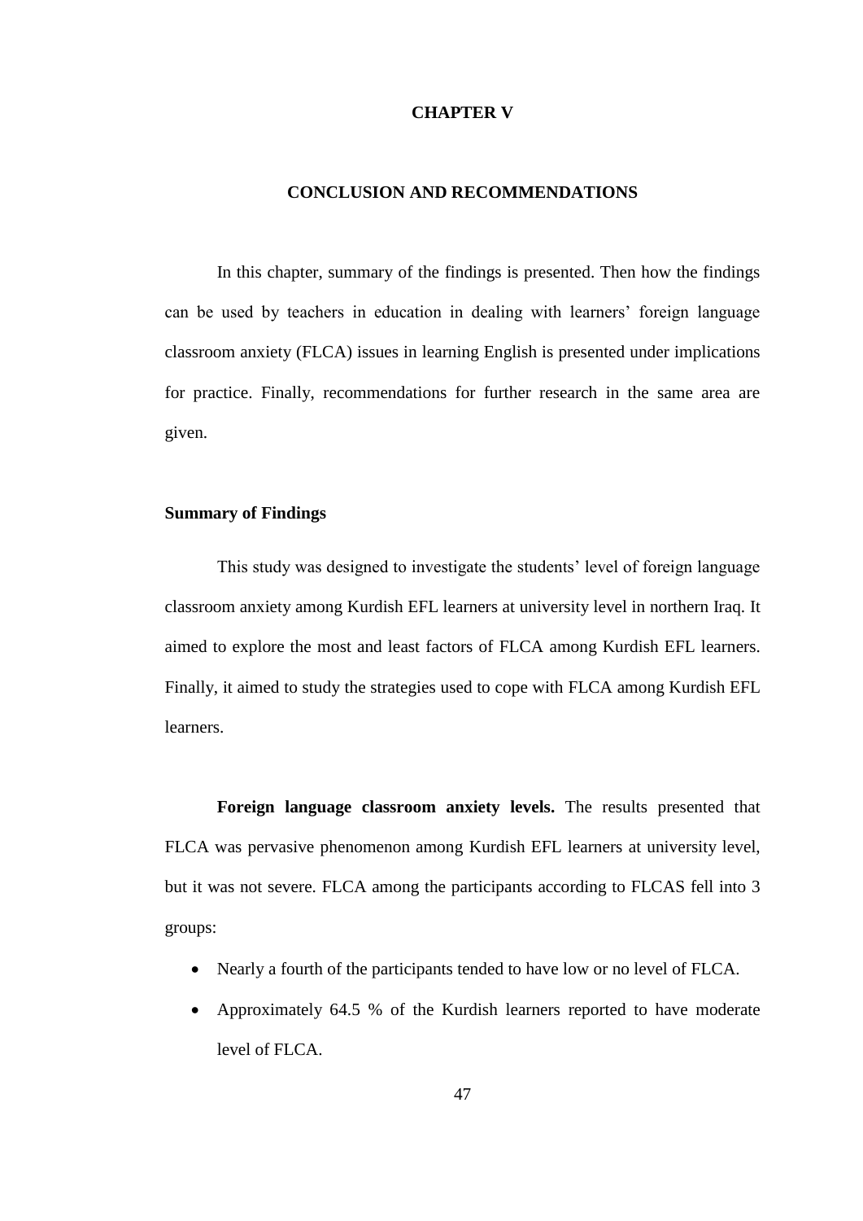# CHAPTER V

## CONCLUSION AND RECOMMENDATIONS

In this chapter, summary of the findings is presented. Then how the findings can be used by teachers in education in dealing with learners' foreign language classroom anxiety (FLCA) issues in learning English is presented under implications for practice. Finally, recommendations for further research in the same area are given.

### Summary of Findings

This study was designed to investigate the students' level of foreign language classroom anxiety among Kurdish EFL learners at university level in northern Iraq. It aimed to explore the most and least factors of FLCA among Kurdish EFL learners. Finally, it aimed to study the strategies used to cope with FLCA among Kurdish EFL learners.

**Foreign language classroom anxiety levels.** The results presented that FLCA was pervasive phenomenon among Kurdish EFL learners at university level, but it was not severe. FLCA among the participants according to FLCAS fell into 3 groups:

- Nearly a fourth of the participants tended to have low or no level of FLCA.
- Approximately 64.5 % of the Kurdish learners reported to have moderate level of FLCA.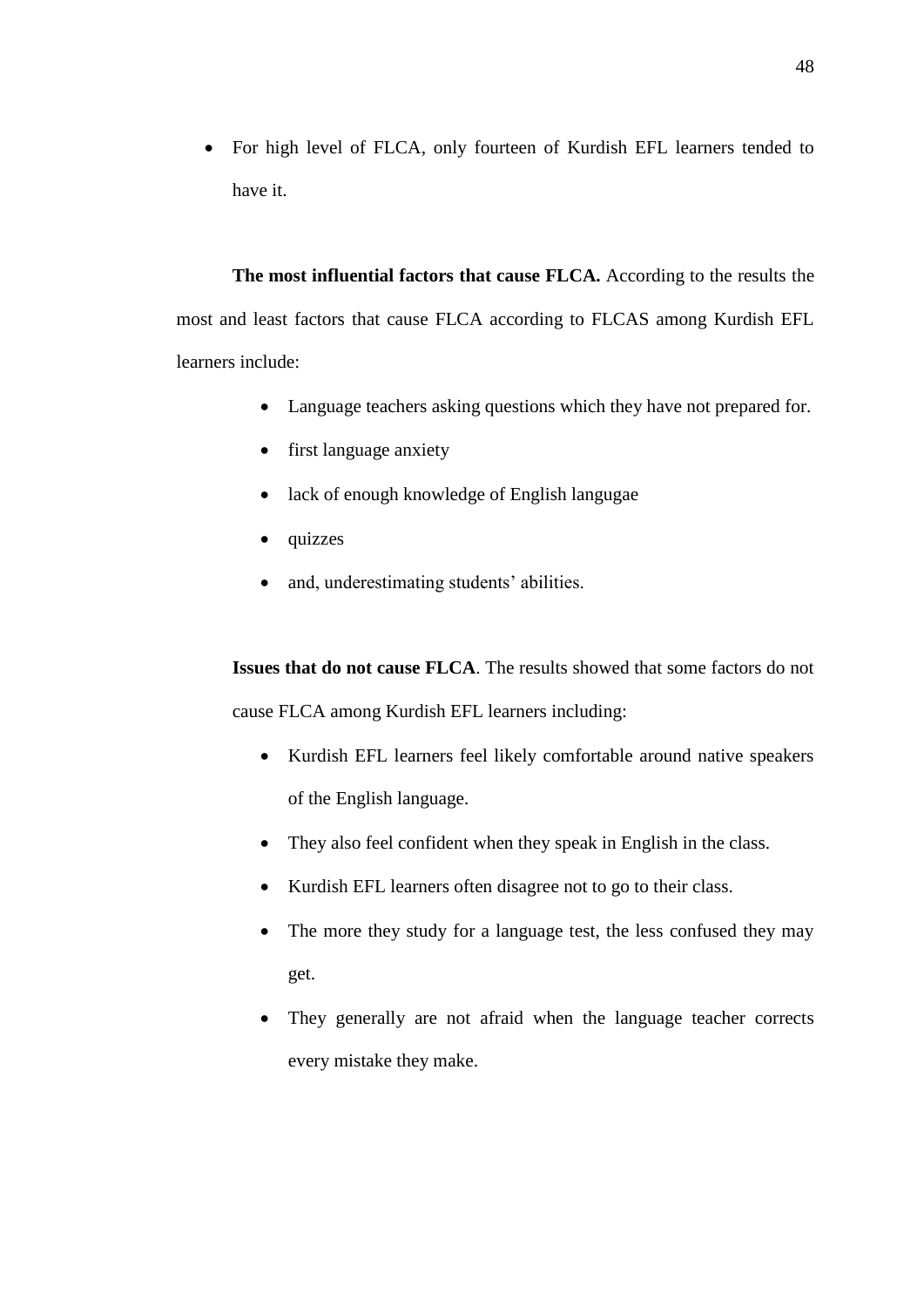- For high level of FLCA, only fourteen of Kurdish EFL learners tended to have it.

**The most influential factors that cause FLCA.** According to the results the most and least factors that cause FLCA according to FLCAS among Kurdish EFL learners include:

- Language teachers asking questions which they have not prepared for.
- first language anxiety
- lack of enough knowledge of English langugae
- quizzes
- and, underestimating students' abilities.

**Issues that do not cause FLCA**. The results showed that some factors do not cause FLCA among Kurdish EFL learners including:

- Kurdish EFL learners feel likely comfortable around native speakers of the English language.
- They also feel confident when they speak in English in the class.
- Kurdish EFL learners often disagree not to go to their class.
- The more they study for a language test, the less confused they may get.
- They generally are not afraid when the language teacher corrects every mistake they make.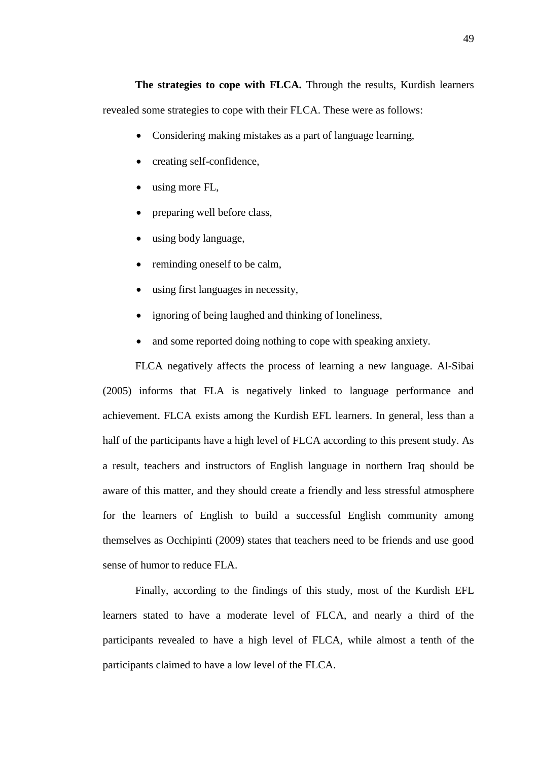**The strategies to cope with FLCA.** Through the results, Kurdish learners revealed some strategies to cope with their FLCA. These were as follows:

- Considering making mistakes as a part of language learning,
- creating self-confidence,
- using more FL,
- preparing well before class,
- using body language,
- reminding oneself to be calm,
- using first languages in necessity,
- ignoring of being laughed and thinking of loneliness,
- and some reported doing nothing to cope with speaking anxiety.

FLCA negatively affects the process of learning a new language. Al-Sibai (2005) informs that FLA is negatively linked to language performance and achievement. FLCA exists among the Kurdish EFL learners. In general, less than a half of the participants have a high level of FLCA according to this present study. As a result, teachers and instructors of English language in northern Iraq should be aware of this matter, and they should create a friendly and less stressful atmosphere for the learners of English to build a successful English community among themselves as Occhipinti (2009) states that teachers need to be friends and use good sense of humor to reduce FLA.

Finally, according to the findings of this study, most of the Kurdish EFL learners stated to have a moderate level of FLCA, and nearly a third of the participants revealed to have a high level of FLCA, while almost a tenth of the participants claimed to have a low level of the FLCA.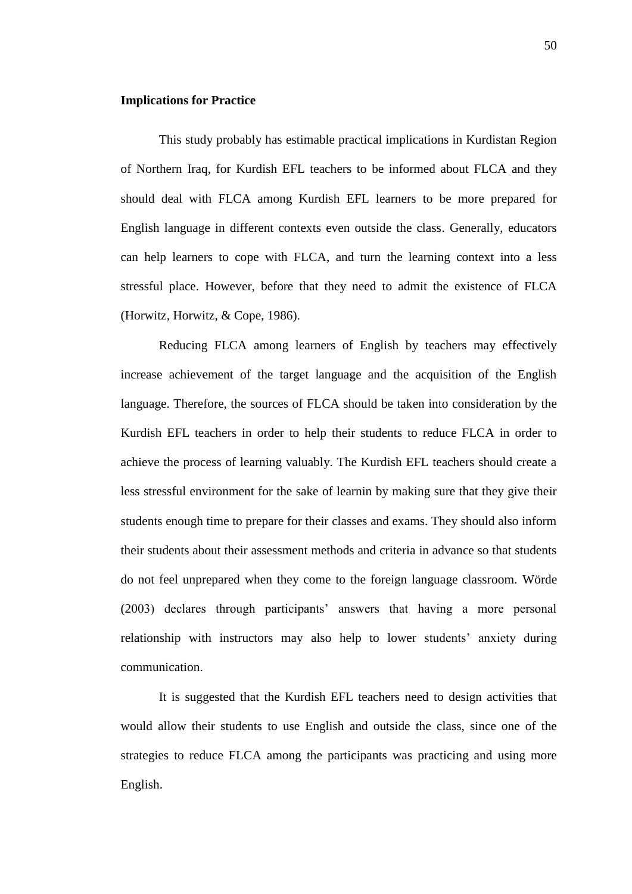**Implications for Practice**

This study probably has estimable practical implications in Kurdistan Region of Northern Iraq, for Kurdish EFL teachers to be informed about FLCA and they should deal with FLCA among Kurdish EFL learners to be more prepared for English language in different contexts even outside the class. Generally, educators can help learners to cope with FLCA, and turn the learning context into a less stressful place. However, before that they need to admit the existence of FLCA (Horwitz, Horwitz, & Cope, 1986).

Reducing FLCA among learners of English by teachers may effectively increase achievement of the target language and the acquisition of the English language. Therefore, the sources of FLCA should be taken into consideration by the Kurdish EFL teachers in order to help their students to reduce FLCA in order to achieve the process of learning valuably. The Kurdish EFL teachers should create a less stressful environment for the sake of learnin by making sure that they give their students enough time to prepare for their classes and exams. They should also inform their students about their assessment methods and criteria in advance so that students do not feel unprepared when they come to the foreign language classroom. Wörde (2003) declares through participants' answers that having a more personal relationship with instructors may also help to lower students' anxiety during communication.

It is suggested that the Kurdish EFL teachers need to design activities that would allow their students to use English and outside the class, since one of the strategies to reduce FLCA among the participants was practicing and using more English.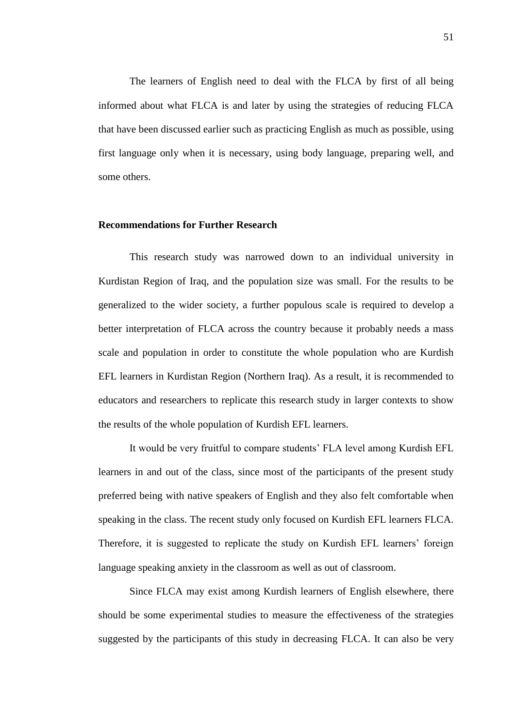The learners of English need to deal with the FLCA by first of all being informed about what FLCA is and later by using the strategies of reducing FLCA that have been discussed earlier such as practicing English as much as possible, using first language only when it is necessary, using body language, preparing well, and some others.

**Recommendations for Further Research**

This research study was narrowed down to an individual university in Kurdistan Region of Iraq, and the population size was small. For the results to be generalized to the wider society, a further populous scale is required to develop a better interpretation of FLCA across the country because it probably needs a mass scale and population in order to constitute the whole population who are Kurdish EFL learners in Kurdistan Region (Northern Iraq). As a result, it is recommended to educators and researchers to replicate this research study in larger contexts to show the results of the whole population of Kurdish EFL learners.

It would be very fruitful to compare students' FLA level among Kurdish EFL learners in and out of the class, since most of the participants of the present study preferred being with native speakers of English and they also felt comfortable when speaking in the class. The recent study only focused on Kurdish EFL learners FLCA. Therefore, it is suggested to replicate the study on Kurdish EFL learners' foreign language speaking anxiety in the classroom as well as out of classroom.

Since FLCA may exist among Kurdish learners of English elsewhere, there should be some experimental studies to measure the effectiveness of the strategies suggested by the participants of this study in decreasing FLCA. It can also be very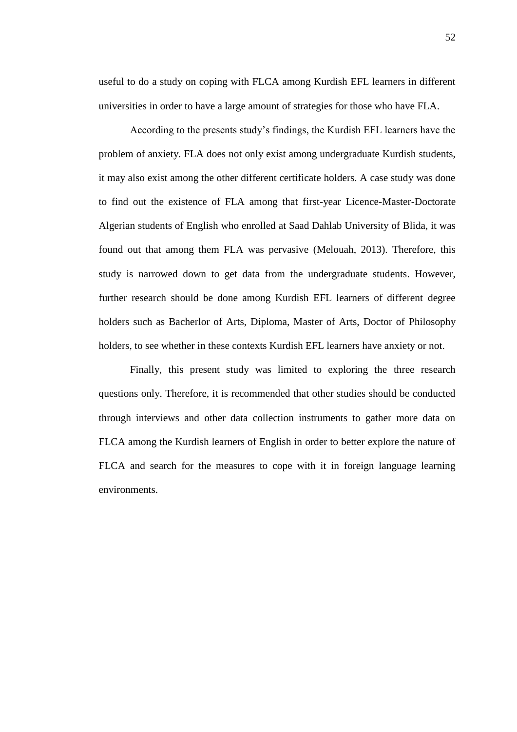useful to do a study on coping with FLCA among Kurdish EFL learners in different universities in order to have a large amount of strategies for those who have FLA.

According to the presents study's findings, the Kurdish EFL learners have the problem of anxiety. FLA does not only exist among undergraduate Kurdish students, it may also exist among the other different certificate holders. A case study was done to find out the existence of FLA among that first-year Licence-Master-Doctorate Algerian students of English who enrolled at Saad Dahlab University of Blida, it was found out that among them FLA was pervasive (Melouah, 2013). Therefore, this study is narrowed down to get data from the undergraduate students. However, further research should be done among Kurdish EFL learners of different degree holders such as Bacherlor of Arts, Diploma, Master of Arts, Doctor of Philosophy holders, to see whether in these contexts Kurdish EFL learners have anxiety or not.

Finally, this present study was limited to exploring the three research questions only. Therefore, it is recommended that other studies should be conducted through interviews and other data collection instruments to gather more data on FLCA among the Kurdish learners of English in order to better explore the nature of FLCA and search for the measures to cope with it in foreign language learning environments.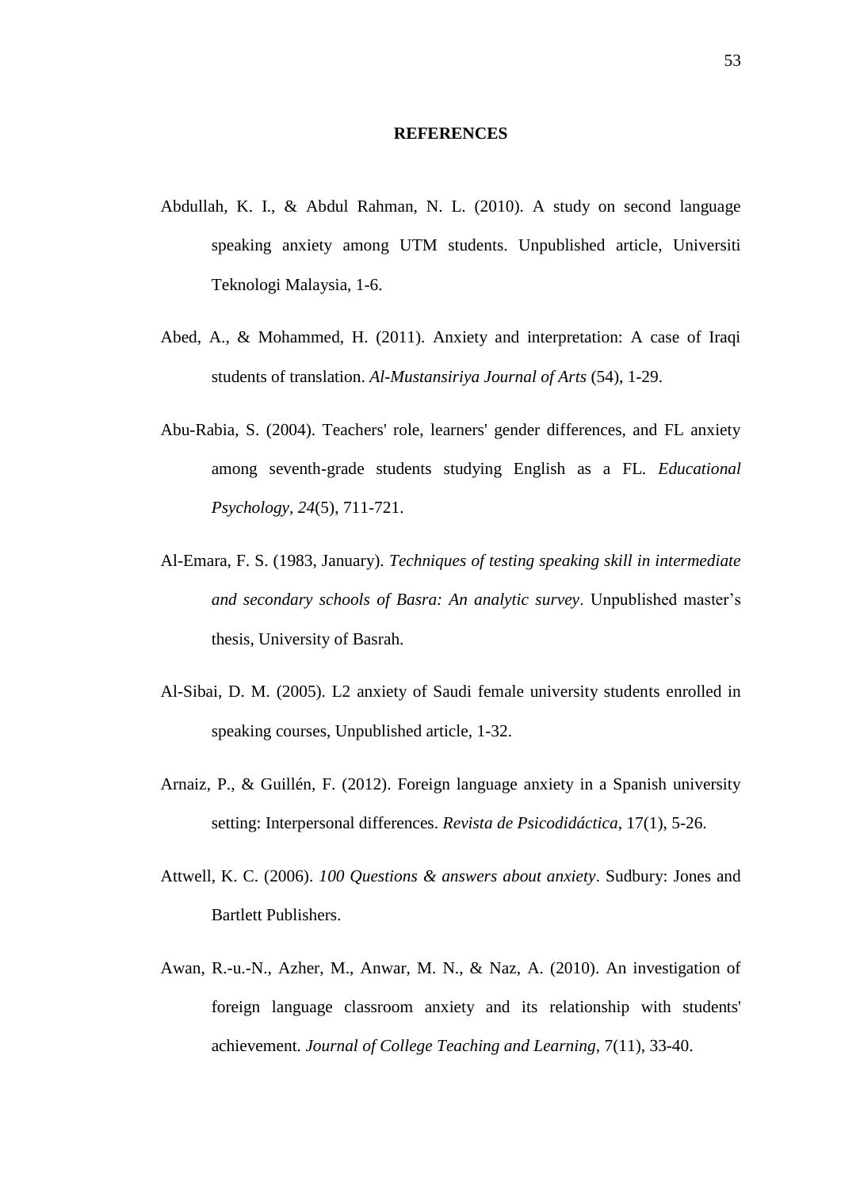# REFERENCES

Abdullah, K. I., & Abdul Rahman, N. L. (2010). A study on second language speaking anxiety among UTM students. Unpublished article, Universiti Teknologi Malaysia, 1-6.

Abed, A., & Mohammed, H. (2011). Anxiety and interpretation: A case of Iraqi students of translation. *Al-Mustansiriya Journal of Arts* (54), 1-29.

Abu-Rabia, S. (2004). Teachers' role, learners' gender differences, and FL anxiety among seventh-grade students studying English as a FL. *Educational Psychology, 24*(5), 711-721.

Al-Emara, F. S. (1983, January). *Techniques of testing speaking skill in intermediate and secondary schools of Basra: An analytic survey*. Unpublished master's thesis, University of Basrah.

Al-Sibai, D. M. (2005). L2 anxiety of Saudi female university students enrolled in speaking courses, Unpublished article, 1-32.

Arnaiz, P., & Guillén, F. (2012). Foreign language anxiety in a Spanish university setting: Interpersonal differences. *Revista de Psicodidáctica*, 17(1), 5-26.

Attwell, K. C. (2006). *100 Questions & answers about anxiety*. Sudbury: Jones and Bartlett Publishers.

Awan, R.-u.-N., Azher, M., Anwar, M. N., & Naz, A. (2010). An investigation of foreign language classroom anxiety and its relationship with students' achievement. *Journal of College Teaching and Learning*, 7(11), 33-40.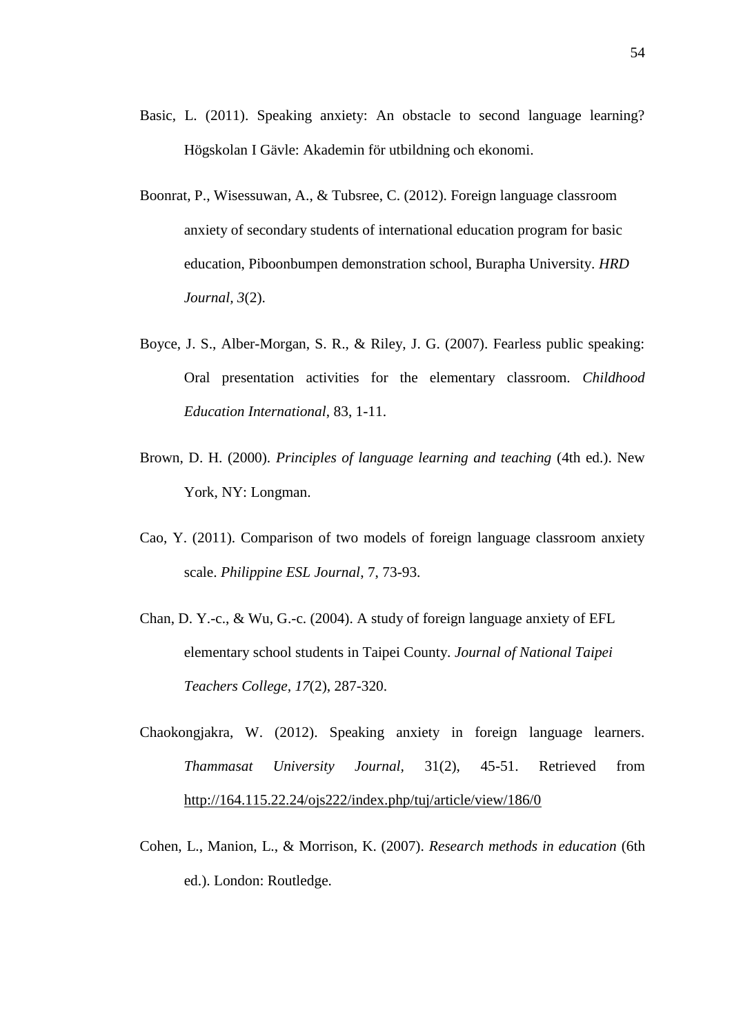Basic, L. (2011). Speaking anxiety: An obstacle to second language learning? Högskolan I Gävle: Akademin för utbildning och ekonomi.

Boonrat, P., Wisessuwan, A., & Tubsree, C. (2012). Foreign language classroom anxiety of secondary students of international education program for basic education, Piboonbumpen demonstration school, Burapha University. *HRD Journal, 3*(2).

Boyce, J. S., Alber-Morgan, S. R., & Riley, J. G. (2007). Fearless public speaking: Oral presentation activities for the elementary classroom. *Childhood Education International*, 83, 1-11.

Brown, D. H. (2000). *Principles of language learning and teaching* (4th ed.). New York, NY: Longman.

Cao, Y. (2011). Comparison of two models of foreign language classroom anxiety scale. *Philippine ESL Journal*, 7, 73-93.

Chan, D. Y.-c., & Wu, G.-c. (2004). A study of foreign language anxiety of EFL elementary school students in Taipei County. *Journal of National Taipei Teachers College, 17*(2), 287-320.

Chaokongjakra, W. (2012). Speaking anxiety in foreign language learners. *Thammasat University Journal*, 31(2), 45-51. Retrieved from http://164.115.22.24/ojs222/index.php/tuj/article/view/186/0

Cohen, L., Manion, L., & Morrison, K. (2007). *Research methods in education* (6th ed.). London: Routledge.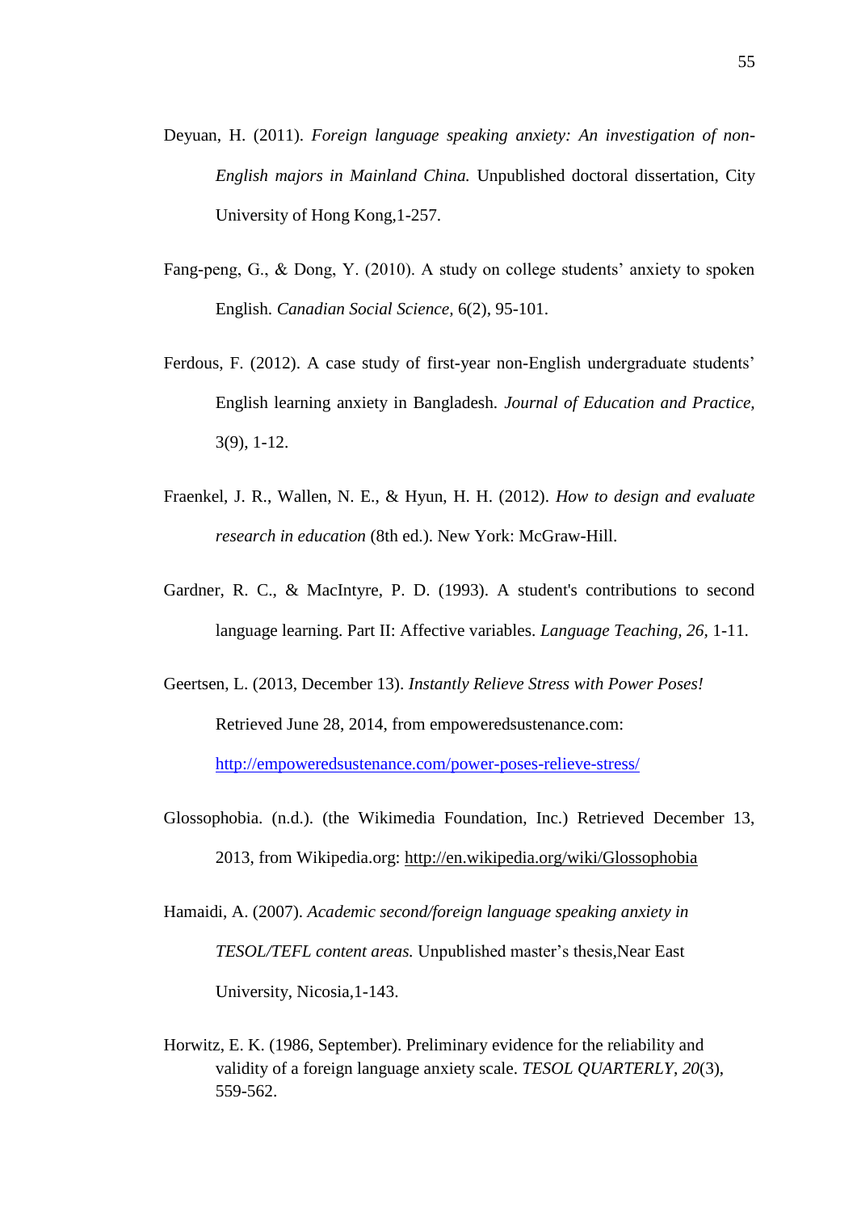Deyuan, H. (2011). *Foreign language speaking anxiety: An investigation of non-English majors in Mainland China.* Unpublished doctoral dissertation, City University of Hong Kong,1-257.

Fang-peng, G., & Dong, Y. (2010). A study on college students' anxiety to spoken English. *Canadian Social Science,* 6(2), 95-101.

Ferdous, F. (2012). A case study of first-year non-English undergraduate students' English learning anxiety in Bangladesh. *Journal of Education and Practice,* 3(9), 1-12.

Fraenkel, J. R., Wallen, N. E., & Hyun, H. H. (2012). *How to design and evaluate research in education* (8th ed.). New York: McGraw-Hill.

Gardner, R. C., & MacIntyre, P. D. (1993). A student's contributions to second language learning. Part II: Affective variables. *Language Teaching, 26,* 1-11.

Geertsen, L. (2013, December 13). *Instantly Relieve Stress with Power Poses!* Retrieved June 28, 2014, from empoweredsustenance.com: http://empoweredsustenance.com/power-poses-relieve-stress/

Glossophobia. (n.d.). (the Wikimedia Foundation, Inc.) Retrieved December 13, 2013, from Wikipedia.org: http://en.wikipedia.org/wiki/Glossophobia

Hamaidi, A. (2007). *Academic second/foreign language speaking anxiety in TESOL/TEFL content areas.* Unpublished master's thesis,Near East University, Nicosia,1-143.

Horwitz, E. K. (1986, September). Preliminary evidence for the reliability and validity of a foreign language anxiety scale. *TESOL QUARTERLY*, *20*(3), 559-562.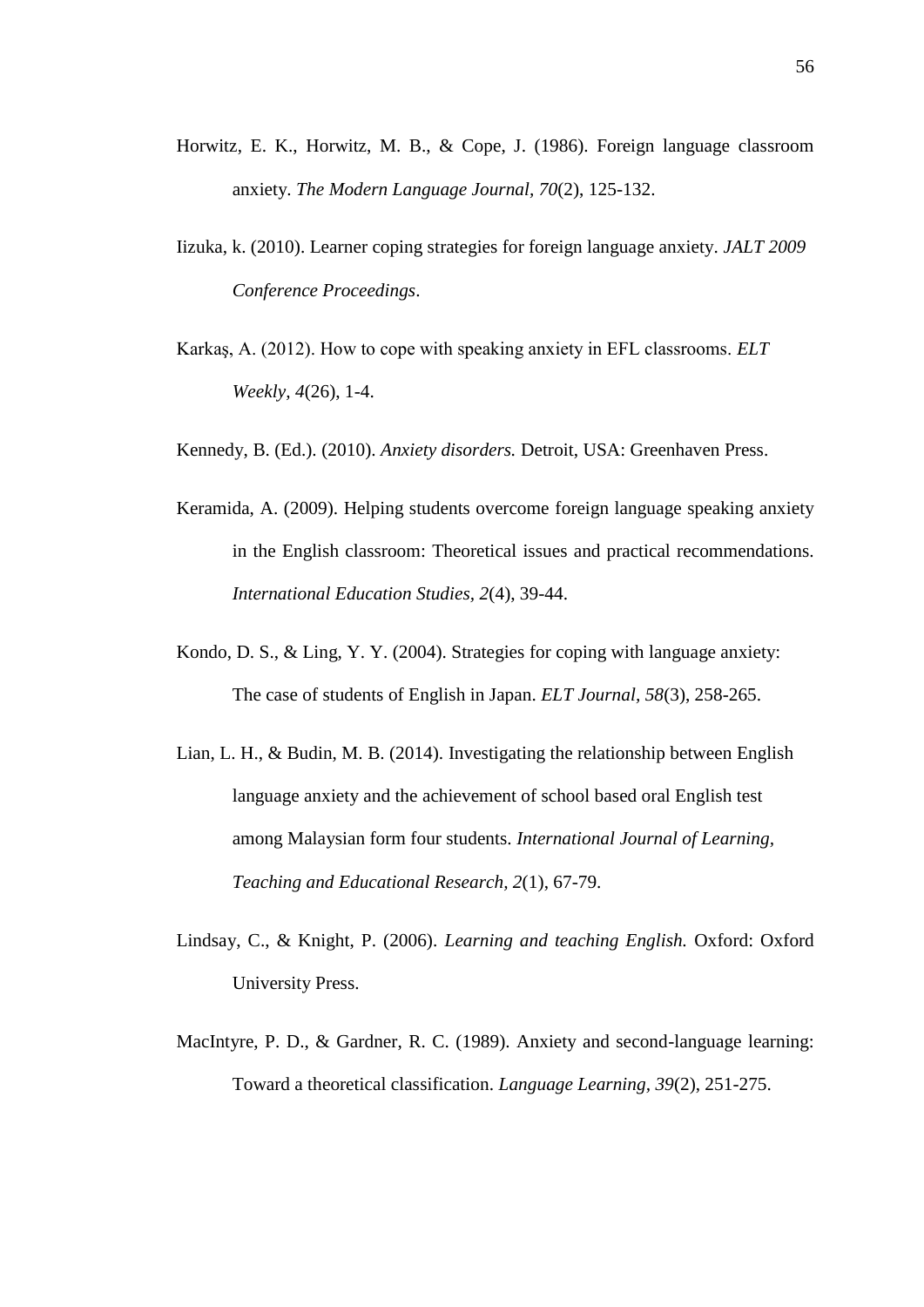Horwitz, E. K., Horwitz, M. B., & Cope, J. (1986). Foreign language classroom anxiety. *The Modern Language Journal, 70*(2), 125-132.

Iizuka, k. (2010). Learner coping strategies for foreign language anxiety. *JALT 2009 Conference Proceedings*.

Karkaş, A. (2012). How to cope with speaking anxiety in EFL classrooms. *ELT Weekly, 4*(26), 1-4.

Kennedy, B. (Ed.). (2010). *Anxiety disorders.* Detroit, USA: Greenhaven Press.

Keramida, A. (2009). Helping students overcome foreign language speaking anxiety in the English classroom: Theoretical issues and practical recommendations. *International Education Studies, 2*(4), 39-44.

Kondo, D. S., & Ling, Y. Y. (2004). Strategies for coping with language anxiety: The case of students of English in Japan. *ELT Journal, 58*(3), 258-265.

Lian, L. H., & Budin, M. B. (2014). Investigating the relationship between English language anxiety and the achievement of school based oral English test among Malaysian form four students. *International Journal of Learning, Teaching and Educational Research, 2*(1), 67-79.

Lindsay, C., & Knight, P. (2006). *Learning and teaching English.* Oxford: Oxford University Press.

MacIntyre, P. D., & Gardner, R. C. (1989). Anxiety and second-language learning: Toward a theoretical classification. *Language Learning, 39*(2), 251-275.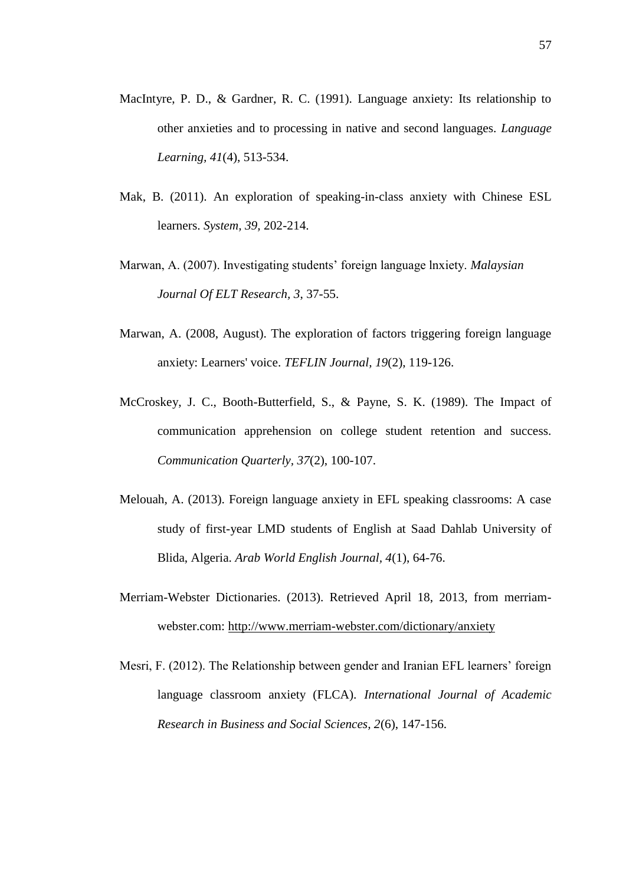MacIntyre, P. D., & Gardner, R. C. (1991). Language anxiety: Its relationship to other anxieties and to processing in native and second languages. *Language Learning, 41*(4), 513-534.

Mak, B. (2011). An exploration of speaking-in-class anxiety with Chinese ESL learners. *System, 39,* 202-214.

Marwan, A. (2007). Investigating students' foreign language lnxiety. *Malaysian Journal Of ELT Research, 3,* 37-55.

Marwan, A. (2008, August). The exploration of factors triggering foreign language anxiety: Learners' voice. *TEFLIN Journal, 19*(2), 119-126.

McCroskey, J. C., Booth-Butterfield, S., & Payne, S. K. (1989). The Impact of communication apprehension on college student retention and success. *Communication Quarterly, 37*(2), 100-107.

Melouah, A. (2013). Foreign language anxiety in EFL speaking classrooms: A case study of first-year LMD students of English at Saad Dahlab University of Blida, Algeria. *Arab World English Journal, 4*(1), 64-76.

Merriam-Webster Dictionaries. (2013). Retrieved April 18, 2013, from merriam-webster.com: http://www.merriam-webster.com/dictionary/anxiety

Mesri, F. (2012). The Relationship between gender and Iranian EFL learners' foreign language classroom anxiety (FLCA). *International Journal of Academic Research in Business and Social Sciences, 2*(6), 147-156.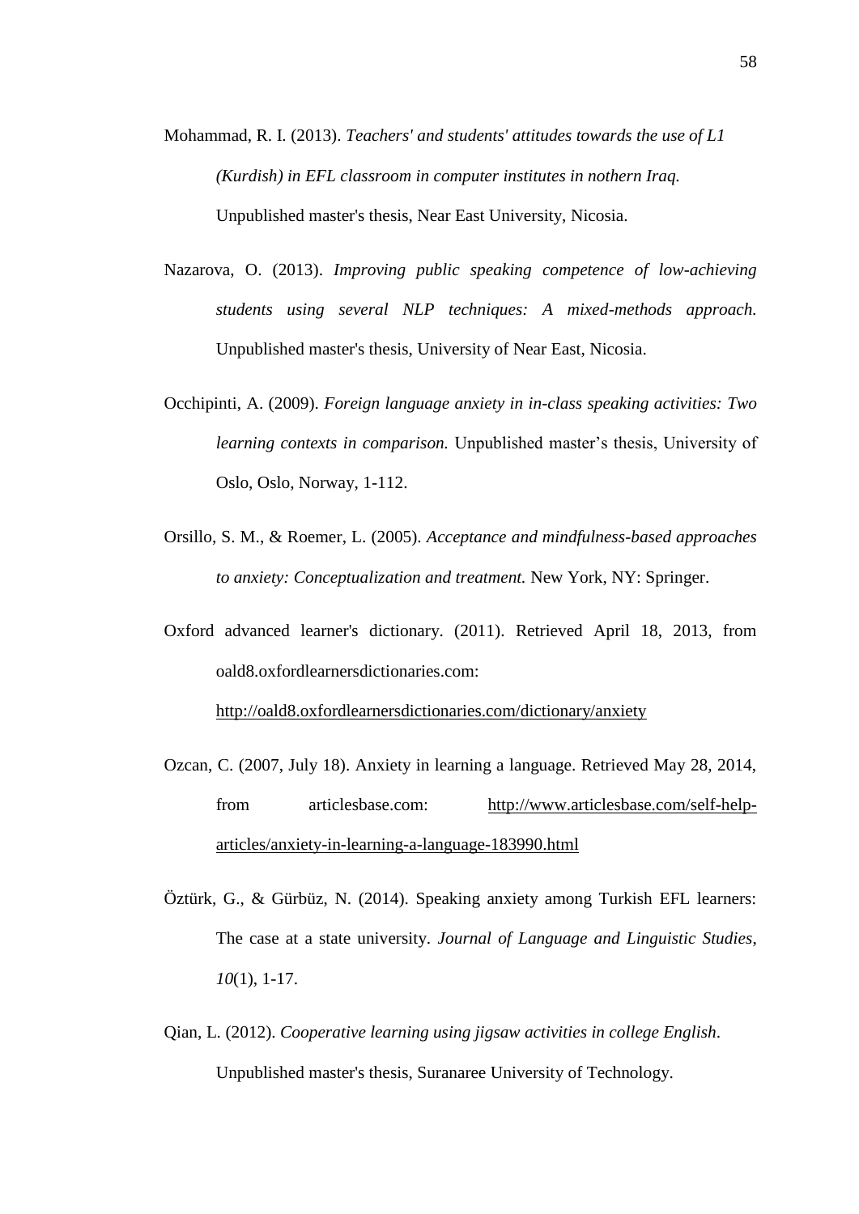Mohammad, R. I. (2013). *Teachers' and students' attitudes towards the use of L1 (Kurdish) in EFL classroom in computer institutes in nothern Iraq.* Unpublished master's thesis, Near East University, Nicosia.

Nazarova, O. (2013). *Improving public speaking competence of low-achieving students using several NLP techniques: A mixed-methods approach.* Unpublished master's thesis, University of Near East, Nicosia.

Occhipinti, A. (2009). *Foreign language anxiety in in-class speaking activities: Two learning contexts in comparison.* Unpublished master's thesis, University of Oslo, Oslo, Norway, 1-112.

Orsillo, S. M., & Roemer, L. (2005). *Acceptance and mindfulness-based approaches to anxiety: Conceptualization and treatment.* New York, NY: Springer.

Oxford advanced learner's dictionary. (2011). Retrieved April 18, 2013, from oald8.oxfordlearnersdictionaries.com: http://oald8.oxfordlearnersdictionaries.com/dictionary/anxiety

Ozcan, C. (2007, July 18). Anxiety in learning a language. Retrieved May 28, 2014, from articlesbase.com: http://www.articlesbase.com/self-help-articles/anxiety-in-learning-a-language-183990.html

Öztürk, G., & Gürbüz, N. (2014). Speaking anxiety among Turkish EFL learners: The case at a state university. *Journal of Language and Linguistic Studies*, *10*(1), 1-17.

Qian, L. (2012). *Cooperative learning using jigsaw activities in college English*. Unpublished master's thesis, Suranaree University of Technology.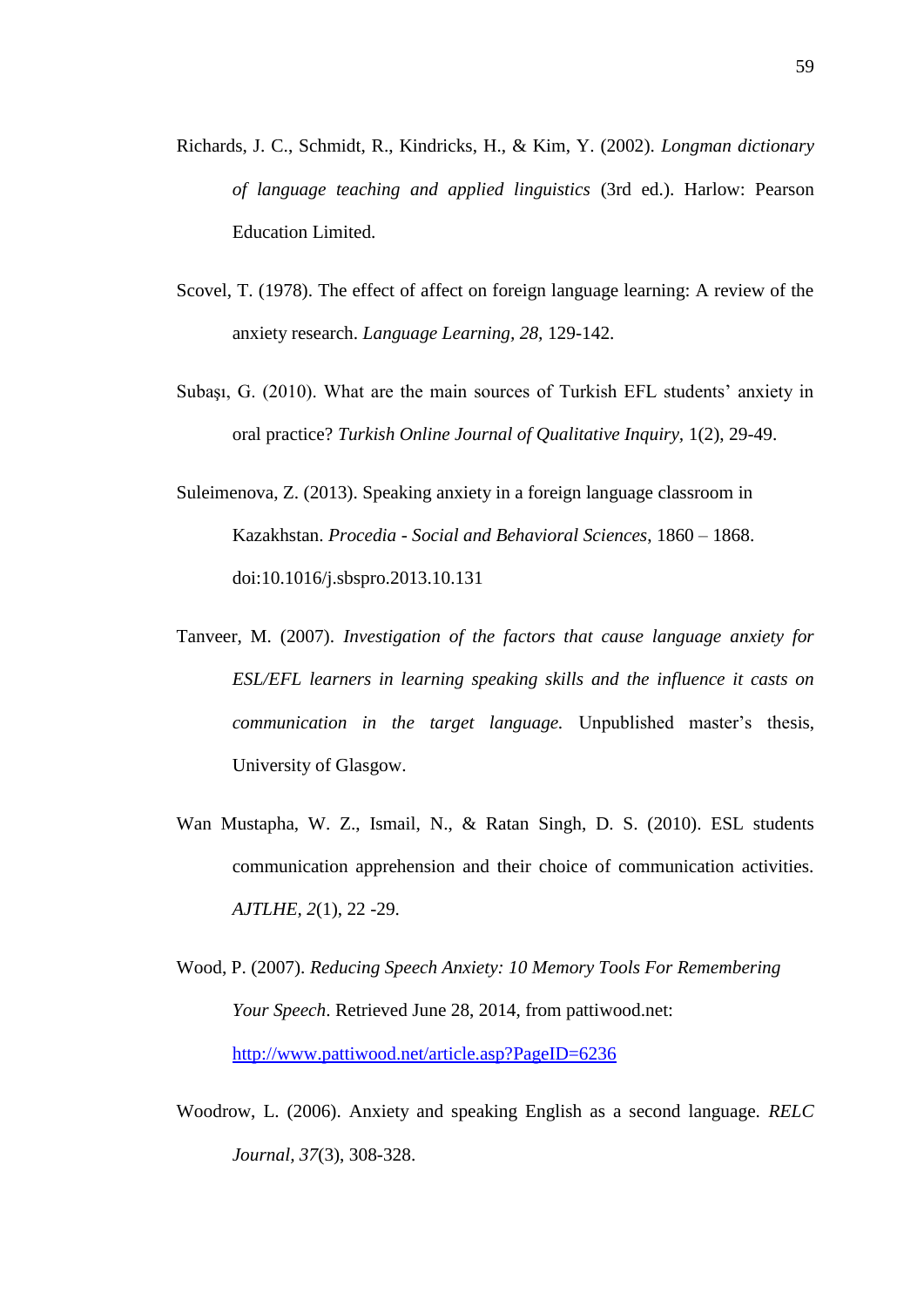Richards, J. C., Schmidt, R., Kindricks, H., & Kim, Y. (2002). *Longman dictionary of language teaching and applied linguistics* (3rd ed.). Harlow: Pearson Education Limited.

Scovel, T. (1978). The effect of affect on foreign language learning: A review of the anxiety research. *Language Learning, 28,* 129-142.

Subaşı, G. (2010). What are the main sources of Turkish EFL students' anxiety in oral practice? *Turkish Online Journal of Qualitative Inquiry*, 1(2), 29-49.

Suleimenova, Z. (2013). Speaking anxiety in a foreign language classroom in Kazakhstan. *Procedia - Social and Behavioral Sciences*, 1860 – 1868. doi:10.1016/j.sbspro.2013.10.131

Tanveer, M. (2007). *Investigation of the factors that cause language anxiety for ESL/EFL learners in learning speaking skills and the influence it casts on communication in the target language.* Unpublished master's thesis, University of Glasgow.

Wan Mustapha, W. Z., Ismail, N., & Ratan Singh, D. S. (2010). ESL students communication apprehension and their choice of communication activities. *AJTLHE, 2*(1), 22 -29.

Wood, P. (2007). *Reducing Speech Anxiety: 10 Memory Tools For Remembering Your Speech*. Retrieved June 28, 2014, from pattiwood.net: http://www.pattiwood.net/article.asp?PageID=6236

Woodrow, L. (2006). Anxiety and speaking English as a second language. *RELC Journal*, *37*(3), 308-328.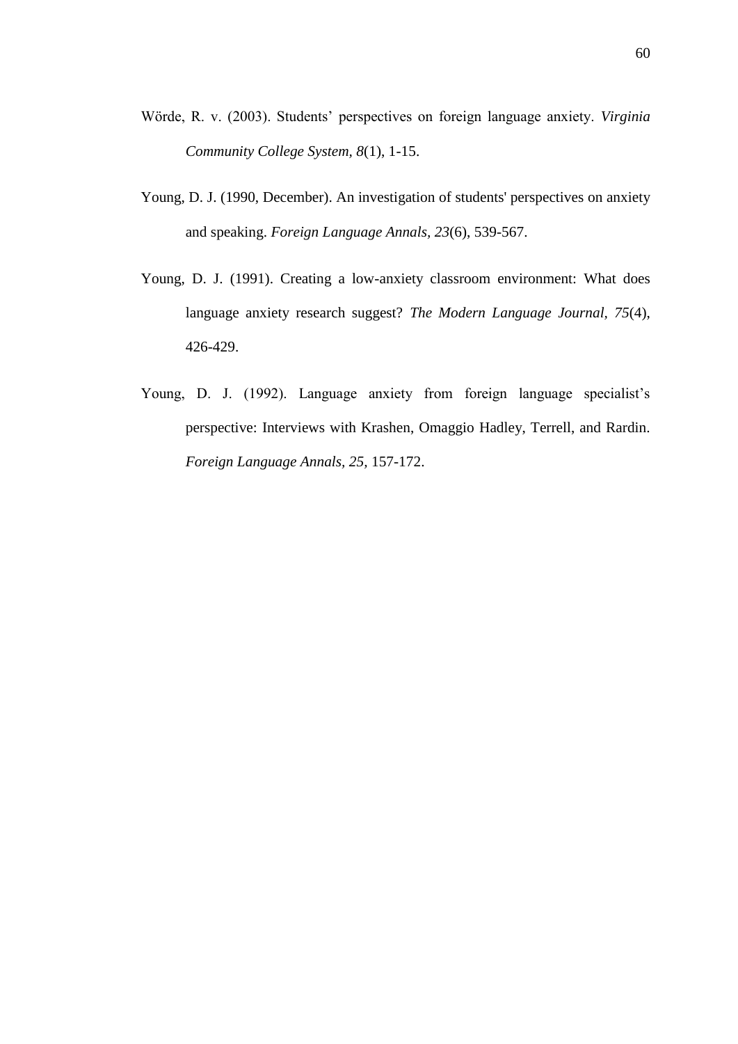Wörde, R. v. (2003). Students' perspectives on foreign language anxiety. *Virginia Community College System, 8*(1), 1-15.

Young, D. J. (1990, December). An investigation of students' perspectives on anxiety and speaking. *Foreign Language Annals, 23*(6), 539-567.

Young, D. J. (1991). Creating a low-anxiety classroom environment: What does language anxiety research suggest? *The Modern Language Journal, 75*(4), 426-429.

Young, D. J. (1992). Language anxiety from foreign language specialist's perspective: Interviews with Krashen, Omaggio Hadley, Terrell, and Rardin. *Foreign Language Annals, 25*, 157-172.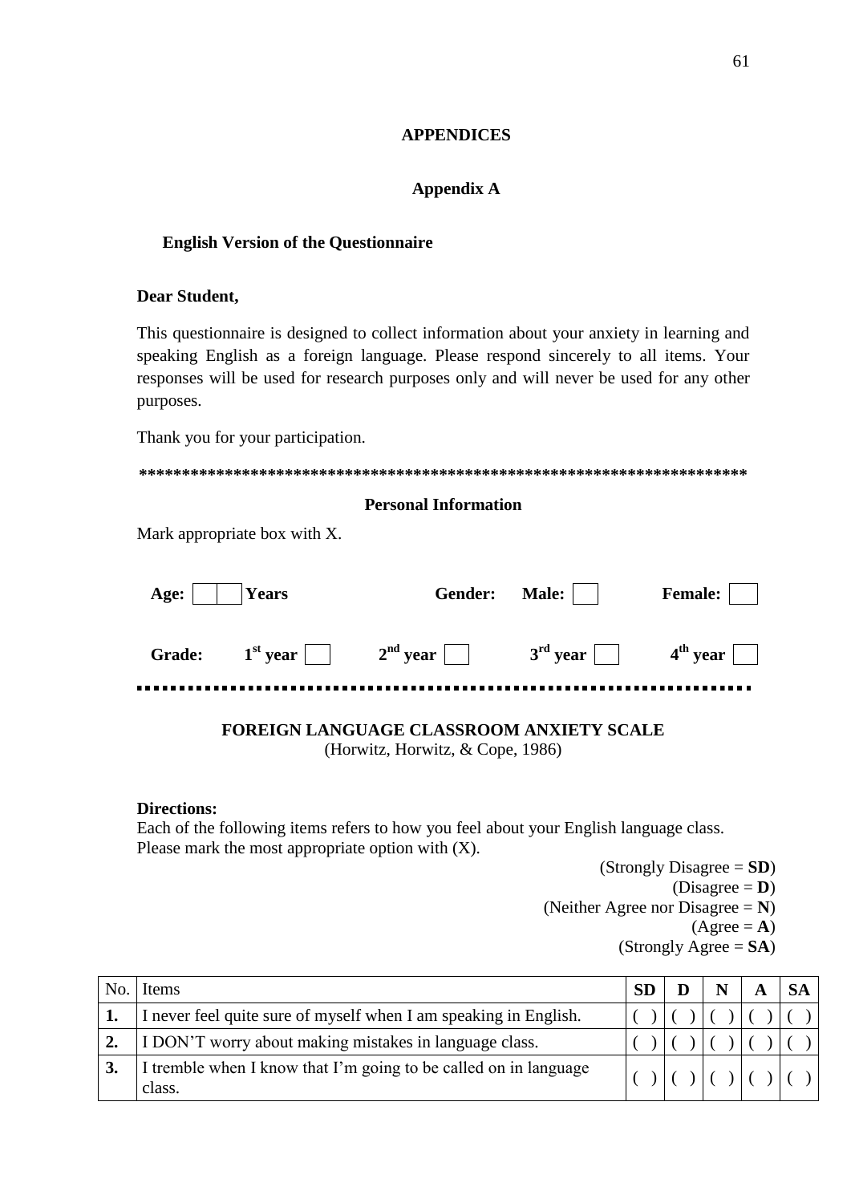# APPENDICES

## Appendix A

### English Version of the Questionnaire

**Dear Student,**

This questionnaire is designed to collect information about your anxiety in learning and speaking English as a foreign language. Please respond sincerely to all items. Your responses will be used for research purposes only and will never be used for any other purposes.

Thank you for your participation.

*************************************************************************

**Personal Information**

Mark appropriate box with X.

**Age:** [ ][ ] **Years** **Gender:** **Male:** [ ] **Female:** [ ]

**Grade:** **1st year** [ ] **2nd year** [ ] **3rd year** [ ] **4th year** [ ]

---

**FOREIGN LANGUAGE CLASSROOM ANXIETY SCALE**
(Horwitz, Horwitz, & Cope, 1986)

**Directions:**
Each of the following items refers to how you feel about your English language class. Please mark the most appropriate option with (X).

(Strongly Disagree = **SD**)
(Disagree = **D**)
(Neither Agree nor Disagree = **N**)
(Agree = **A**)
(Strongly Agree = **SA**)

| No. | Items | SD | D | N | A | SA |
|---|---|---|---|---|---|---|
| **1.** | I never feel quite sure of myself when I am speaking in English. | ( ) | ( ) | ( ) | ( ) | ( ) |
| **2.** | I DON'T worry about making mistakes in language class. | ( ) | ( ) | ( ) | ( ) | ( ) |
| **3.** | I tremble when I know that I'm going to be called on in language class. | ( ) | ( ) | ( ) | ( ) | ( ) |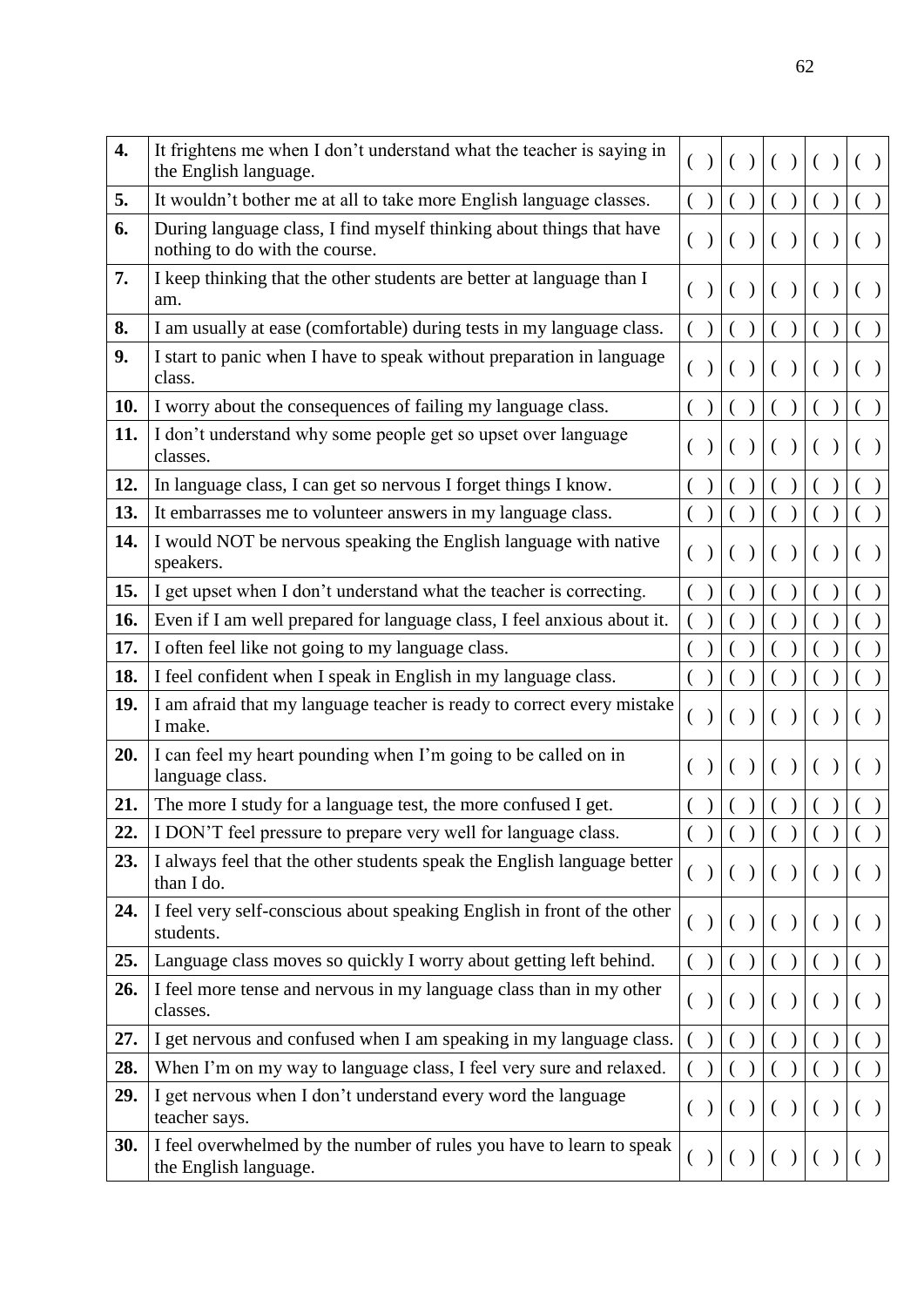| | | | | | | |
|---|---|---|---|---|---|---|
| **4.** | It frightens me when I don't understand what the teacher is saying in the English language. | ( ) | ( ) | ( ) | ( ) | ( ) |
| **5.** | It wouldn't bother me at all to take more English language classes. | ( ) | ( ) | ( ) | ( ) | ( ) |
| **6.** | During language class, I find myself thinking about things that have nothing to do with the course. | ( ) | ( ) | ( ) | ( ) | ( ) |
| **7.** | I keep thinking that the other students are better at language than I am. | ( ) | ( ) | ( ) | ( ) | ( ) |
| **8.** | I am usually at ease (comfortable) during tests in my language class. | ( ) | ( ) | ( ) | ( ) | ( ) |
| **9.** | I start to panic when I have to speak without preparation in language class. | ( ) | ( ) | ( ) | ( ) | ( ) |
| **10.** | I worry about the consequences of failing my language class. | ( ) | ( ) | ( ) | ( ) | ( ) |
| **11.** | I don't understand why some people get so upset over language classes. | ( ) | ( ) | ( ) | ( ) | ( ) |
| **12.** | In language class, I can get so nervous I forget things I know. | ( ) | ( ) | ( ) | ( ) | ( ) |
| **13.** | It embarrasses me to volunteer answers in my language class. | ( ) | ( ) | ( ) | ( ) | ( ) |
| **14.** | I would NOT be nervous speaking the English language with native speakers. | ( ) | ( ) | ( ) | ( ) | ( ) |
| **15.** | I get upset when I don't understand what the teacher is correcting. | ( ) | ( ) | ( ) | ( ) | ( ) |
| **16.** | Even if I am well prepared for language class, I feel anxious about it. | ( ) | ( ) | ( ) | ( ) | ( ) |
| **17.** | I often feel like not going to my language class. | ( ) | ( ) | ( ) | ( ) | ( ) |
| **18.** | I feel confident when I speak in English in my language class. | ( ) | ( ) | ( ) | ( ) | ( ) |
| **19.** | I am afraid that my language teacher is ready to correct every mistake I make. | ( ) | ( ) | ( ) | ( ) | ( ) |
| **20.** | I can feel my heart pounding when I'm going to be called on in language class. | ( ) | ( ) | ( ) | ( ) | ( ) |
| **21.** | The more I study for a language test, the more confused I get. | ( ) | ( ) | ( ) | ( ) | ( ) |
| **22.** | I DON'T feel pressure to prepare very well for language class. | ( ) | ( ) | ( ) | ( ) | ( ) |
| **23.** | I always feel that the other students speak the English language better than I do. | ( ) | ( ) | ( ) | ( ) | ( ) |
| **24.** | I feel very self-conscious about speaking English in front of the other students. | ( ) | ( ) | ( ) | ( ) | ( ) |
| **25.** | Language class moves so quickly I worry about getting left behind. | ( ) | ( ) | ( ) | ( ) | ( ) |
| **26.** | I feel more tense and nervous in my language class than in my other classes. | ( ) | ( ) | ( ) | ( ) | ( ) |
| **27.** | I get nervous and confused when I am speaking in my language class. | ( ) | ( ) | ( ) | ( ) | ( ) |
| **28.** | When I'm on my way to language class, I feel very sure and relaxed. | ( ) | ( ) | ( ) | ( ) | ( ) |
| **29.** | I get nervous when I don't understand every word the language teacher says. | ( ) | ( ) | ( ) | ( ) | ( ) |
| **30.** | I feel overwhelmed by the number of rules you have to learn to speak the English language. | ( ) | ( ) | ( ) | ( ) | ( ) |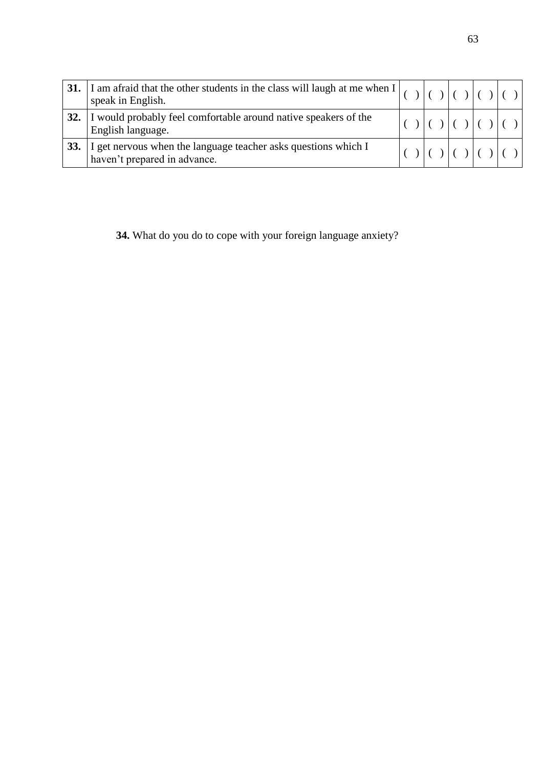| | | | | | | |
|---|---|---|---|---|---|---|
| **31.** | I am afraid that the other students in the class will laugh at me when I speak in English. | ( ) | ( ) | ( ) | ( ) | ( ) |
| **32.** | I would probably feel comfortable around native speakers of the English language. | ( ) | ( ) | ( ) | ( ) | ( ) |
| **33.** | I get nervous when the language teacher asks questions which I haven't prepared in advance. | ( ) | ( ) | ( ) | ( ) | ( ) |

**34.** What do you do to cope with your foreign language anxiety?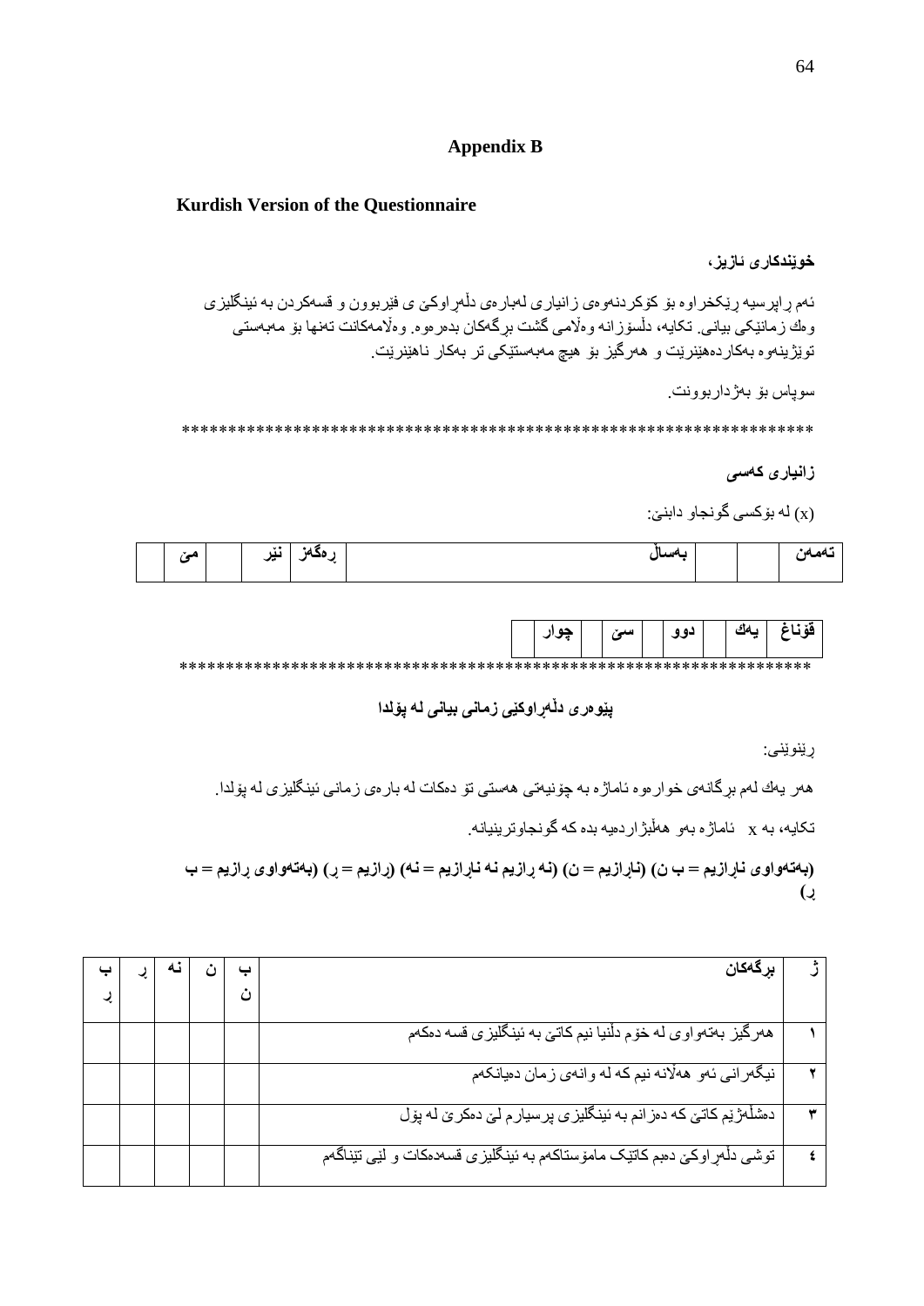## Appendix B

### Kurdish Version of the Questionnaire

**خوێندکاری ئازیز،**

ئەم ڕاپرسیە ڕێکخراوە بۆ کۆکردنەوەی زانیاری لەبارەی دڵەڕاوکێ ی فێربوون و قسەکردن بە ئینگلیزی وەك زمانێکی بیانی. تکایە، دڵسۆزانە وەڵامی گشت برگەکان بدەرەوە. وەڵامەکانت تەنها بۆ مەبەستی توێژینەوە بەکاردەهێنرێت و هەرگیز بۆ هیچ مەبەستێکی تر بەکار ناهێنرێت.

سوپاس بۆ بەژداربوونت.

*****************************************************************

**زانیاری کەسی**

(x) لە بۆکسی گونجاو دابنێ:

| تەمەن | | | بەساڵ | ڕەگەز | نێر | | مێ | |
|---|---|---|---|---|---|---|---|---|

| قۆناغ | یەك | | دوو | | سێ | | چوار | |
|---|---|---|---|---|---|---|---|---|

*****************************************************************

**پێوەری دڵەڕاوکێی زمانی بیانی لە پۆلدا**

ڕێنوێنی:

هەر یەك لەم برگانەی خوارەوە ئاماژە بە چۆنیەتی هەستی تۆ دەکات لە بارەی زمانی ئینگلیزی لە پۆلدا.

تکایە، بە x ئاماژە بەو هەڵبژاردەیە بدە کە گونجاوترینیانە.

**(بەتەواوی ناڕازیم = ب ن) (ناڕازیم = ن) (نە ڕازیم نە ناڕازیم = نە) (ڕازیم = ڕ) (بەتەواوی ڕازیم = ب ڕ)**

| ژ | برگەکان | ب ن | ن | نە | ڕ | ب ڕ |
|---|---|---|---|---|---|---|
| ١ | هەرگیز بەتەواوی لە خۆم دڵنیا نیم کاتێ بە ئینگلیزی قسە دەکەم | | | | | |
| ٢ | نیگەرانی ئەو هەڵانە نیم کە لە وانەی زمان دەیانکەم | | | | | |
| ٣ | دەشڵەژێم کاتێ کە دەزانم بە ئینگلیزی پرسیارم لێ دەکرێ لە پۆل | | | | | |
| ٤ | توشی دڵەڕاوکێ دەبم کاتێک مامۆستاکەم بە ئینگلیزی قسەدەکات و لێی تێناگەم | | | | | |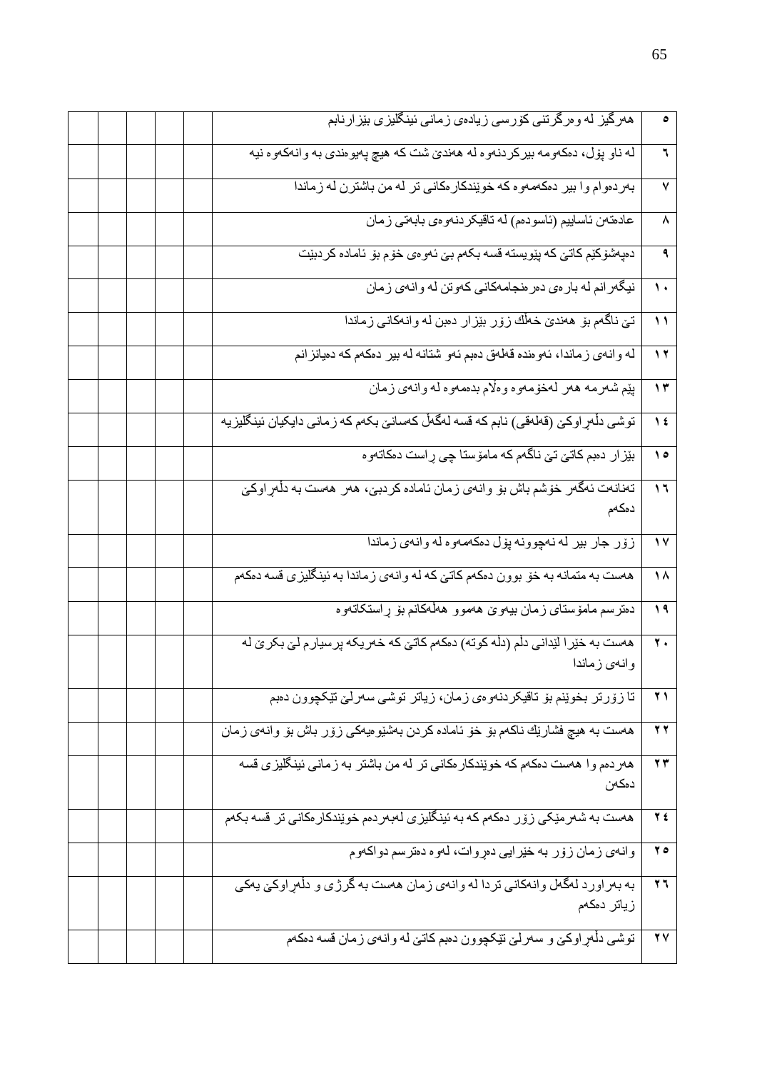| ٥ | هەرگیز لە وەرگرتنی کۆرسی زیادەی زمانی ئینگلیزی بێزارنابم | | | | | |
|---|---|---|---|---|---|---|
| ٦ | لە ناو پۆل، دەکەومە بیرکردنەوە لە هەندێ شت کە هیچ پەیوەندی بە وانەکەوە نیە | | | | | |
| ٧ | بەردەوام وا بیر دەکەمەوە کە خوێندکارەکانی تر لە من باشترن لە زماندا | | | | | |
| ٨ | عادەتەن ئاساییم (ئاسودەم) لە تاقیکردنەوەی بابەتی زمان | | | | | |
| ٩ | دەپەشۆکێم کاتێ کە پێویستە قسە بکەم بێ ئەوەی خۆم بۆ ئامادە کردبێت | | | | | |
| ١٠ | نیگەرانم لە بارەی دەرەنجامەکانی کەوتن لە وانەی زمان | | | | | |
| ١١ | تێ ناگەم بۆ هەندێ خەڵك زۆر بێزار دەبن لە وانەکانی زماندا | | | | | |
| ١٢ | لە وانەی زماندا، ئەوەندە قەلەق دەبم ئەو شتانە لە بیر دەکەم کە دەیانزانم | | | | | |
| ١٣ | پێم شەرمە هەر لەخۆمەوە وەڵام بدەمەوە لە وانەی زمان | | | | | |
| ١٤ | توشی دڵەڕاوکێ (قەلەقی) نابم کە قسە لەگەڵ کەسانێ بکەم کە زمانی دایکیان ئینگلیزیە | | | | | |
| ١٥ | بێزار دەبم کاتێ تێ ناگەم کە مامۆستا چی ڕاست دەکاتەوە | | | | | |
| ١٦ | تەنانەت ئەگەر خۆشم باش بۆ وانەی زمان ئامادە کردبێ، هەر هەست بە دڵەڕاوکێ دەکەم | | | | | |
| ١٧ | زۆر جار بیر لە نەچوونە پۆل دەکەمەوە لە وانەی زماندا | | | | | |
| ١٨ | هەست بە متمانە بە خۆ بوون دەکەم کاتێ کە لە وانەی زماندا بە ئینگلیزی قسە دەکەم | | | | | |
| ١٩ | دەترسم مامۆستای زمان بیەوێ هەموو هەڵەکانم بۆ ڕاستکاتەوە | | | | | |
| ٢٠ | هەست بە خێرا لێدانی دڵم (دڵە کوتە) دەکەم کاتێ کە خەریکە پرسیارم لێ بکرێ لە وانەی زماندا | | | | | |
| ٢١ | تا زۆرتر بخوێنم بۆ تاقیکردنەوەی زمان، زیاتر توشی سەرلێ تێکچوون دەبم | | | | | |
| ٢٢ | هەست بە هیچ فشارێك ناکەم بۆ خۆ ئامادە کردن بەشێوەیەکی زۆر باش بۆ وانەی زمان | | | | | |
| ٢٣ | هەردەم وا هەست دەکەم کە خوێندکارەکانی تر لە من باشتر بە زمانی ئینگلیزی قسە دەکەن | | | | | |
| ٢٤ | هەست بە شەرمێکی زۆر دەکەم کە بە ئینگلیزی لەبەردەم خوێندکارەکانی تر قسە بکەم | | | | | |
| ٢٥ | وانەی زمان زۆر بە خێرایی دەڕوات، لەوە دەترسم دواکەوم | | | | | |
| ٢٦ | بە بەراورد لەگەڵ وانەکانی تردا لە وانەی زمان هەست بە گرژی و دڵەڕاوکێ یەکی زیاتر دەکەم | | | | | |
| ٢٧ | توشی دڵەڕاوکێ و سەرلێ تێکچوون دەبم کاتێ لە وانەی زمان قسە دەکەم | | | | | |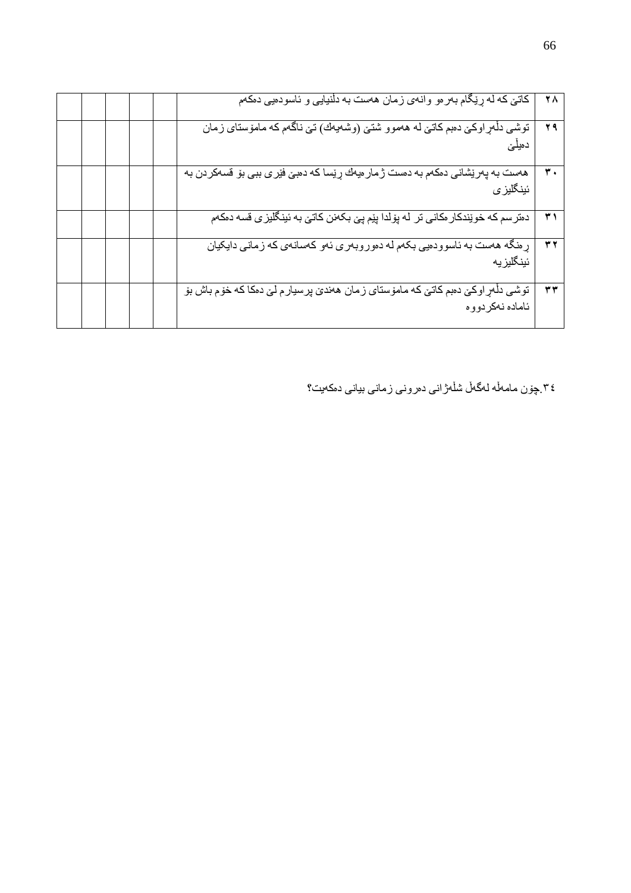| | | | | | | |
|---|---|---|---|---|---|---|
| ٢٨ | کاتێ کە لە ڕێگام بەرەو وانەی زمان هەست بە دڵنیایی و ئاسودەیی دەکەم | | | | | |
| ٢٩ | توشی دڵەڕاوکێ دەبم کاتێ لە هەموو شتێ (وشەیەك) تێ ناگەم کە مامۆستای زمان دەیڵێ | | | | | |
| ٣٠ | هەست بە پەرێشانی دەکەم بە دەست ژمارەیەك ڕێسا کە دەبێ فێری ببی بۆ قسەکردن بە ئینگلیزی | | | | | |
| ٣١ | دەترسم کە خوێندکارەکانی تر لە پۆلدا پێم پێ بکەنن کاتێ بە ئینگلیزی قسە دەکەم | | | | | |
| ٣٢ | ڕەنگە هەست بە ئاسودەیی بکەم لە دەوروبەری ئەو کەسانەی کە زمانی دایکیان ئینگلیزیە | | | | | |
| ٣٣ | توشی دڵەڕاوکێ دەبم کاتێ کە مامۆستای زمان هەندێ پرسیارم لێ دەکا کە خۆم باش بۆ ئامادە نەکردووە | | | | | |

٣٤.چۆن مامەڵە لەگەڵ شڵەژانی دەرونی زمانی بیانی دەکەیت؟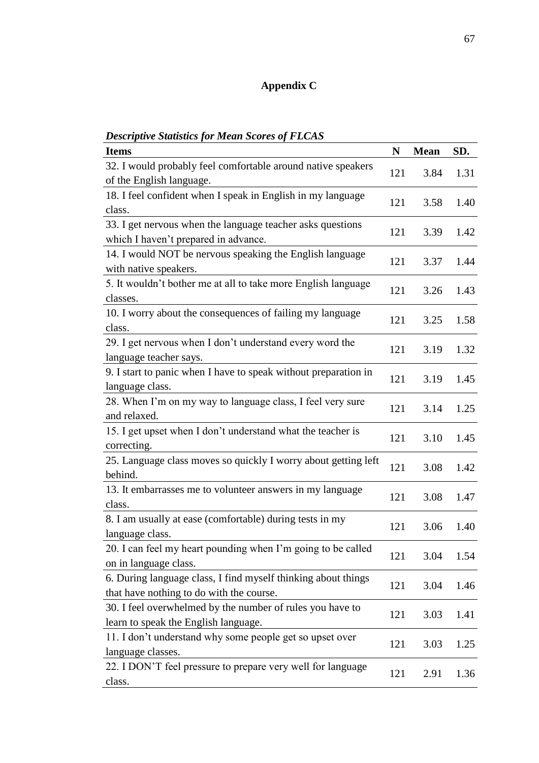# Appendix C

***Descriptive Statistics for Mean Scores of FLCAS***

| Items | N | Mean | SD. |
|---|---|---|---|
| 32. I would probably feel comfortable around native speakers of the English language. | 121 | 3.84 | 1.31 |
| 18. I feel confident when I speak in English in my language class. | 121 | 3.58 | 1.40 |
| 33. I get nervous when the language teacher asks questions which I haven't prepared in advance. | 121 | 3.39 | 1.42 |
| 14. I would NOT be nervous speaking the English language with native speakers. | 121 | 3.37 | 1.44 |
| 5. It wouldn't bother me at all to take more English language classes. | 121 | 3.26 | 1.43 |
| 10. I worry about the consequences of failing my language class. | 121 | 3.25 | 1.58 |
| 29. I get nervous when I don't understand every word the language teacher says. | 121 | 3.19 | 1.32 |
| 9. I start to panic when I have to speak without preparation in language class. | 121 | 3.19 | 1.45 |
| 28. When I'm on my way to language class, I feel very sure and relaxed. | 121 | 3.14 | 1.25 |
| 15. I get upset when I don't understand what the teacher is correcting. | 121 | 3.10 | 1.45 |
| 25. Language class moves so quickly I worry about getting left behind. | 121 | 3.08 | 1.42 |
| 13. It embarrasses me to volunteer answers in my language class. | 121 | 3.08 | 1.47 |
| 8. I am usually at ease (comfortable) during tests in my language class. | 121 | 3.06 | 1.40 |
| 20. I can feel my heart pounding when I'm going to be called on in language class. | 121 | 3.04 | 1.54 |
| 6. During language class, I find myself thinking about things that have nothing to do with the course. | 121 | 3.04 | 1.46 |
| 30. I feel overwhelmed by the number of rules you have to learn to speak the English language. | 121 | 3.03 | 1.41 |
| 11. I don't understand why some people get so upset over language classes. | 121 | 3.03 | 1.25 |
| 22. I DON'T feel pressure to prepare very well for language class. | 121 | 2.91 | 1.36 |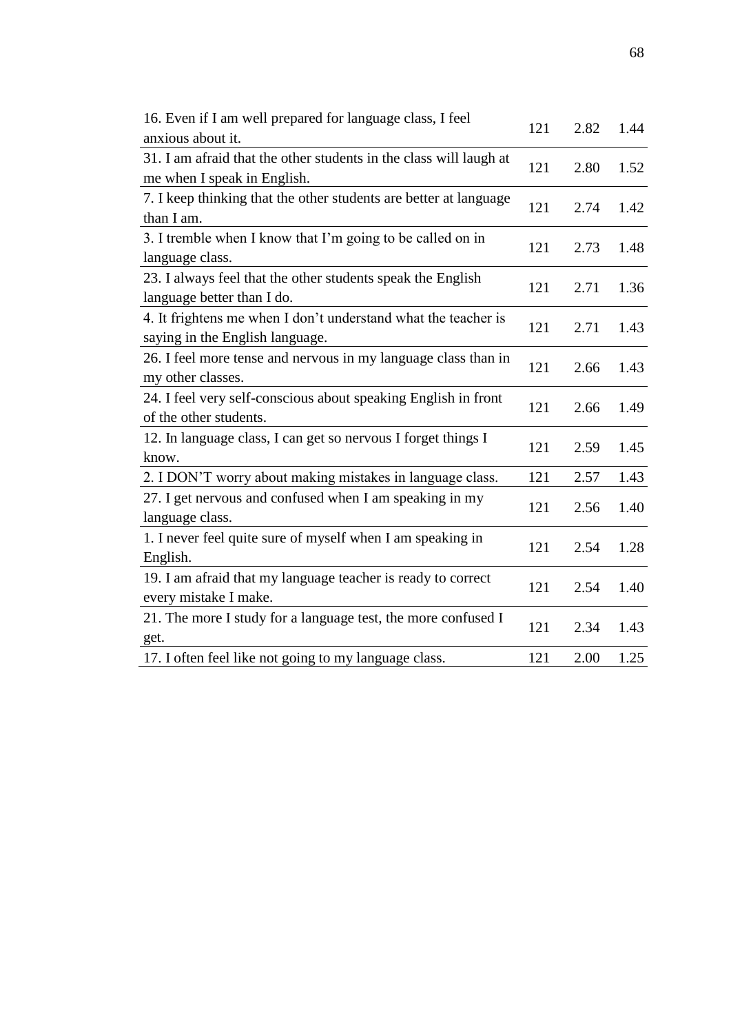| | | | |
|---|---|---|---|
| 16. Even if I am well prepared for language class, I feel anxious about it. | 121 | 2.82 | 1.44 |
| 31. I am afraid that the other students in the class will laugh at me when I speak in English. | 121 | 2.80 | 1.52 |
| 7. I keep thinking that the other students are better at language than I am. | 121 | 2.74 | 1.42 |
| 3. I tremble when I know that I'm going to be called on in language class. | 121 | 2.73 | 1.48 |
| 23. I always feel that the other students speak the English language better than I do. | 121 | 2.71 | 1.36 |
| 4. It frightens me when I don't understand what the teacher is saying in the English language. | 121 | 2.71 | 1.43 |
| 26. I feel more tense and nervous in my language class than in my other classes. | 121 | 2.66 | 1.43 |
| 24. I feel very self-conscious about speaking English in front of the other students. | 121 | 2.66 | 1.49 |
| 12. In language class, I can get so nervous I forget things I know. | 121 | 2.59 | 1.45 |
| 2. I DON'T worry about making mistakes in language class. | 121 | 2.57 | 1.43 |
| 27. I get nervous and confused when I am speaking in my language class. | 121 | 2.56 | 1.40 |
| 1. I never feel quite sure of myself when I am speaking in English. | 121 | 2.54 | 1.28 |
| 19. I am afraid that my language teacher is ready to correct every mistake I make. | 121 | 2.54 | 1.40 |
| 21. The more I study for a language test, the more confused I get. | 121 | 2.34 | 1.43 |
| 17. I often feel like not going to my language class. | 121 | 2.00 | 1.25 |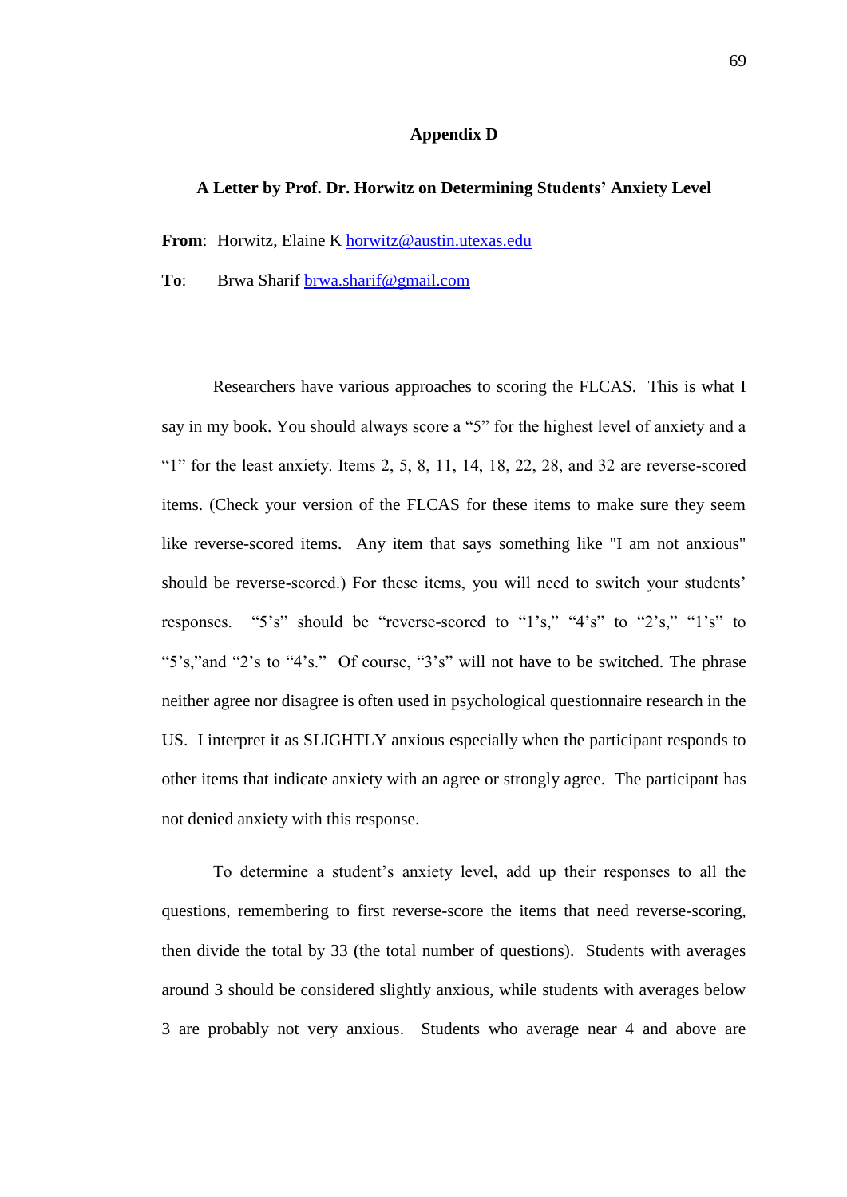## Appendix D

### A Letter by Prof. Dr. Horwitz on Determining Students' Anxiety Level

**From**: Horwitz, Elaine K horwitz@austin.utexas.edu

**To**: Brwa Sharif brwa.sharif@gmail.com

Researchers have various approaches to scoring the FLCAS. This is what I say in my book. You should always score a "5" for the highest level of anxiety and a "1" for the least anxiety. Items 2, 5, 8, 11, 14, 18, 22, 28, and 32 are reverse-scored items. (Check your version of the FLCAS for these items to make sure they seem like reverse-scored items. Any item that says something like "I am not anxious" should be reverse-scored.) For these items, you will need to switch your students' responses. "5's" should be "reverse-scored to "1's," "4's" to "2's," "1's" to "5's,"and "2's to "4's." Of course, "3's" will not have to be switched. The phrase neither agree nor disagree is often used in psychological questionnaire research in the US. I interpret it as SLIGHTLY anxious especially when the participant responds to other items that indicate anxiety with an agree or strongly agree. The participant has not denied anxiety with this response.

To determine a student's anxiety level, add up their responses to all the questions, remembering to first reverse-score the items that need reverse-scoring, then divide the total by 33 (the total number of questions). Students with averages around 3 should be considered slightly anxious, while students with averages below 3 are probably not very anxious. Students who average near 4 and above are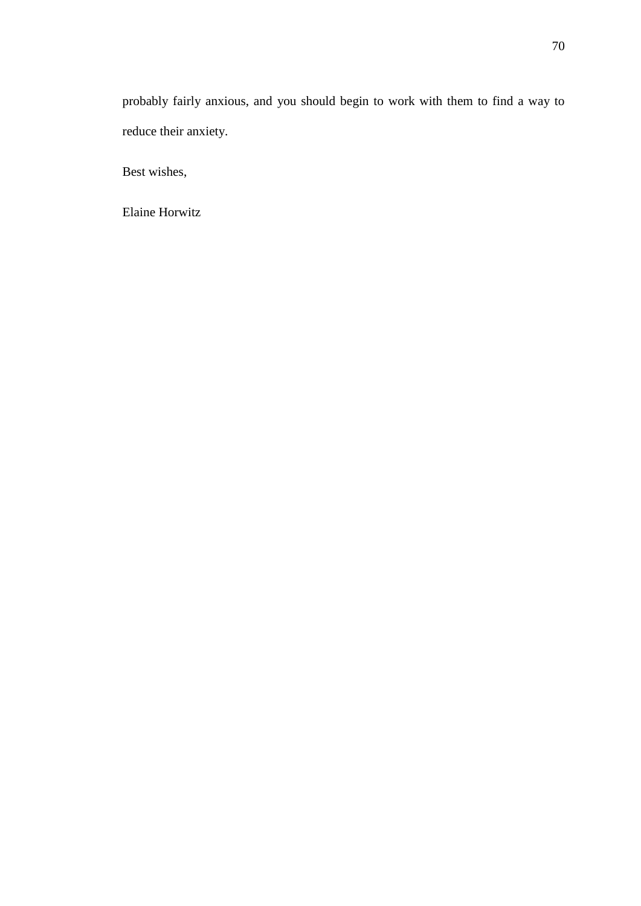probably fairly anxious, and you should begin to work with them to find a way to reduce their anxiety.

Best wishes,

Elaine Horwitz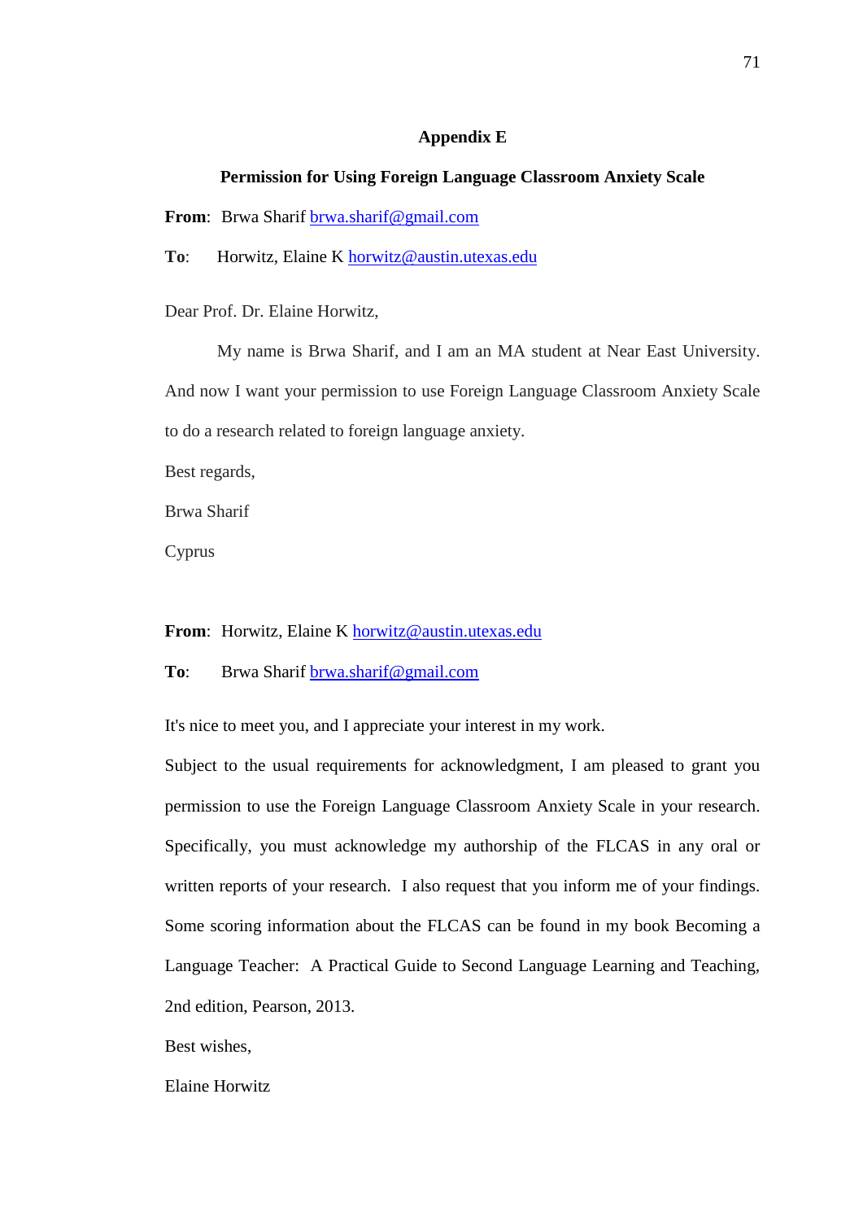## Appendix E

### Permission for Using Foreign Language Classroom Anxiety Scale

**From**: Brwa Sharif brwa.sharif@gmail.com

**To**: Horwitz, Elaine K horwitz@austin.utexas.edu

Dear Prof. Dr. Elaine Horwitz,

My name is Brwa Sharif, and I am an MA student at Near East University. And now I want your permission to use Foreign Language Classroom Anxiety Scale to do a research related to foreign language anxiety.

Best regards,

Brwa Sharif

Cyprus

**From**: Horwitz, Elaine K horwitz@austin.utexas.edu

**To**: Brwa Sharif brwa.sharif@gmail.com

It's nice to meet you, and I appreciate your interest in my work.

Subject to the usual requirements for acknowledgment, I am pleased to grant you permission to use the Foreign Language Classroom Anxiety Scale in your research. Specifically, you must acknowledge my authorship of the FLCAS in any oral or written reports of your research. I also request that you inform me of your findings. Some scoring information about the FLCAS can be found in my book Becoming a Language Teacher: A Practical Guide to Second Language Learning and Teaching, 2nd edition, Pearson, 2013.

Best wishes,

Elaine Horwitz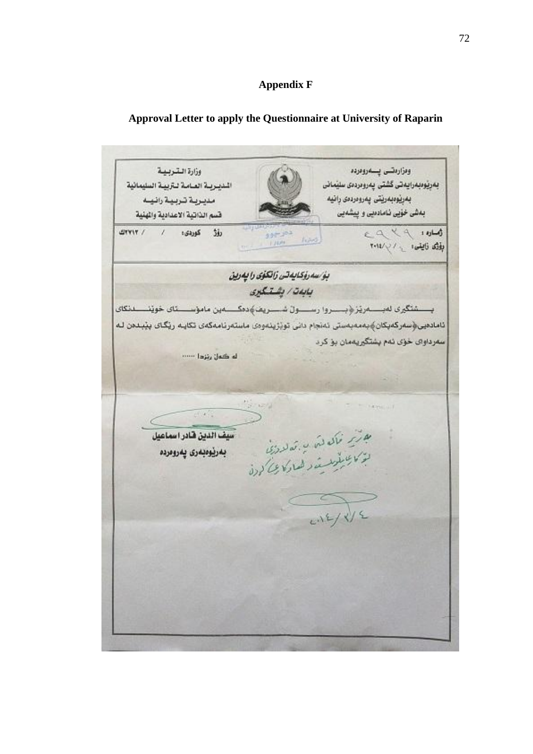# Appendix F

## Approval Letter to apply the Questionnaire at University of Raparin

وەزارەتی پەروەردە
بەڕێوەبەرایەتی گشتی پەروەردەی سلێمانی
بەڕێوەبەرێتی پەروەردەی ڕانیە
بەشی خۆیی ئامادەیی و پیشەیی

وزارة التربية
المديرية العامة لتربية السليمانية
مديرية تربية رانيه
قسم الذاتية الاعدادية والمهنية

ژمارە: ٤٩٧٩
ڕۆژی زاینی: ٢٠١٤/٢/٤

ڕۆژ کوردی: / / ٢٧١٣ك

بۆ/ سەرۆکایەتی زانکۆی ڕاپەڕین

بابەت/ پشتگیری

پشتگیری لەبەڕێز (بڕوا رسول شریف) دەکەین مامۆستای خوێندنگای ئامادەیی (سەرکەپکان) بەمەبەستی ئەنجام دانی توێژینەوەی ماستەرنامەکەی تکایە ڕێگای پێبدەن لە سەرداوای خۆی ئەم پشتگیریەمان بۆ کرد

لە گەڵ ڕێزدا ......

سیف الدین قادر اسماعیل
بەڕێوەبەری پەروەردە

٢٠١٤/٢/٤